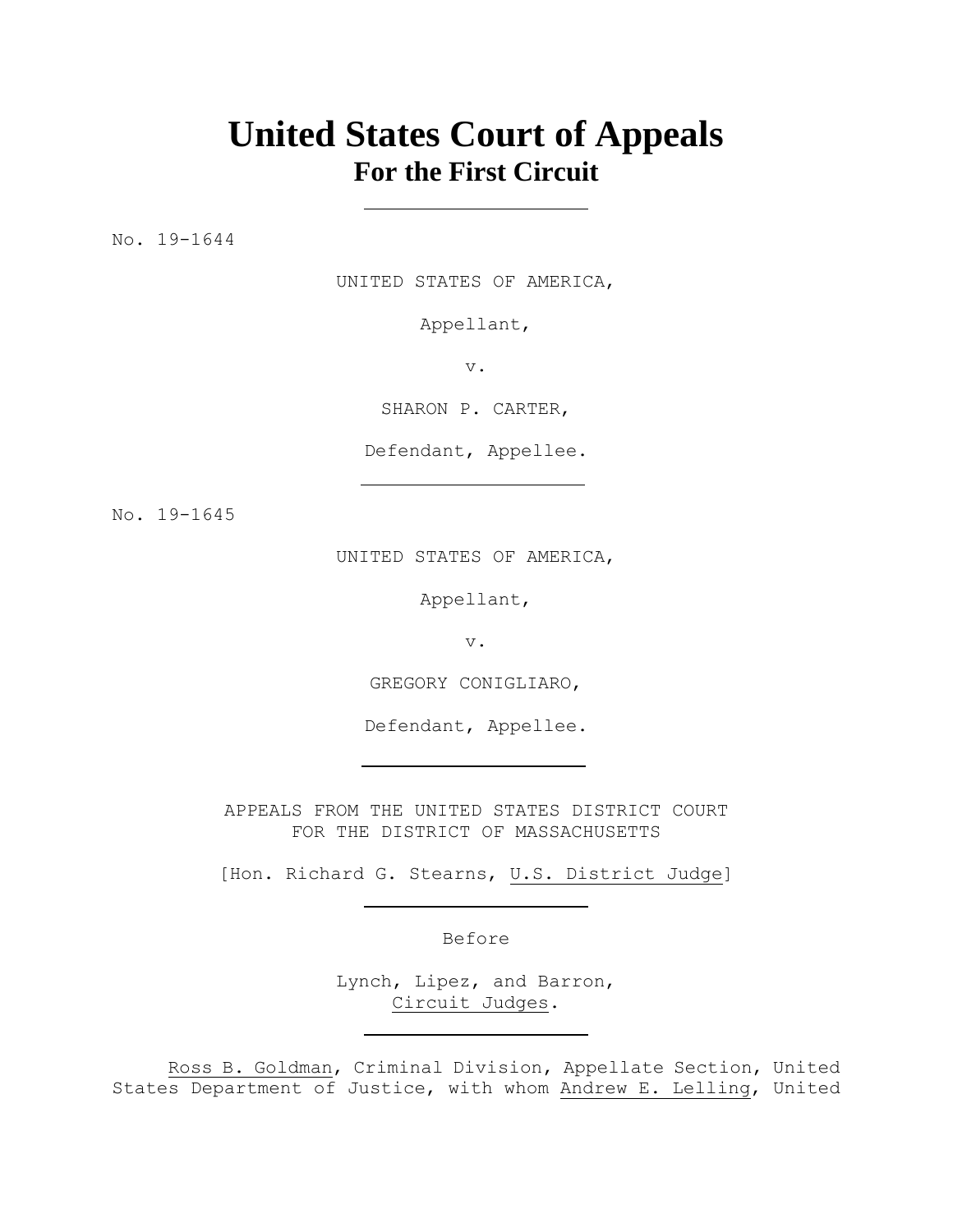# United States Court of Appeals
## For the First Circuit

---

No. 19-1644

UNITED STATES OF AMERICA,

Appellant,

v.

SHARON P. CARTER,

Defendant, Appellee.

---

No. 19-1645

UNITED STATES OF AMERICA,

Appellant,

v.

GREGORY CONIGLIARO,

Defendant, Appellee.

---

APPEALS FROM THE UNITED STATES DISTRICT COURT
FOR THE DISTRICT OF MASSACHUSETTS

[Hon. Richard G. Stearns, U.S. District Judge]

---

Before

Lynch, Lipez, and Barron,
Circuit Judges.

---

Ross B. Goldman, Criminal Division, Appellate Section, United States Department of Justice, with whom Andrew E. Lelling, United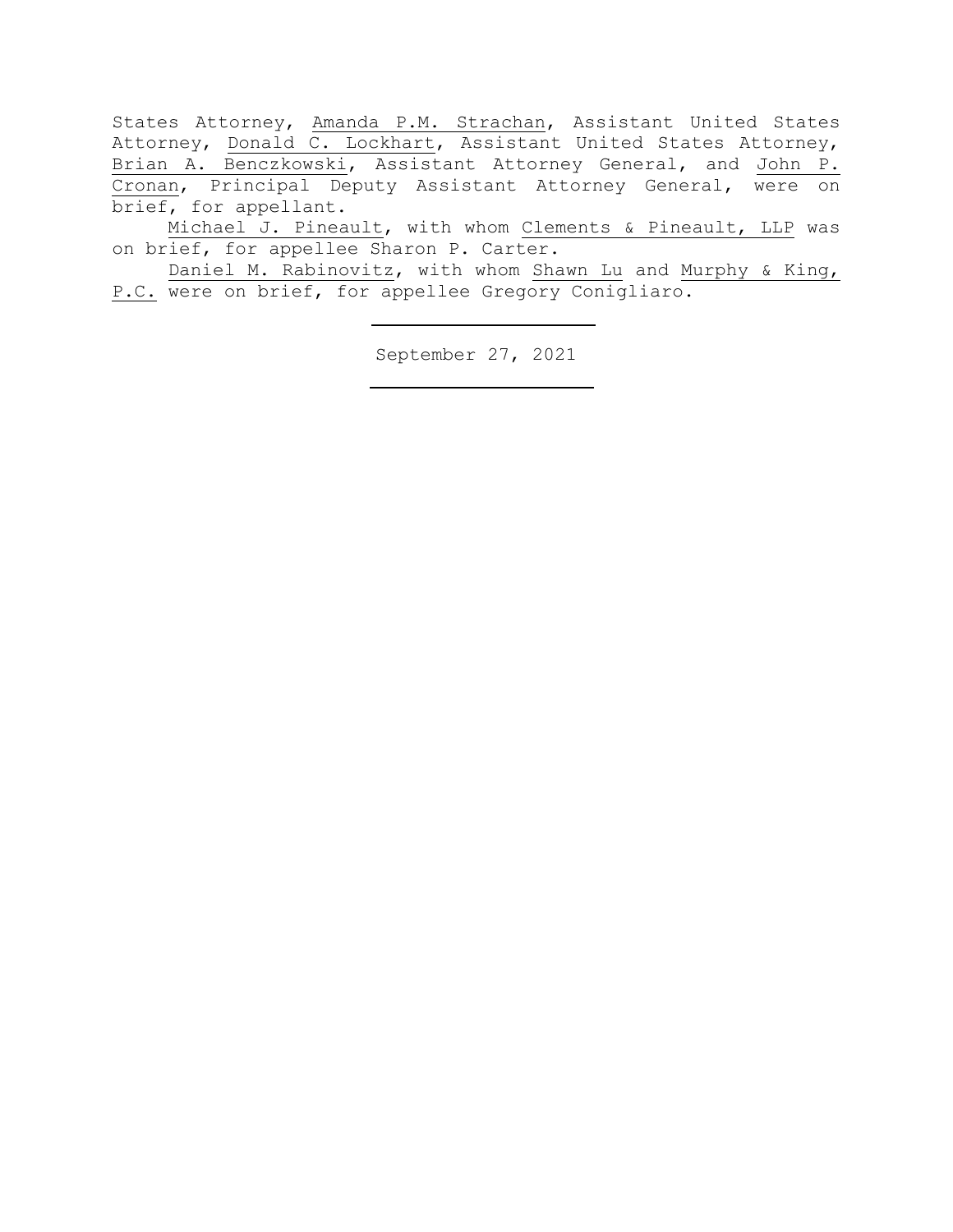States Attorney, Amanda P.M. Strachan, Assistant United States Attorney, Donald C. Lockhart, Assistant United States Attorney, Brian A. Benczkowski, Assistant Attorney General, and John P. Cronan, Principal Deputy Assistant Attorney General, were on brief, for appellant.

Michael J. Pineault, with whom Clements & Pineault, LLP was on brief, for appellee Sharon P. Carter.

Daniel M. Rabinovitz, with whom Shawn Lu and Murphy & King, P.C. were on brief, for appellee Gregory Conigliaro.

---

September 27, 2021

---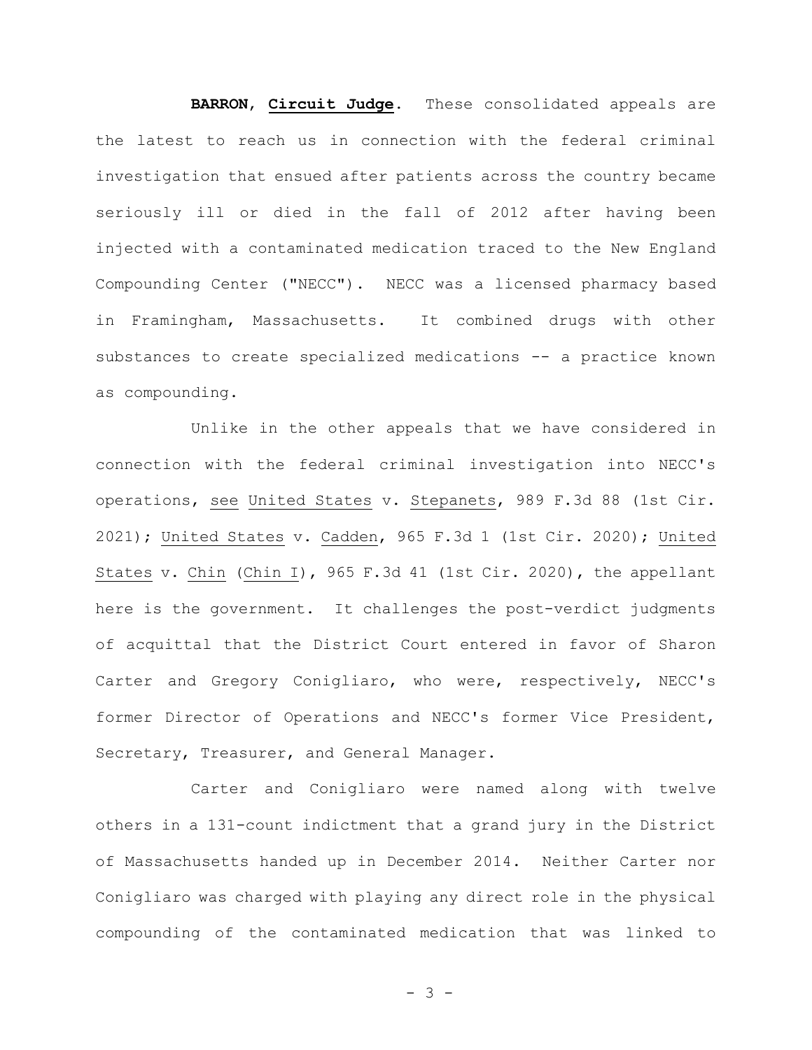**BARRON**, **Circuit Judge**. These consolidated appeals are the latest to reach us in connection with the federal criminal investigation that ensued after patients across the country became seriously ill or died in the fall of 2012 after having been injected with a contaminated medication traced to the New England Compounding Center ("NECC"). NECC was a licensed pharmacy based in Framingham, Massachusetts. It combined drugs with other substances to create specialized medications -- a practice known as compounding.

Unlike in the other appeals that we have considered in connection with the federal criminal investigation into NECC's operations, see United States v. Stepanets, 989 F.3d 88 (1st Cir. 2021); United States v. Cadden, 965 F.3d 1 (1st Cir. 2020); United States v. Chin (Chin I), 965 F.3d 41 (1st Cir. 2020), the appellant here is the government. It challenges the post-verdict judgments of acquittal that the District Court entered in favor of Sharon Carter and Gregory Conigliaro, who were, respectively, NECC's former Director of Operations and NECC's former Vice President, Secretary, Treasurer, and General Manager.

Carter and Conigliaro were named along with twelve others in a 131-count indictment that a grand jury in the District of Massachusetts handed up in December 2014. Neither Carter nor Conigliaro was charged with playing any direct role in the physical compounding of the contaminated medication that was linked to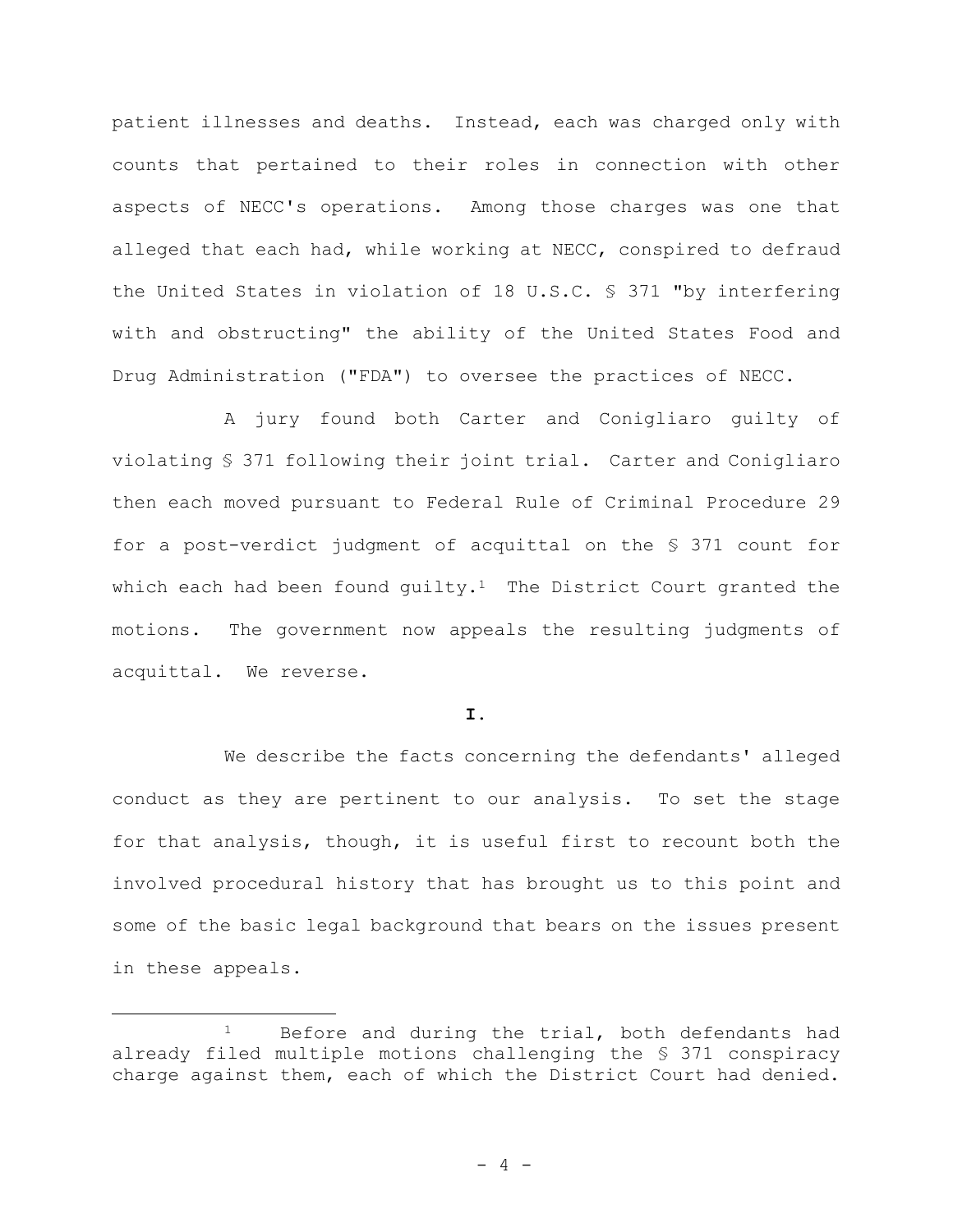patient illnesses and deaths. Instead, each was charged only with counts that pertained to their roles in connection with other aspects of NECC's operations. Among those charges was one that alleged that each had, while working at NECC, conspired to defraud the United States in violation of 18 U.S.C. § 371 "by interfering with and obstructing" the ability of the United States Food and Drug Administration ("FDA") to oversee the practices of NECC.

A jury found both Carter and Conigliaro guilty of violating § 371 following their joint trial. Carter and Conigliaro then each moved pursuant to Federal Rule of Criminal Procedure 29 for a post-verdict judgment of acquittal on the § 371 count for which each had been found guilty.[1] The District Court granted the motions. The government now appeals the resulting judgments of acquittal. We reverse.

**I.**

We describe the facts concerning the defendants' alleged conduct as they are pertinent to our analysis. To set the stage for that analysis, though, it is useful first to recount both the involved procedural history that has brought us to this point and some of the basic legal background that bears on the issues present in these appeals.

---

[1] Before and during the trial, both defendants had already filed multiple motions challenging the § 371 conspiracy charge against them, each of which the District Court had denied.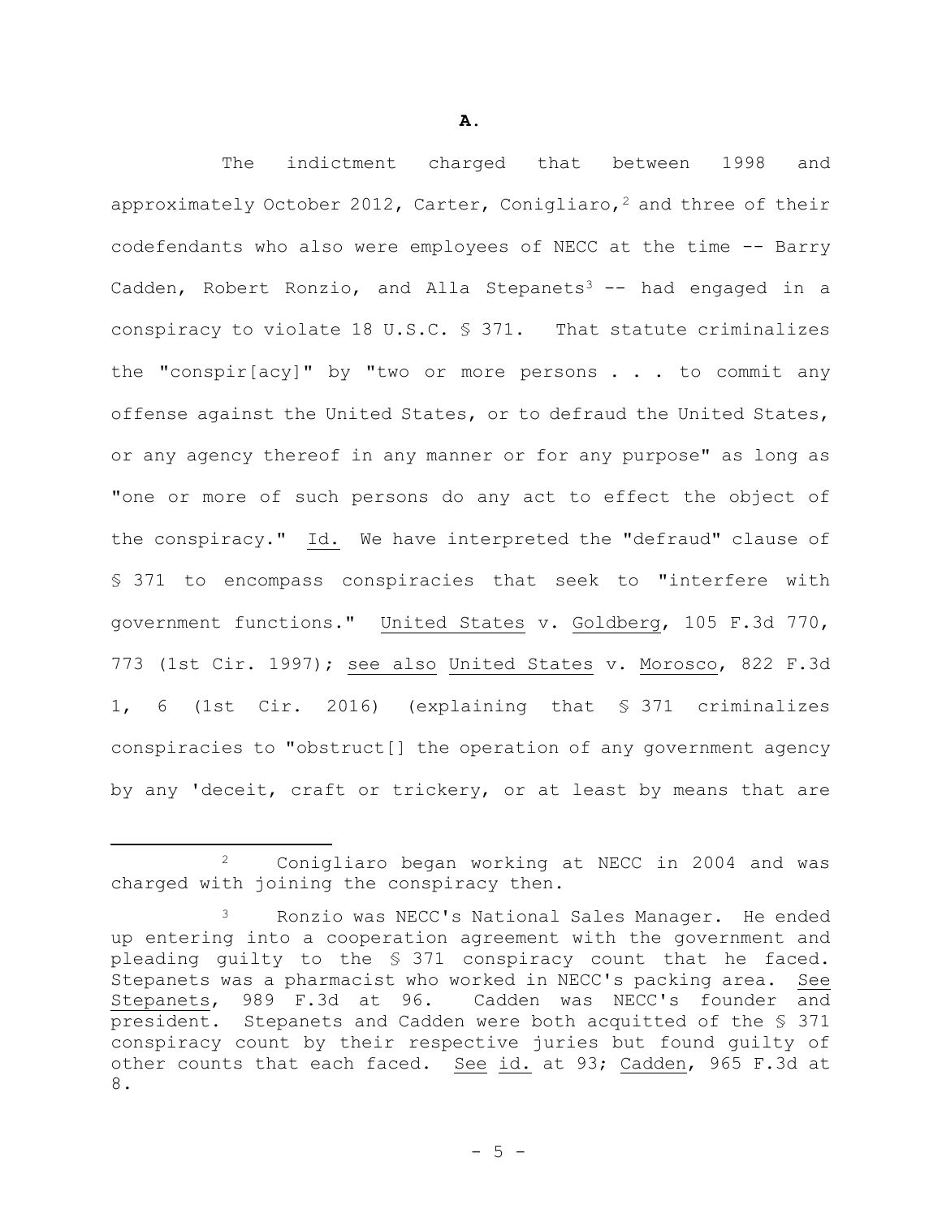**A.**

The indictment charged that between 1998 and approximately October 2012, Carter, Conigliaro,[2] and three of their codefendants who also were employees of NECC at the time -- Barry Cadden, Robert Ronzio, and Alla Stepanets[3] -- had engaged in a conspiracy to violate 18 U.S.C. § 371. That statute criminalizes the "conspir[acy]" by "two or more persons . . . to commit any offense against the United States, or to defraud the United States, or any agency thereof in any manner or for any purpose" as long as "one or more of such persons do any act to effect the object of the conspiracy." Id. We have interpreted the "defraud" clause of § 371 to encompass conspiracies that seek to "interfere with government functions." United States v. Goldberg, 105 F.3d 770, 773 (1st Cir. 1997); see also United States v. Morosco, 822 F.3d 1, 6 (1st Cir. 2016) (explaining that § 371 criminalizes conspiracies to "obstruct[] the operation of any government agency by any 'deceit, craft or trickery, or at least by means that are

---

[2] Conigliaro began working at NECC in 2004 and was charged with joining the conspiracy then.

[3] Ronzio was NECC's National Sales Manager. He ended up entering into a cooperation agreement with the government and pleading guilty to the § 371 conspiracy count that he faced. Stepanets was a pharmacist who worked in NECC's packing area. See Stepanets, 989 F.3d at 96. Cadden was NECC's founder and president. Stepanets and Cadden were both acquitted of the § 371 conspiracy count by their respective juries but found guilty of other counts that each faced. See id. at 93; Cadden, 965 F.3d at 8.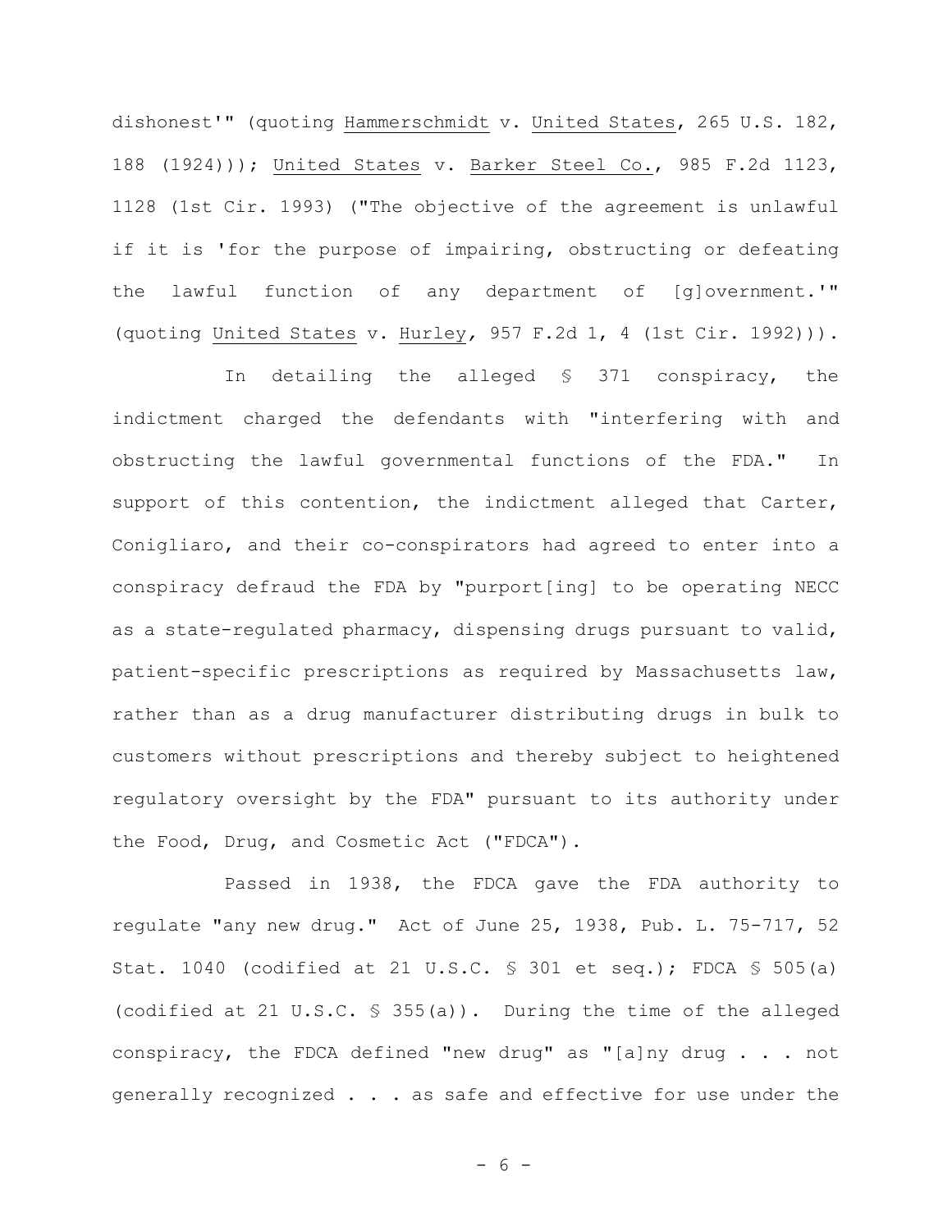dishonest'" (quoting Hammerschmidt v. United States, 265 U.S. 182, 188 (1924))); United States v. Barker Steel Co., 985 F.2d 1123, 1128 (1st Cir. 1993) ("The objective of the agreement is unlawful if it is 'for the purpose of impairing, obstructing or defeating the lawful function of any department of [g]overnment.'" (quoting United States v. Hurley, 957 F.2d 1, 4 (1st Cir. 1992))).

In detailing the alleged § 371 conspiracy, the indictment charged the defendants with "interfering with and obstructing the lawful governmental functions of the FDA." In support of this contention, the indictment alleged that Carter, Conigliaro, and their co-conspirators had agreed to enter into a conspiracy defraud the FDA by "purport[ing] to be operating NECC as a state-regulated pharmacy, dispensing drugs pursuant to valid, patient-specific prescriptions as required by Massachusetts law, rather than as a drug manufacturer distributing drugs in bulk to customers without prescriptions and thereby subject to heightened regulatory oversight by the FDA" pursuant to its authority under the Food, Drug, and Cosmetic Act ("FDCA").

Passed in 1938, the FDCA gave the FDA authority to regulate "any new drug." Act of June 25, 1938, Pub. L. 75-717, 52 Stat. 1040 (codified at 21 U.S.C. § 301 et seq.); FDCA § 505(a) (codified at 21 U.S.C. § 355(a)). During the time of the alleged conspiracy, the FDCA defined "new drug" as "[a]ny drug . . . not generally recognized . . . as safe and effective for use under the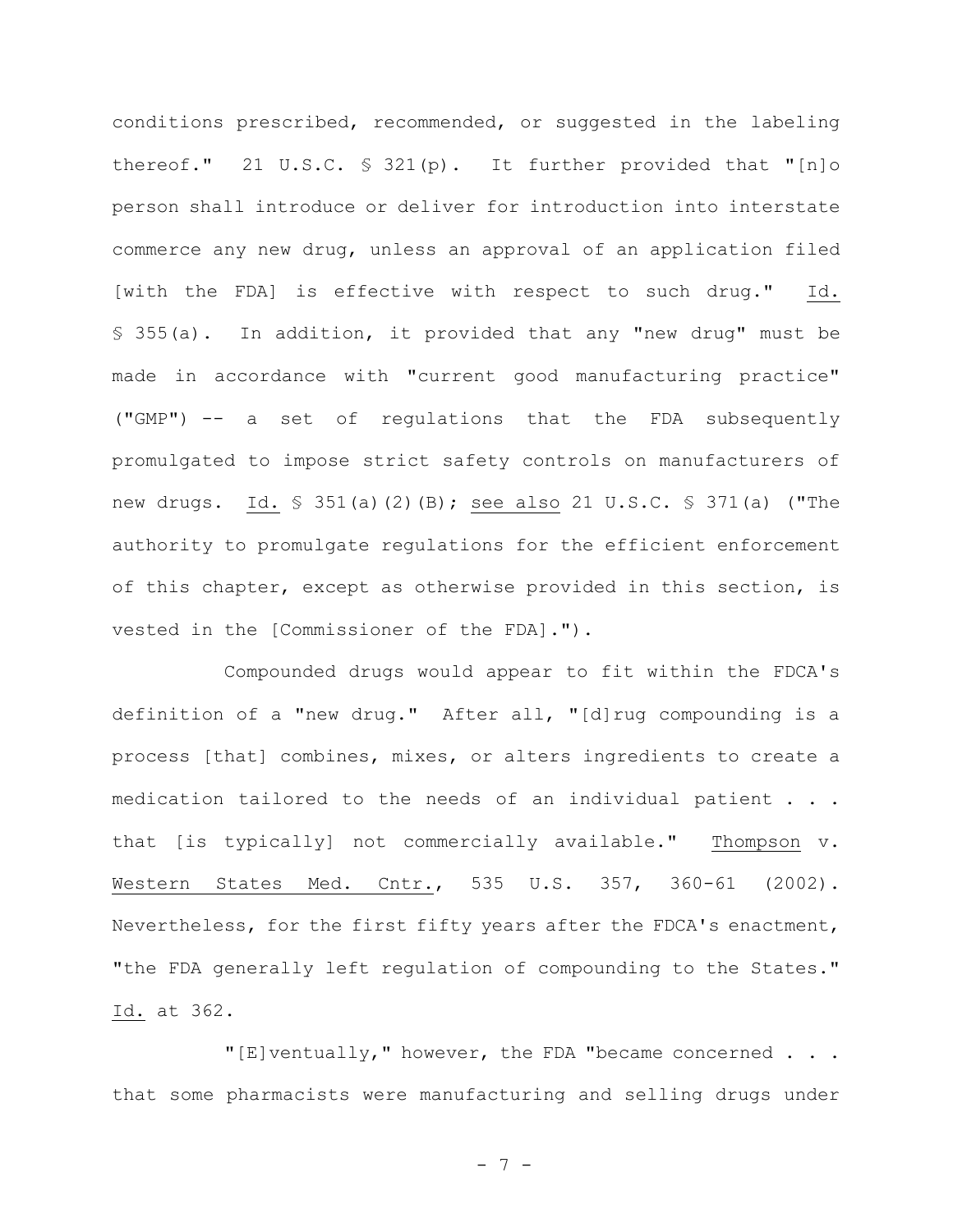conditions prescribed, recommended, or suggested in the labeling thereof." 21 U.S.C. § 321(p). It further provided that "[n]o person shall introduce or deliver for introduction into interstate commerce any new drug, unless an approval of an application filed [with the FDA] is effective with respect to such drug." Id. § 355(a). In addition, it provided that any "new drug" must be made in accordance with "current good manufacturing practice" ("GMP") -- a set of regulations that the FDA subsequently promulgated to impose strict safety controls on manufacturers of new drugs. Id. § 351(a)(2)(B); see also 21 U.S.C. § 371(a) ("The authority to promulgate regulations for the efficient enforcement of this chapter, except as otherwise provided in this section, is vested in the [Commissioner of the FDA].").

Compounded drugs would appear to fit within the FDCA's definition of a "new drug." After all, "[d]rug compounding is a process [that] combines, mixes, or alters ingredients to create a medication tailored to the needs of an individual patient . . . that [is typically] not commercially available." Thompson v. Western States Med. Cntr., 535 U.S. 357, 360-61 (2002). Nevertheless, for the first fifty years after the FDCA's enactment, "the FDA generally left regulation of compounding to the States." Id. at 362.

"[E]ventually," however, the FDA "became concerned . . . that some pharmacists were manufacturing and selling drugs under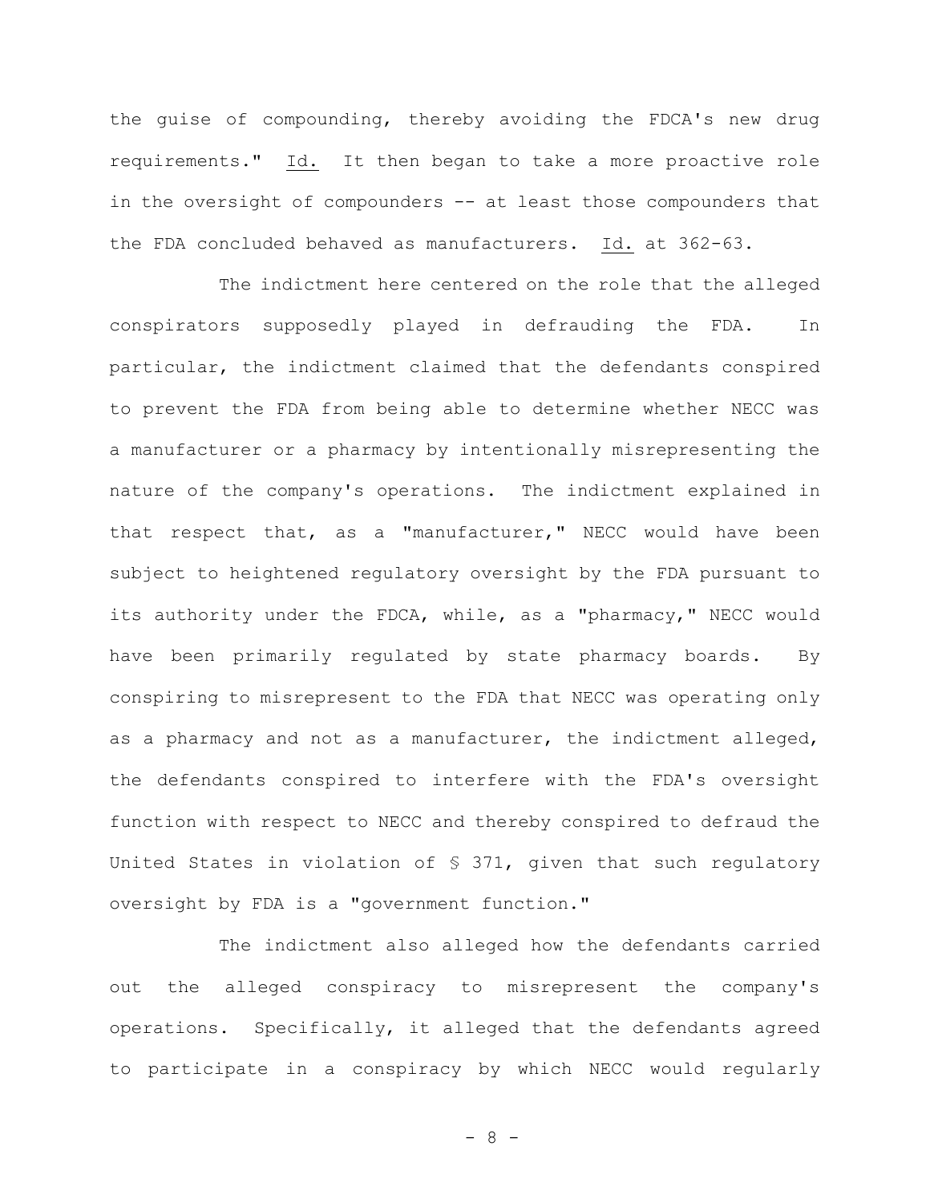the guise of compounding, thereby avoiding the FDCA's new drug requirements." Id. It then began to take a more proactive role in the oversight of compounders -- at least those compounders that the FDA concluded behaved as manufacturers. Id. at 362-63.

The indictment here centered on the role that the alleged conspirators supposedly played in defrauding the FDA. In particular, the indictment claimed that the defendants conspired to prevent the FDA from being able to determine whether NECC was a manufacturer or a pharmacy by intentionally misrepresenting the nature of the company's operations. The indictment explained in that respect that, as a "manufacturer," NECC would have been subject to heightened regulatory oversight by the FDA pursuant to its authority under the FDCA, while, as a "pharmacy," NECC would have been primarily regulated by state pharmacy boards. By conspiring to misrepresent to the FDA that NECC was operating only as a pharmacy and not as a manufacturer, the indictment alleged, the defendants conspired to interfere with the FDA's oversight function with respect to NECC and thereby conspired to defraud the United States in violation of § 371, given that such regulatory oversight by FDA is a "government function."

The indictment also alleged how the defendants carried out the alleged conspiracy to misrepresent the company's operations. Specifically, it alleged that the defendants agreed to participate in a conspiracy by which NECC would regularly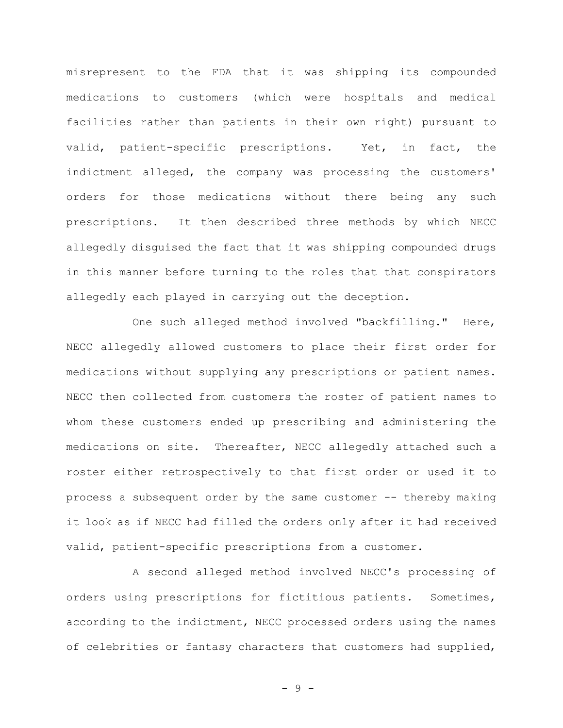misrepresent to the FDA that it was shipping its compounded medications to customers (which were hospitals and medical facilities rather than patients in their own right) pursuant to valid, patient-specific prescriptions. Yet, in fact, the indictment alleged, the company was processing the customers' orders for those medications without there being any such prescriptions. It then described three methods by which NECC allegedly disguised the fact that it was shipping compounded drugs in this manner before turning to the roles that that conspirators allegedly each played in carrying out the deception.

One such alleged method involved "backfilling." Here, NECC allegedly allowed customers to place their first order for medications without supplying any prescriptions or patient names. NECC then collected from customers the roster of patient names to whom these customers ended up prescribing and administering the medications on site. Thereafter, NECC allegedly attached such a roster either retrospectively to that first order or used it to process a subsequent order by the same customer -- thereby making it look as if NECC had filled the orders only after it had received valid, patient-specific prescriptions from a customer.

A second alleged method involved NECC's processing of orders using prescriptions for fictitious patients. Sometimes, according to the indictment, NECC processed orders using the names of celebrities or fantasy characters that customers had supplied,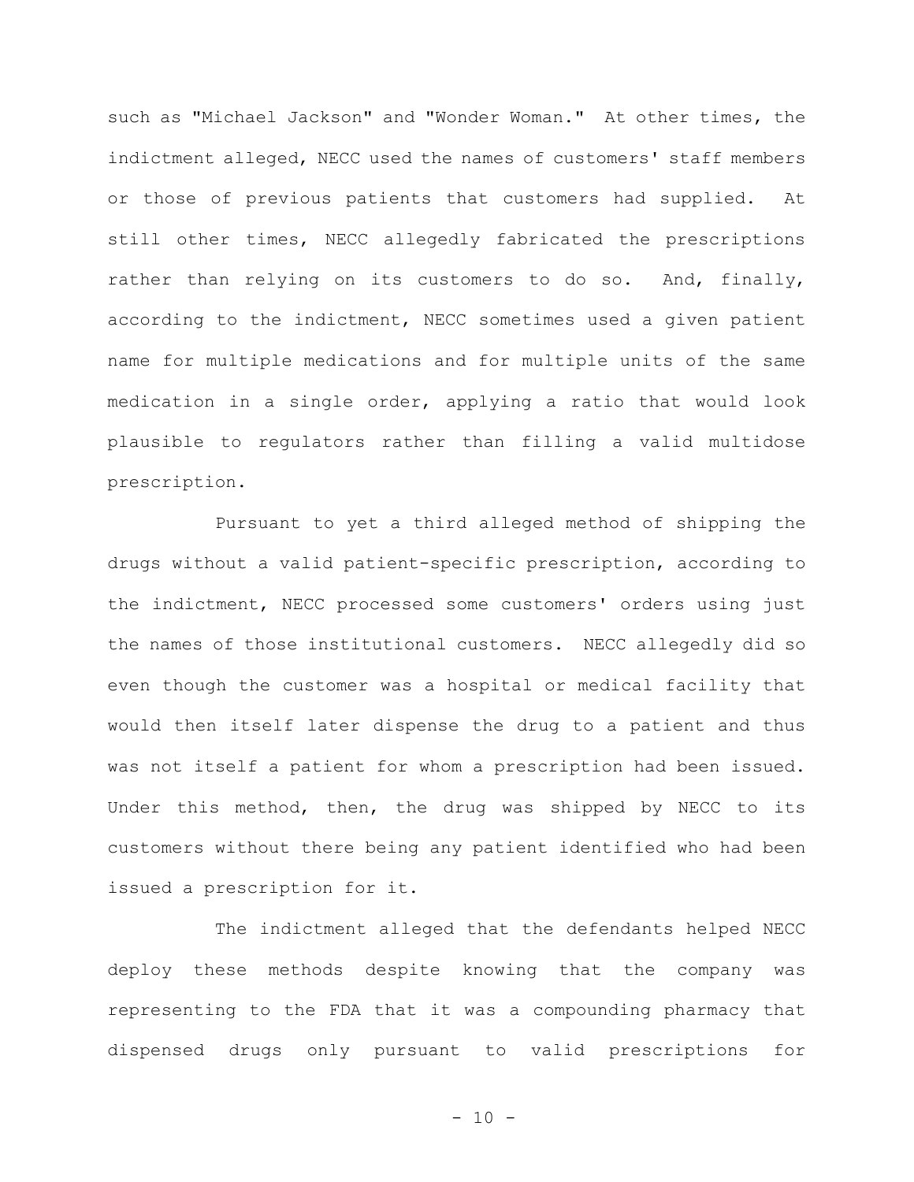such as "Michael Jackson" and "Wonder Woman." At other times, the indictment alleged, NECC used the names of customers' staff members or those of previous patients that customers had supplied. At still other times, NECC allegedly fabricated the prescriptions rather than relying on its customers to do so. And, finally, according to the indictment, NECC sometimes used a given patient name for multiple medications and for multiple units of the same medication in a single order, applying a ratio that would look plausible to regulators rather than filling a valid multidose prescription.

Pursuant to yet a third alleged method of shipping the drugs without a valid patient-specific prescription, according to the indictment, NECC processed some customers' orders using just the names of those institutional customers. NECC allegedly did so even though the customer was a hospital or medical facility that would then itself later dispense the drug to a patient and thus was not itself a patient for whom a prescription had been issued. Under this method, then, the drug was shipped by NECC to its customers without there being any patient identified who had been issued a prescription for it.

The indictment alleged that the defendants helped NECC deploy these methods despite knowing that the company was representing to the FDA that it was a compounding pharmacy that dispensed drugs only pursuant to valid prescriptions for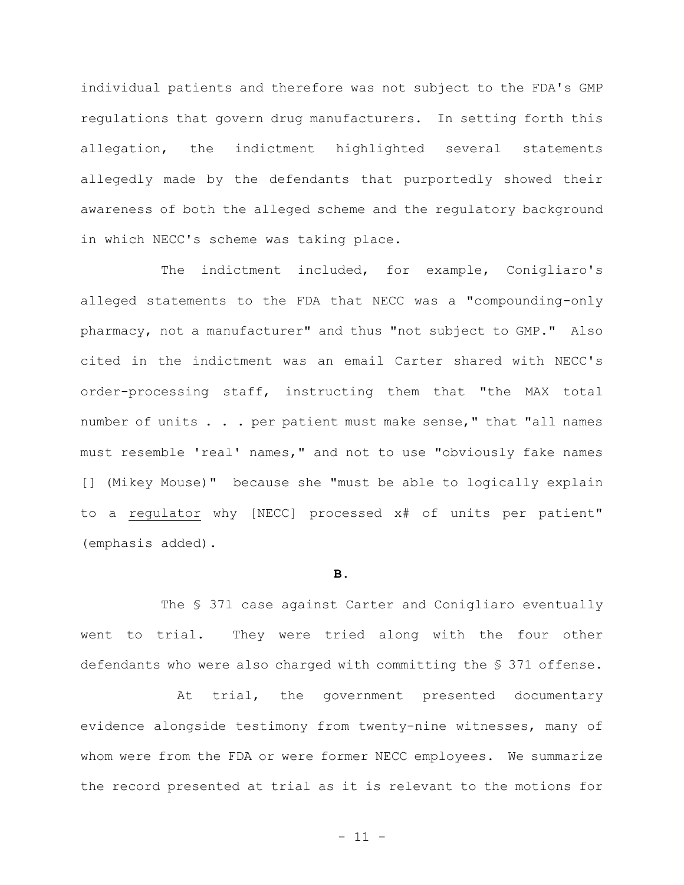individual patients and therefore was not subject to the FDA's GMP regulations that govern drug manufacturers. In setting forth this allegation, the indictment highlighted several statements allegedly made by the defendants that purportedly showed their awareness of both the alleged scheme and the regulatory background in which NECC's scheme was taking place.

The indictment included, for example, Conigliaro's alleged statements to the FDA that NECC was a "compounding-only pharmacy, not a manufacturer" and thus "not subject to GMP." Also cited in the indictment was an email Carter shared with NECC's order-processing staff, instructing them that "the MAX total number of units . . . per patient must make sense," that "all names must resemble 'real' names," and not to use "obviously fake names [] (Mikey Mouse)" because she "must be able to logically explain to a <u>regulator</u> why [NECC] processed x# of units per patient" (emphasis added).

**B.**

The § 371 case against Carter and Conigliaro eventually went to trial. They were tried along with the four other defendants who were also charged with committing the § 371 offense.

At trial, the government presented documentary evidence alongside testimony from twenty-nine witnesses, many of whom were from the FDA or were former NECC employees. We summarize the record presented at trial as it is relevant to the motions for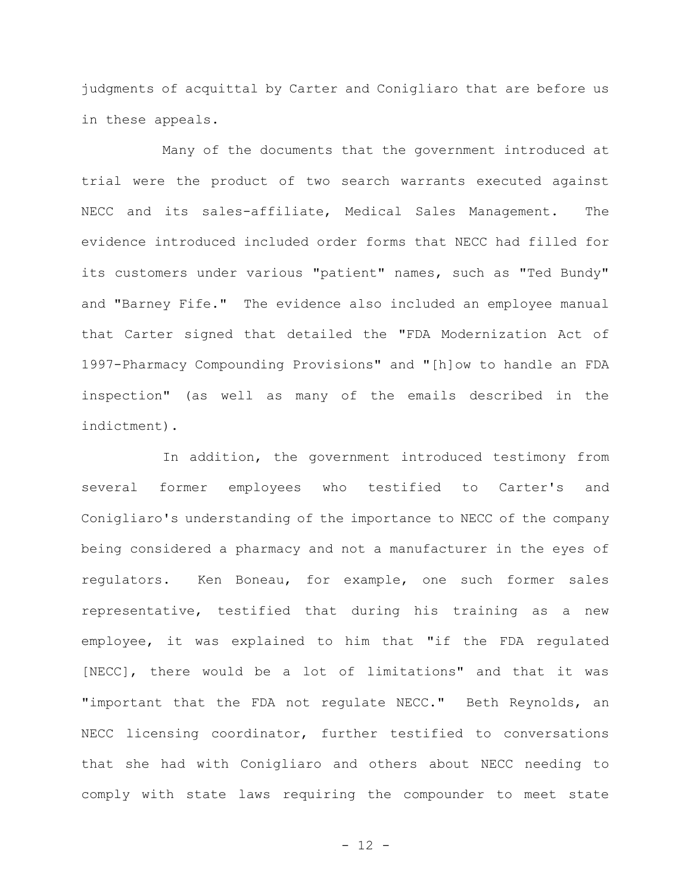judgments of acquittal by Carter and Conigliaro that are before us in these appeals.

Many of the documents that the government introduced at trial were the product of two search warrants executed against NECC and its sales-affiliate, Medical Sales Management. The evidence introduced included order forms that NECC had filled for its customers under various "patient" names, such as "Ted Bundy" and "Barney Fife." The evidence also included an employee manual that Carter signed that detailed the "FDA Modernization Act of 1997-Pharmacy Compounding Provisions" and "[h]ow to handle an FDA inspection" (as well as many of the emails described in the indictment).

In addition, the government introduced testimony from several former employees who testified to Carter's and Conigliaro's understanding of the importance to NECC of the company being considered a pharmacy and not a manufacturer in the eyes of regulators. Ken Boneau, for example, one such former sales representative, testified that during his training as a new employee, it was explained to him that "if the FDA regulated [NECC], there would be a lot of limitations" and that it was "important that the FDA not regulate NECC." Beth Reynolds, an NECC licensing coordinator, further testified to conversations that she had with Conigliaro and others about NECC needing to comply with state laws requiring the compounder to meet state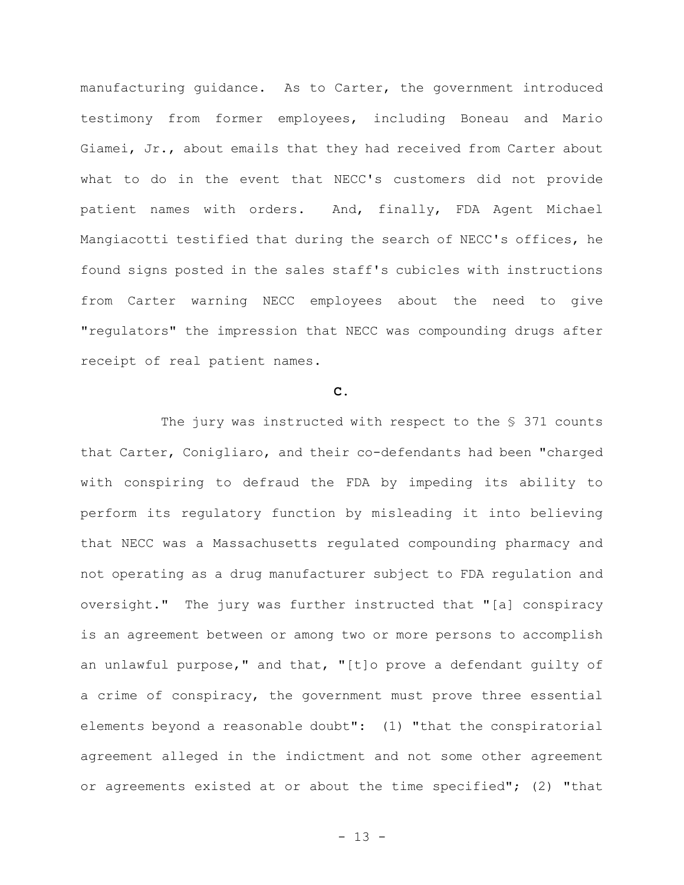manufacturing guidance. As to Carter, the government introduced testimony from former employees, including Boneau and Mario Giamei, Jr., about emails that they had received from Carter about what to do in the event that NECC's customers did not provide patient names with orders. And, finally, FDA Agent Michael Mangiacotti testified that during the search of NECC's offices, he found signs posted in the sales staff's cubicles with instructions from Carter warning NECC employees about the need to give "regulators" the impression that NECC was compounding drugs after receipt of real patient names.

### C.

The jury was instructed with respect to the § 371 counts that Carter, Conigliaro, and their co-defendants had been "charged with conspiring to defraud the FDA by impeding its ability to perform its regulatory function by misleading it into believing that NECC was a Massachusetts regulated compounding pharmacy and not operating as a drug manufacturer subject to FDA regulation and oversight." The jury was further instructed that "[a] conspiracy is an agreement between or among two or more persons to accomplish an unlawful purpose," and that, "[t]o prove a defendant guilty of a crime of conspiracy, the government must prove three essential elements beyond a reasonable doubt": (1) "that the conspiratorial agreement alleged in the indictment and not some other agreement or agreements existed at or about the time specified"; (2) "that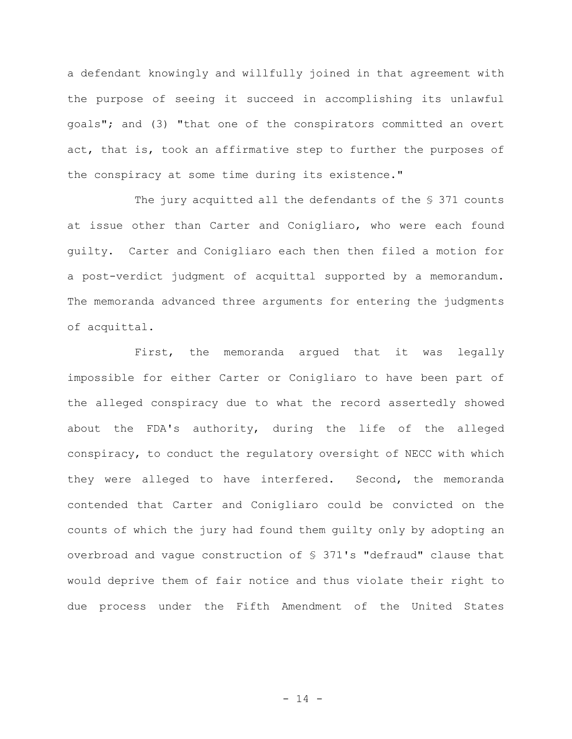a defendant knowingly and willfully joined in that agreement with the purpose of seeing it succeed in accomplishing its unlawful goals"; and (3) "that one of the conspirators committed an overt act, that is, took an affirmative step to further the purposes of the conspiracy at some time during its existence."

The jury acquitted all the defendants of the § 371 counts at issue other than Carter and Conigliaro, who were each found guilty. Carter and Conigliaro each then then filed a motion for a post-verdict judgment of acquittal supported by a memorandum. The memoranda advanced three arguments for entering the judgments of acquittal.

First, the memoranda argued that it was legally impossible for either Carter or Conigliaro to have been part of the alleged conspiracy due to what the record assertedly showed about the FDA's authority, during the life of the alleged conspiracy, to conduct the regulatory oversight of NECC with which they were alleged to have interfered. Second, the memoranda contended that Carter and Conigliaro could be convicted on the counts of which the jury had found them guilty only by adopting an overbroad and vague construction of § 371's "defraud" clause that would deprive them of fair notice and thus violate their right to due process under the Fifth Amendment of the United States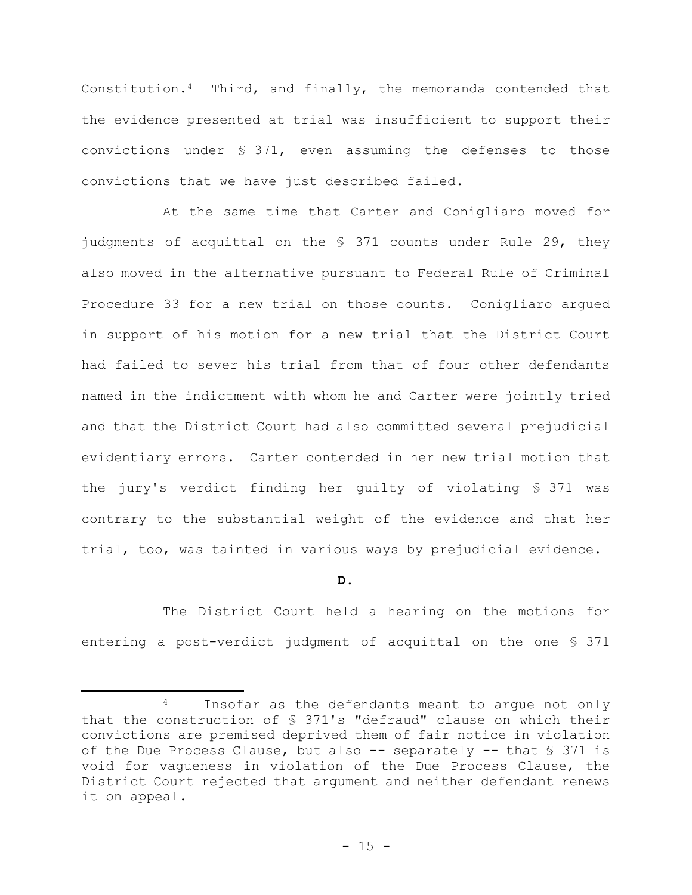Constitution.[4] Third, and finally, the memoranda contended that the evidence presented at trial was insufficient to support their convictions under § 371, even assuming the defenses to those convictions that we have just described failed.

At the same time that Carter and Conigliaro moved for judgments of acquittal on the § 371 counts under Rule 29, they also moved in the alternative pursuant to Federal Rule of Criminal Procedure 33 for a new trial on those counts. Conigliaro argued in support of his motion for a new trial that the District Court had failed to sever his trial from that of four other defendants named in the indictment with whom he and Carter were jointly tried and that the District Court had also committed several prejudicial evidentiary errors. Carter contended in her new trial motion that the jury's verdict finding her guilty of violating § 371 was contrary to the substantial weight of the evidence and that her trial, too, was tainted in various ways by prejudicial evidence.

**D.**

The District Court held a hearing on the motions for entering a post-verdict judgment of acquittal on the one § 371

---

[4] Insofar as the defendants meant to argue not only that the construction of § 371's "defraud" clause on which their convictions are premised deprived them of fair notice in violation of the Due Process Clause, but also -- separately -- that § 371 is void for vagueness in violation of the Due Process Clause, the District Court rejected that argument and neither defendant renews it on appeal.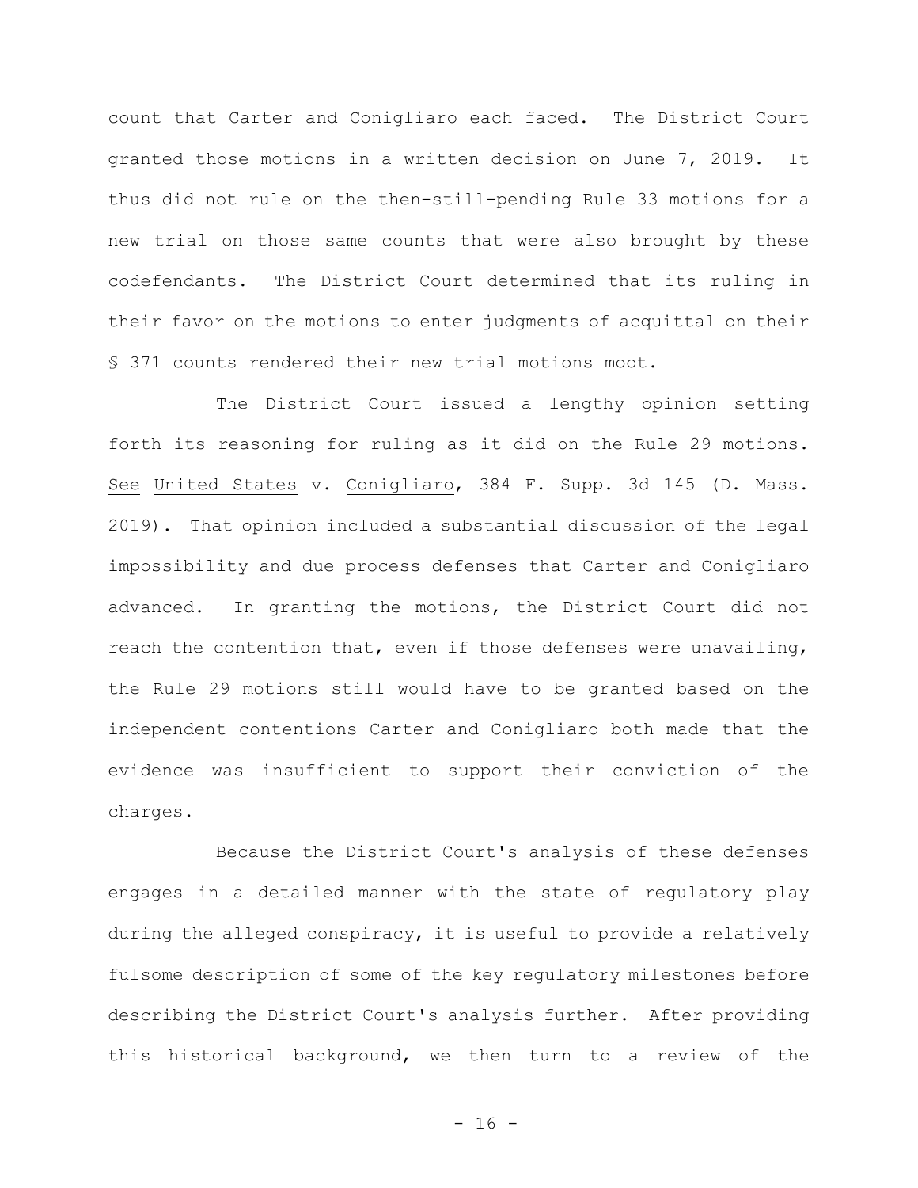count that Carter and Conigliaro each faced. The District Court granted those motions in a written decision on June 7, 2019. It thus did not rule on the then-still-pending Rule 33 motions for a new trial on those same counts that were also brought by these codefendants. The District Court determined that its ruling in their favor on the motions to enter judgments of acquittal on their § 371 counts rendered their new trial motions moot.

The District Court issued a lengthy opinion setting forth its reasoning for ruling as it did on the Rule 29 motions. See United States v. Conigliaro, 384 F. Supp. 3d 145 (D. Mass. 2019). That opinion included a substantial discussion of the legal impossibility and due process defenses that Carter and Conigliaro advanced. In granting the motions, the District Court did not reach the contention that, even if those defenses were unavailing, the Rule 29 motions still would have to be granted based on the independent contentions Carter and Conigliaro both made that the evidence was insufficient to support their conviction of the charges.

Because the District Court's analysis of these defenses engages in a detailed manner with the state of regulatory play during the alleged conspiracy, it is useful to provide a relatively fulsome description of some of the key regulatory milestones before describing the District Court's analysis further. After providing this historical background, we then turn to a review of the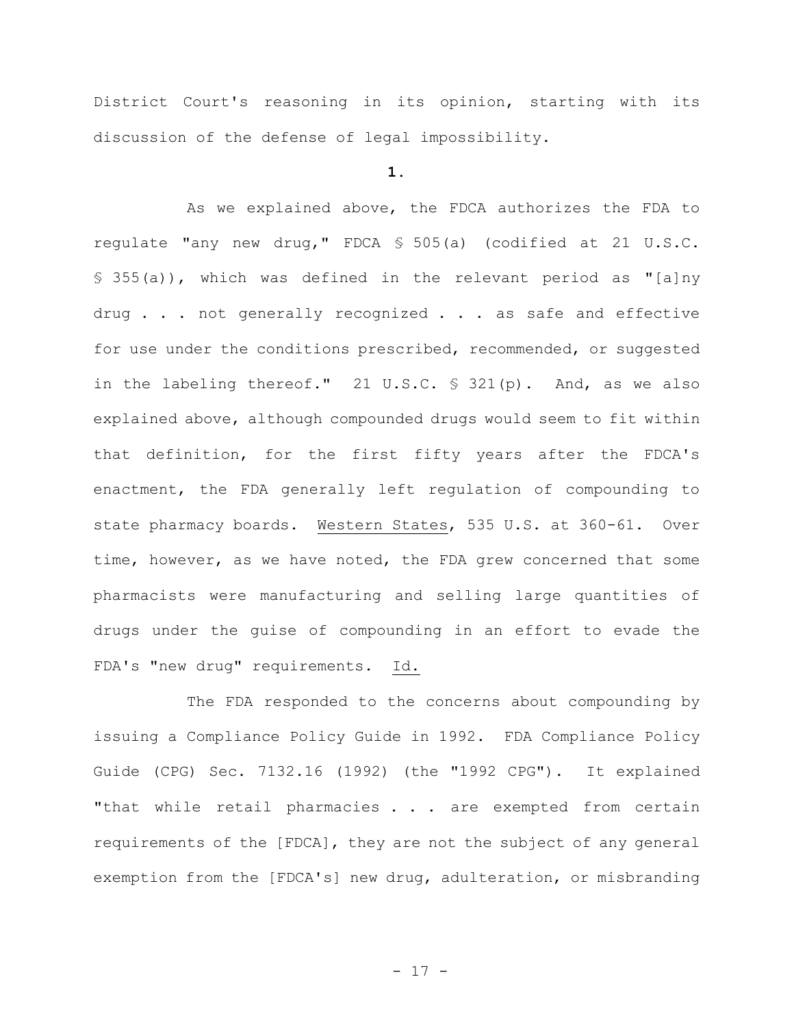District Court's reasoning in its opinion, starting with its discussion of the defense of legal impossibility.

**1.**

As we explained above, the FDCA authorizes the FDA to regulate "any new drug," FDCA § 505(a) (codified at 21 U.S.C. § 355(a)), which was defined in the relevant period as "[a]ny drug . . . not generally recognized . . . as safe and effective for use under the conditions prescribed, recommended, or suggested in the labeling thereof." 21 U.S.C. § 321(p). And, as we also explained above, although compounded drugs would seem to fit within that definition, for the first fifty years after the FDCA's enactment, the FDA generally left regulation of compounding to state pharmacy boards. Western States, 535 U.S. at 360-61. Over time, however, as we have noted, the FDA grew concerned that some pharmacists were manufacturing and selling large quantities of drugs under the guise of compounding in an effort to evade the FDA's "new drug" requirements. Id.

The FDA responded to the concerns about compounding by issuing a Compliance Policy Guide in 1992. FDA Compliance Policy Guide (CPG) Sec. 7132.16 (1992) (the "1992 CPG"). It explained "that while retail pharmacies . . . are exempted from certain requirements of the [FDCA], they are not the subject of any general exemption from the [FDCA's] new drug, adulteration, or misbranding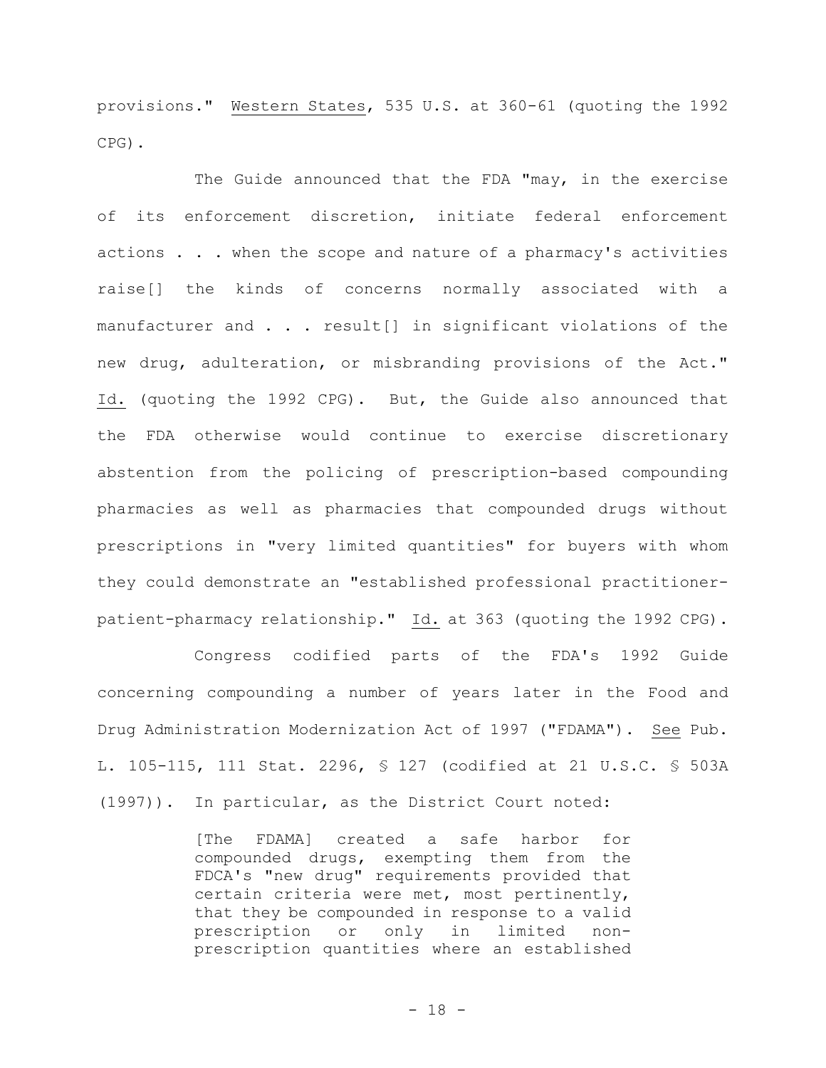provisions." Western States, 535 U.S. at 360-61 (quoting the 1992 CPG).

The Guide announced that the FDA "may, in the exercise of its enforcement discretion, initiate federal enforcement actions . . . when the scope and nature of a pharmacy's activities raise[] the kinds of concerns normally associated with a manufacturer and . . . result[] in significant violations of the new drug, adulteration, or misbranding provisions of the Act." Id. (quoting the 1992 CPG). But, the Guide also announced that the FDA otherwise would continue to exercise discretionary abstention from the policing of prescription-based compounding pharmacies as well as pharmacies that compounded drugs without prescriptions in "very limited quantities" for buyers with whom they could demonstrate an "established professional practitioner-patient-pharmacy relationship." Id. at 363 (quoting the 1992 CPG).

Congress codified parts of the FDA's 1992 Guide concerning compounding a number of years later in the Food and Drug Administration Modernization Act of 1997 ("FDAMA"). See Pub. L. 105-115, 111 Stat. 2296, § 127 (codified at 21 U.S.C. § 503A (1997)). In particular, as the District Court noted:

> [The FDAMA] created a safe harbor for compounded drugs, exempting them from the FDCA's "new drug" requirements provided that certain criteria were met, most pertinently, that they be compounded in response to a valid prescription or only in limited non-prescription quantities where an established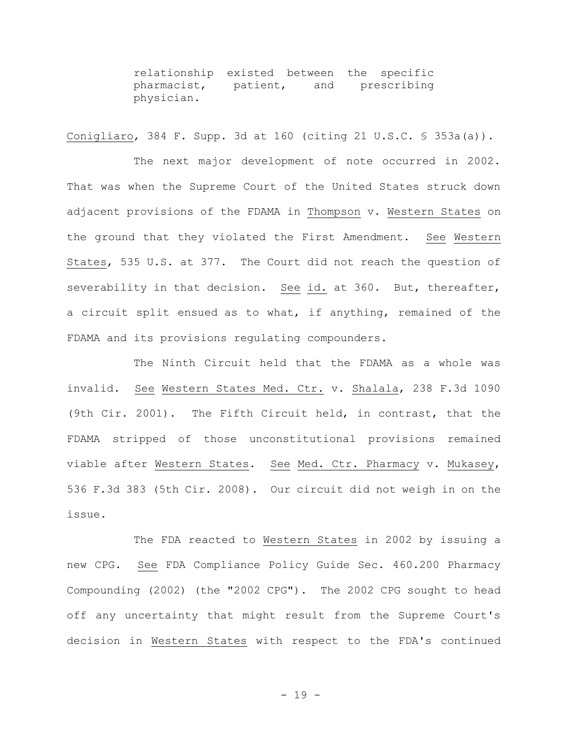> relationship existed between the specific pharmacist, patient, and prescribing physician.

Conigliaro, 384 F. Supp. 3d at 160 (citing 21 U.S.C. § 353a(a)).

The next major development of note occurred in 2002. That was when the Supreme Court of the United States struck down adjacent provisions of the FDAMA in Thompson v. Western States on the ground that they violated the First Amendment. See Western States, 535 U.S. at 377. The Court did not reach the question of severability in that decision. See id. at 360. But, thereafter, a circuit split ensued as to what, if anything, remained of the FDAMA and its provisions regulating compounders.

The Ninth Circuit held that the FDAMA as a whole was invalid. See Western States Med. Ctr. v. Shalala, 238 F.3d 1090 (9th Cir. 2001). The Fifth Circuit held, in contrast, that the FDAMA stripped of those unconstitutional provisions remained viable after Western States. See Med. Ctr. Pharmacy v. Mukasey, 536 F.3d 383 (5th Cir. 2008). Our circuit did not weigh in on the issue.

The FDA reacted to Western States in 2002 by issuing a new CPG. See FDA Compliance Policy Guide Sec. 460.200 Pharmacy Compounding (2002) (the "2002 CPG"). The 2002 CPG sought to head off any uncertainty that might result from the Supreme Court's decision in Western States with respect to the FDA's continued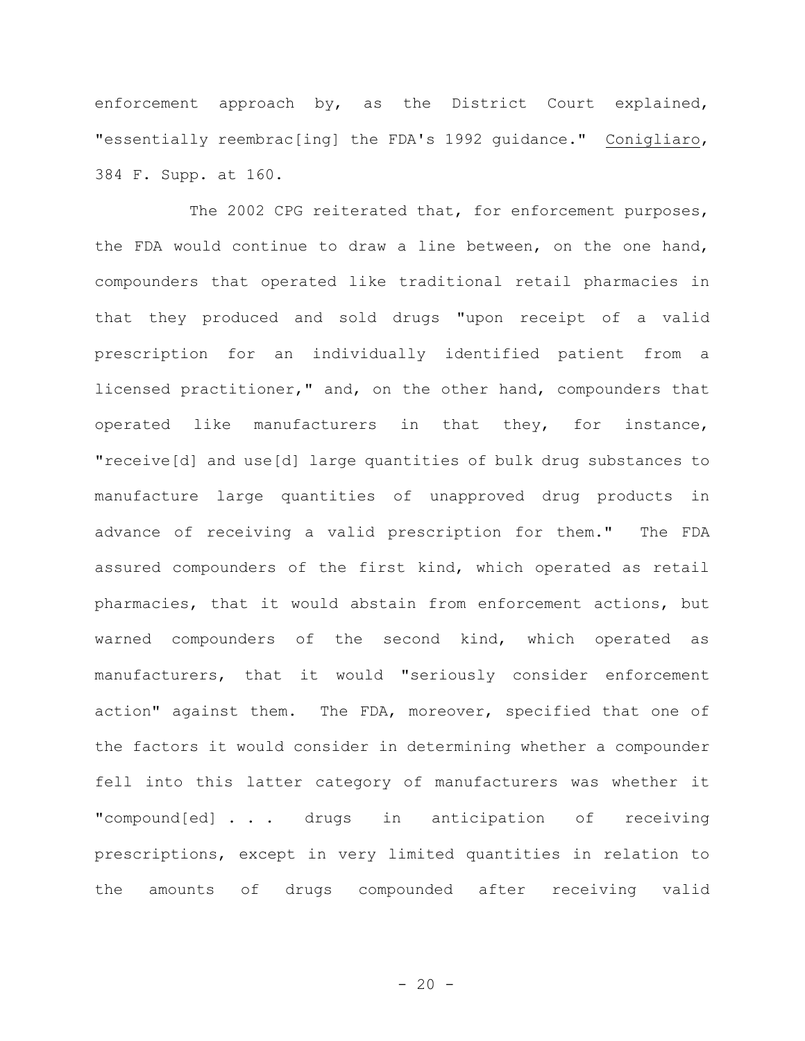enforcement approach by, as the District Court explained, "essentially reembrac[ing] the FDA's 1992 guidance." Conigliaro, 384 F. Supp. at 160.

The 2002 CPG reiterated that, for enforcement purposes, the FDA would continue to draw a line between, on the one hand, compounders that operated like traditional retail pharmacies in that they produced and sold drugs "upon receipt of a valid prescription for an individually identified patient from a licensed practitioner," and, on the other hand, compounders that operated like manufacturers in that they, for instance, "receive[d] and use[d] large quantities of bulk drug substances to manufacture large quantities of unapproved drug products in advance of receiving a valid prescription for them." The FDA assured compounders of the first kind, which operated as retail pharmacies, that it would abstain from enforcement actions, but warned compounders of the second kind, which operated as manufacturers, that it would "seriously consider enforcement action" against them. The FDA, moreover, specified that one of the factors it would consider in determining whether a compounder fell into this latter category of manufacturers was whether it "compound[ed] . . . drugs in anticipation of receiving prescriptions, except in very limited quantities in relation to the amounts of drugs compounded after receiving valid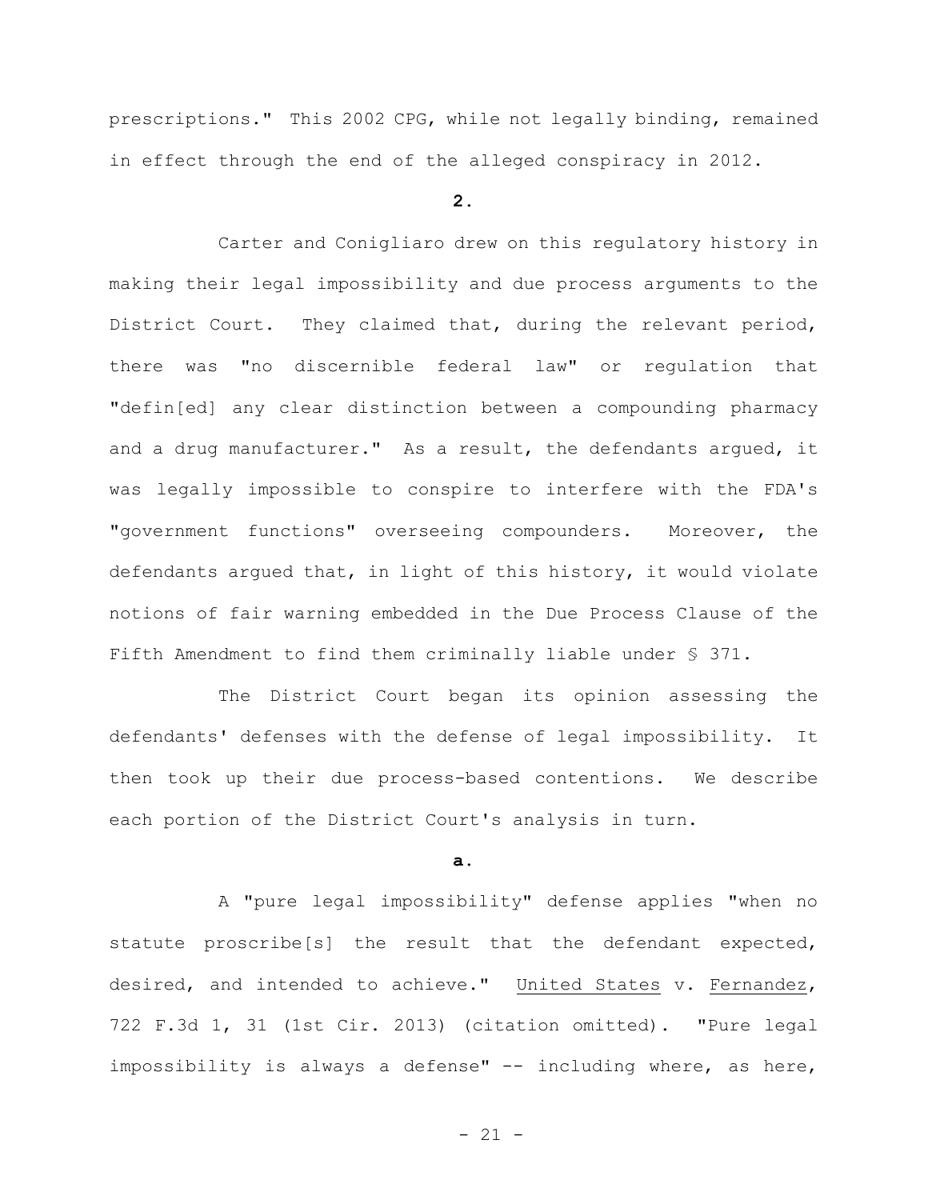prescriptions." This 2002 CPG, while not legally binding, remained in effect through the end of the alleged conspiracy in 2012.

**2.**

Carter and Conigliaro drew on this regulatory history in making their legal impossibility and due process arguments to the District Court. They claimed that, during the relevant period, there was "no discernible federal law" or regulation that "defin[ed] any clear distinction between a compounding pharmacy and a drug manufacturer." As a result, the defendants argued, it was legally impossible to conspire to interfere with the FDA's "government functions" overseeing compounders. Moreover, the defendants argued that, in light of this history, it would violate notions of fair warning embedded in the Due Process Clause of the Fifth Amendment to find them criminally liable under § 371.

The District Court began its opinion assessing the defendants' defenses with the defense of legal impossibility. It then took up their due process-based contentions. We describe each portion of the District Court's analysis in turn.

**a.**

A "pure legal impossibility" defense applies "when no statute proscribe[s] the result that the defendant expected, desired, and intended to achieve." United States v. Fernandez, 722 F.3d 1, 31 (1st Cir. 2013) (citation omitted). "Pure legal impossibility is always a defense" -- including where, as here,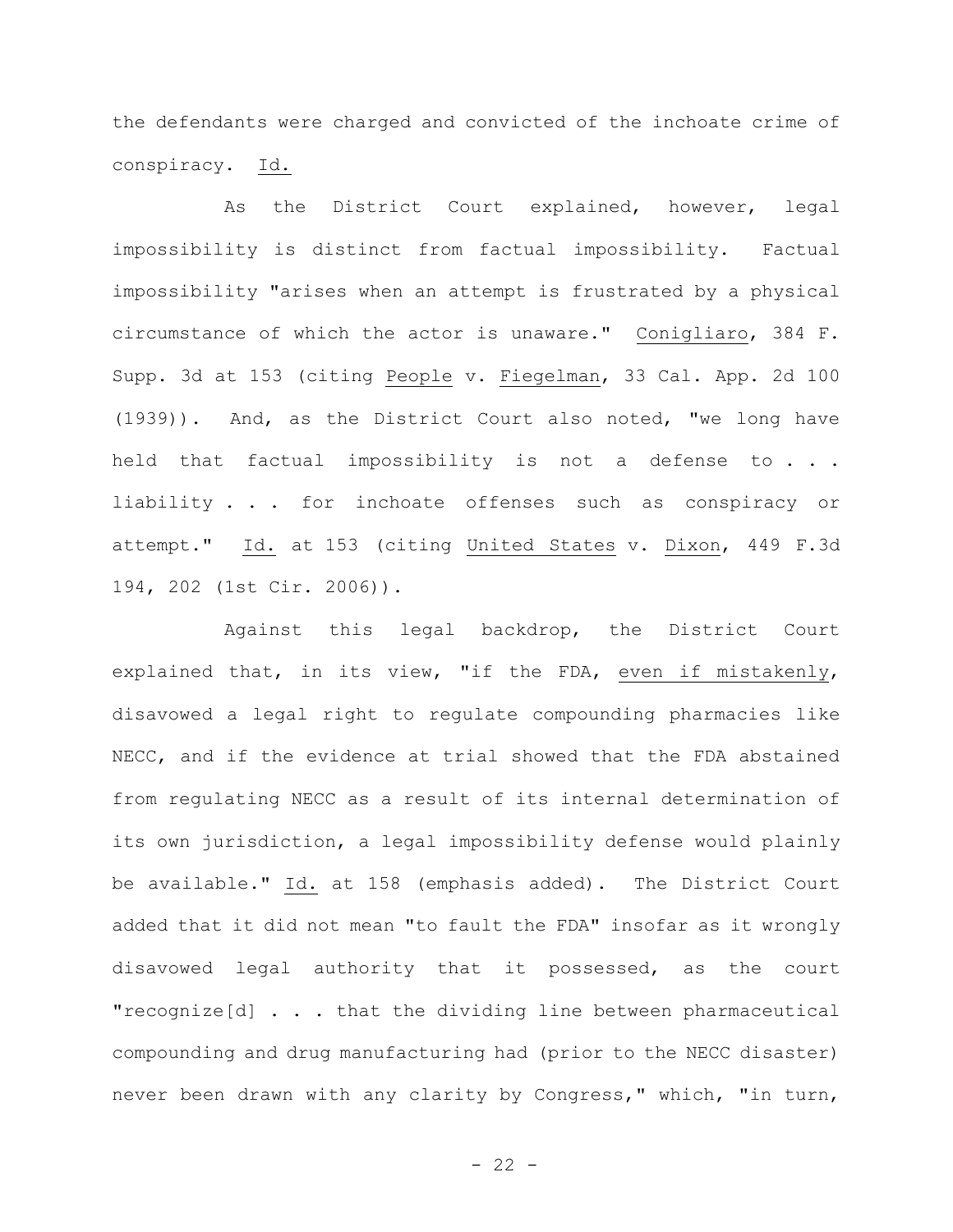the defendants were charged and convicted of the inchoate crime of conspiracy. Id.

As the District Court explained, however, legal impossibility is distinct from factual impossibility. Factual impossibility "arises when an attempt is frustrated by a physical circumstance of which the actor is unaware." Conigliaro, 384 F. Supp. 3d at 153 (citing People v. Fiegelman, 33 Cal. App. 2d 100 (1939)). And, as the District Court also noted, "we long have held that factual impossibility is not a defense to . . . liability . . . for inchoate offenses such as conspiracy or attempt." Id. at 153 (citing United States v. Dixon, 449 F.3d 194, 202 (1st Cir. 2006)).

Against this legal backdrop, the District Court explained that, in its view, "if the FDA, even if mistakenly, disavowed a legal right to regulate compounding pharmacies like NECC, and if the evidence at trial showed that the FDA abstained from regulating NECC as a result of its internal determination of its own jurisdiction, a legal impossibility defense would plainly be available." Id. at 158 (emphasis added). The District Court added that it did not mean "to fault the FDA" insofar as it wrongly disavowed legal authority that it possessed, as the court "recognize[d] . . . that the dividing line between pharmaceutical compounding and drug manufacturing had (prior to the NECC disaster) never been drawn with any clarity by Congress," which, "in turn,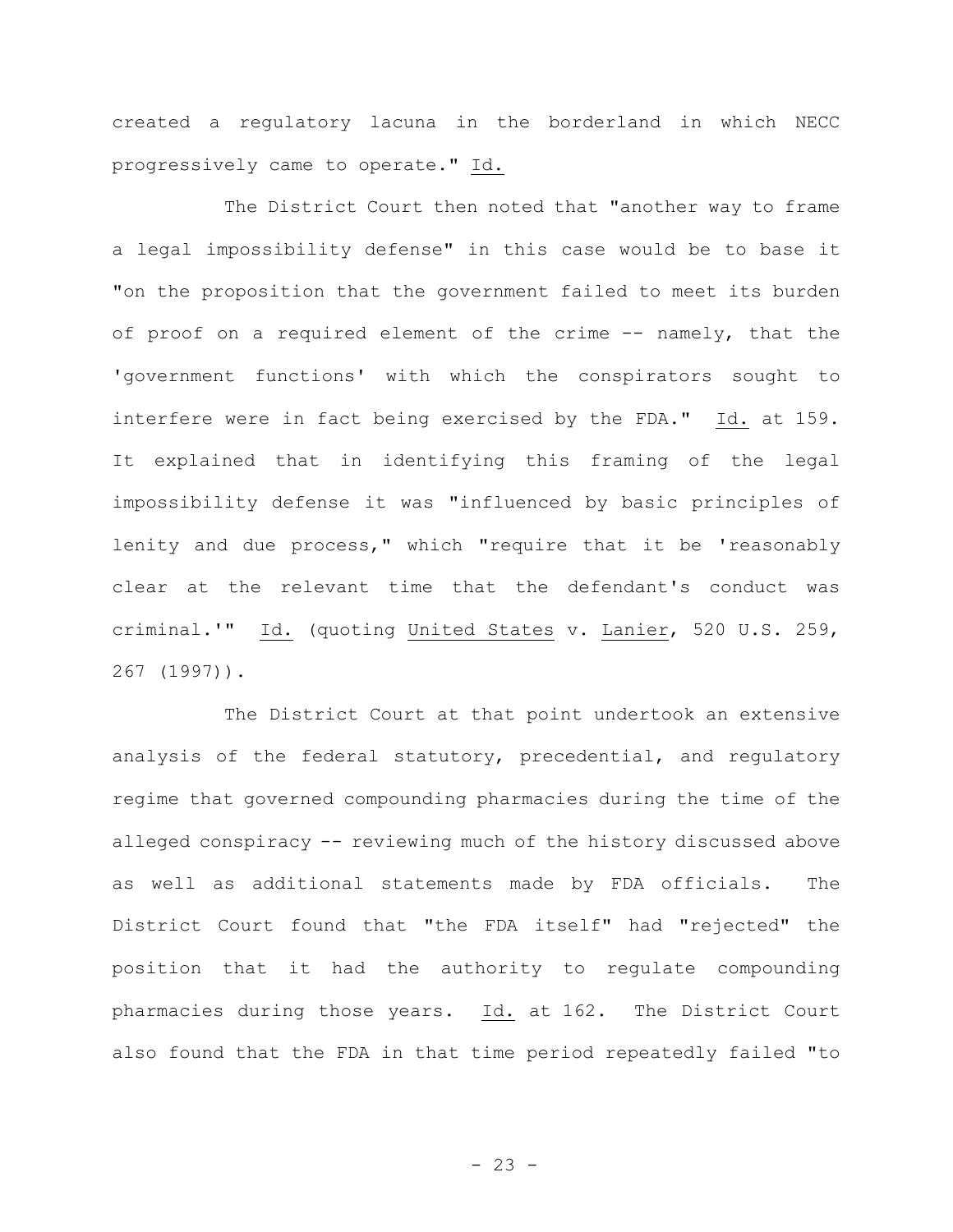created a regulatory lacuna in the borderland in which NECC progressively came to operate." Id.

The District Court then noted that "another way to frame a legal impossibility defense" in this case would be to base it "on the proposition that the government failed to meet its burden of proof on a required element of the crime -- namely, that the 'government functions' with which the conspirators sought to interfere were in fact being exercised by the FDA." Id. at 159. It explained that in identifying this framing of the legal impossibility defense it was "influenced by basic principles of lenity and due process," which "require that it be 'reasonably clear at the relevant time that the defendant's conduct was criminal.'" Id. (quoting United States v. Lanier, 520 U.S. 259, 267 (1997)).

The District Court at that point undertook an extensive analysis of the federal statutory, precedential, and regulatory regime that governed compounding pharmacies during the time of the alleged conspiracy -- reviewing much of the history discussed above as well as additional statements made by FDA officials. The District Court found that "the FDA itself" had "rejected" the position that it had the authority to regulate compounding pharmacies during those years. Id. at 162. The District Court also found that the FDA in that time period repeatedly failed "to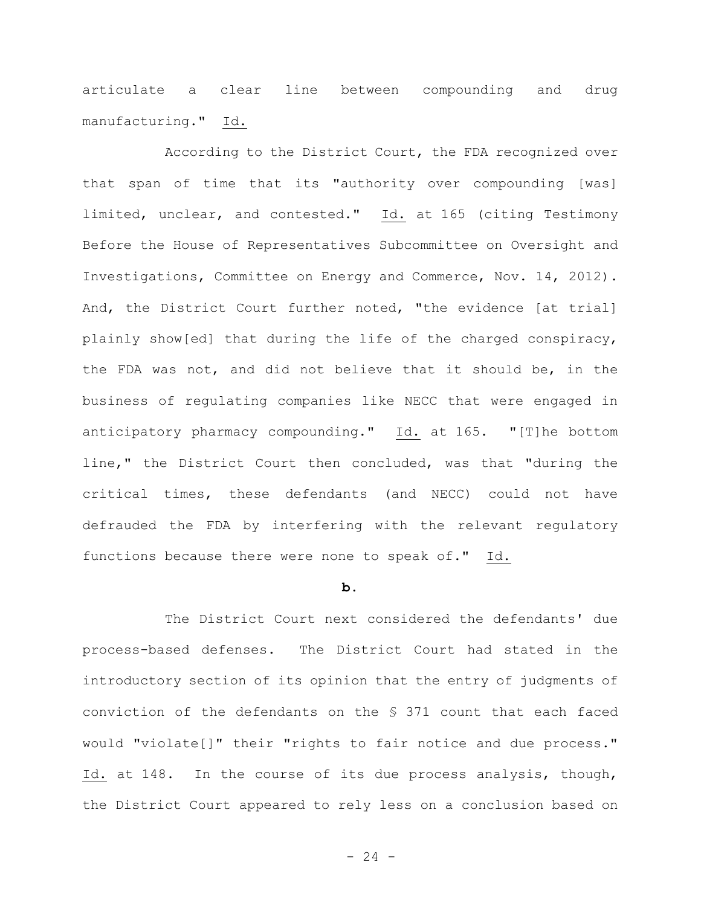articulate a clear line between compounding and drug manufacturing." Id.

According to the District Court, the FDA recognized over that span of time that its "authority over compounding [was] limited, unclear, and contested." Id. at 165 (citing Testimony Before the House of Representatives Subcommittee on Oversight and Investigations, Committee on Energy and Commerce, Nov. 14, 2012). And, the District Court further noted, "the evidence [at trial] plainly show[ed] that during the life of the charged conspiracy, the FDA was not, and did not believe that it should be, in the business of regulating companies like NECC that were engaged in anticipatory pharmacy compounding." Id. at 165. "[T]he bottom line," the District Court then concluded, was that "during the critical times, these defendants (and NECC) could not have defrauded the FDA by interfering with the relevant regulatory functions because there were none to speak of." Id.

**b.**

The District Court next considered the defendants' due process-based defenses. The District Court had stated in the introductory section of its opinion that the entry of judgments of conviction of the defendants on the § 371 count that each faced would "violate[]" their "rights to fair notice and due process." Id. at 148. In the course of its due process analysis, though, the District Court appeared to rely less on a conclusion based on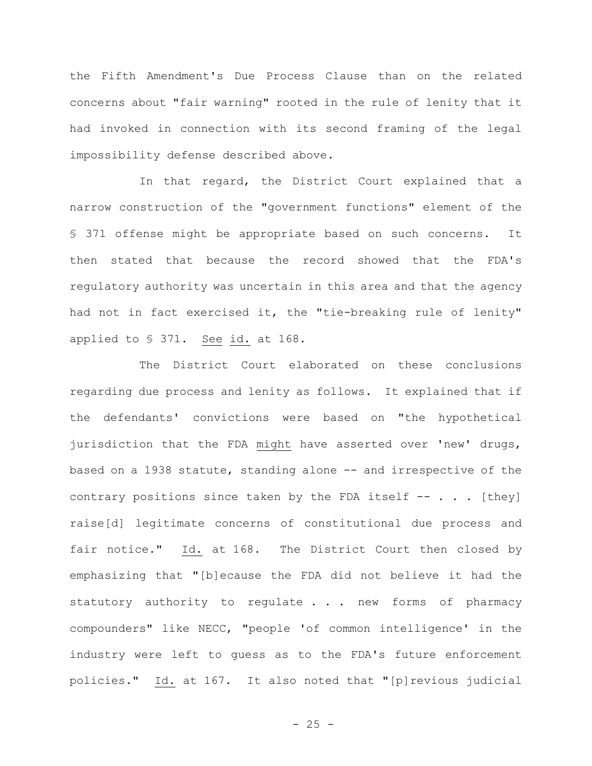the Fifth Amendment's Due Process Clause than on the related concerns about "fair warning" rooted in the rule of lenity that it had invoked in connection with its second framing of the legal impossibility defense described above.

In that regard, the District Court explained that a narrow construction of the "government functions" element of the § 371 offense might be appropriate based on such concerns. It then stated that because the record showed that the FDA's regulatory authority was uncertain in this area and that the agency had not in fact exercised it, the "tie-breaking rule of lenity" applied to § 371. See id. at 168.

The District Court elaborated on these conclusions regarding due process and lenity as follows. It explained that if the defendants' convictions were based on "the hypothetical jurisdiction that the FDA might have asserted over 'new' drugs, based on a 1938 statute, standing alone -- and irrespective of the contrary positions since taken by the FDA itself -- . . . [they] raise[d] legitimate concerns of constitutional due process and fair notice." Id. at 168. The District Court then closed by emphasizing that "[b]ecause the FDA did not believe it had the statutory authority to regulate . . . new forms of pharmacy compounders" like NECC, "people 'of common intelligence' in the industry were left to guess as to the FDA's future enforcement policies." Id. at 167. It also noted that "[p]revious judicial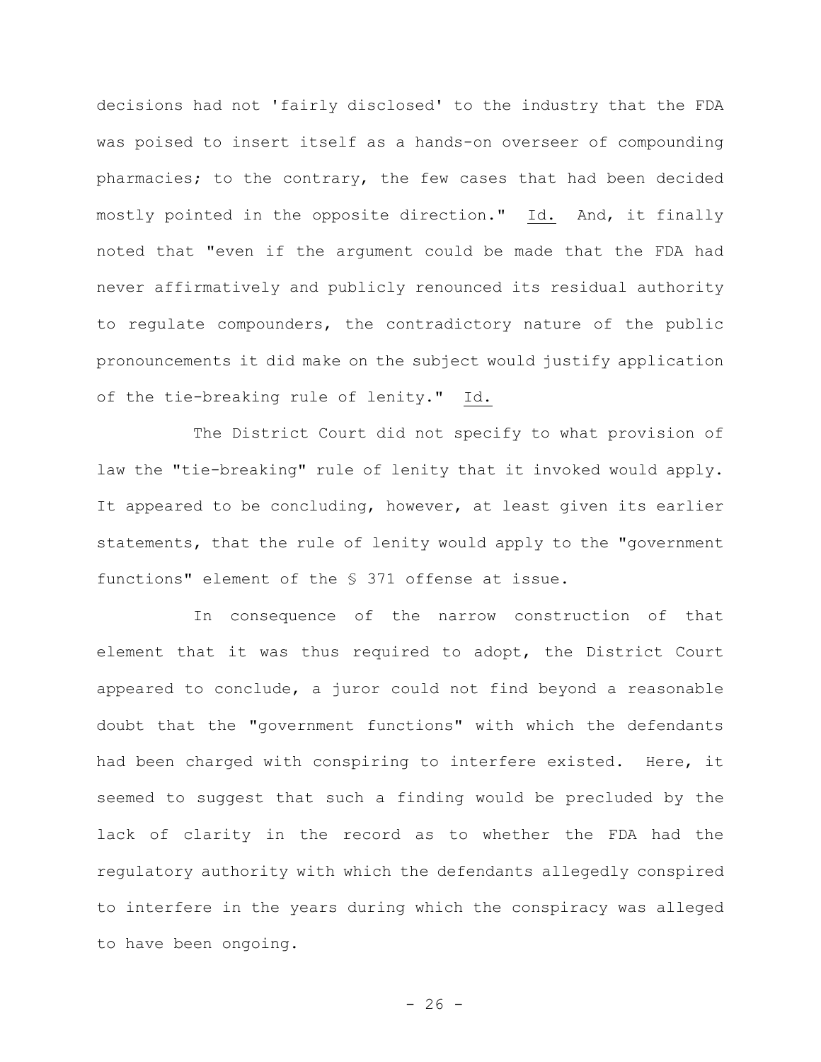decisions had not 'fairly disclosed' to the industry that the FDA was poised to insert itself as a hands-on overseer of compounding pharmacies; to the contrary, the few cases that had been decided mostly pointed in the opposite direction." Id. And, it finally noted that "even if the argument could be made that the FDA had never affirmatively and publicly renounced its residual authority to regulate compounders, the contradictory nature of the public pronouncements it did make on the subject would justify application of the tie-breaking rule of lenity." Id.

The District Court did not specify to what provision of law the "tie-breaking" rule of lenity that it invoked would apply. It appeared to be concluding, however, at least given its earlier statements, that the rule of lenity would apply to the "government functions" element of the § 371 offense at issue.

In consequence of the narrow construction of that element that it was thus required to adopt, the District Court appeared to conclude, a juror could not find beyond a reasonable doubt that the "government functions" with which the defendants had been charged with conspiring to interfere existed. Here, it seemed to suggest that such a finding would be precluded by the lack of clarity in the record as to whether the FDA had the regulatory authority with which the defendants allegedly conspired to interfere in the years during which the conspiracy was alleged to have been ongoing.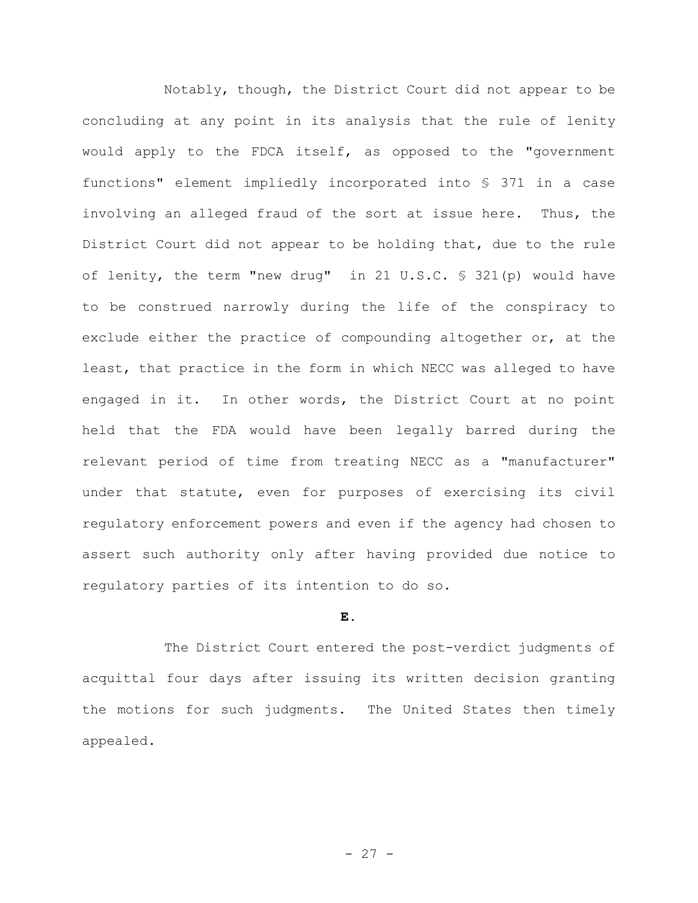Notably, though, the District Court did not appear to be concluding at any point in its analysis that the rule of lenity would apply to the FDCA itself, as opposed to the "government functions" element impliedly incorporated into § 371 in a case involving an alleged fraud of the sort at issue here. Thus, the District Court did not appear to be holding that, due to the rule of lenity, the term "new drug" in 21 U.S.C. § 321(p) would have to be construed narrowly during the life of the conspiracy to exclude either the practice of compounding altogether or, at the least, that practice in the form in which NECC was alleged to have engaged in it. In other words, the District Court at no point held that the FDA would have been legally barred during the relevant period of time from treating NECC as a "manufacturer" under that statute, even for purposes of exercising its civil regulatory enforcement powers and even if the agency had chosen to assert such authority only after having provided due notice to regulatory parties of its intention to do so.

**E.**

The District Court entered the post-verdict judgments of acquittal four days after issuing its written decision granting the motions for such judgments. The United States then timely appealed.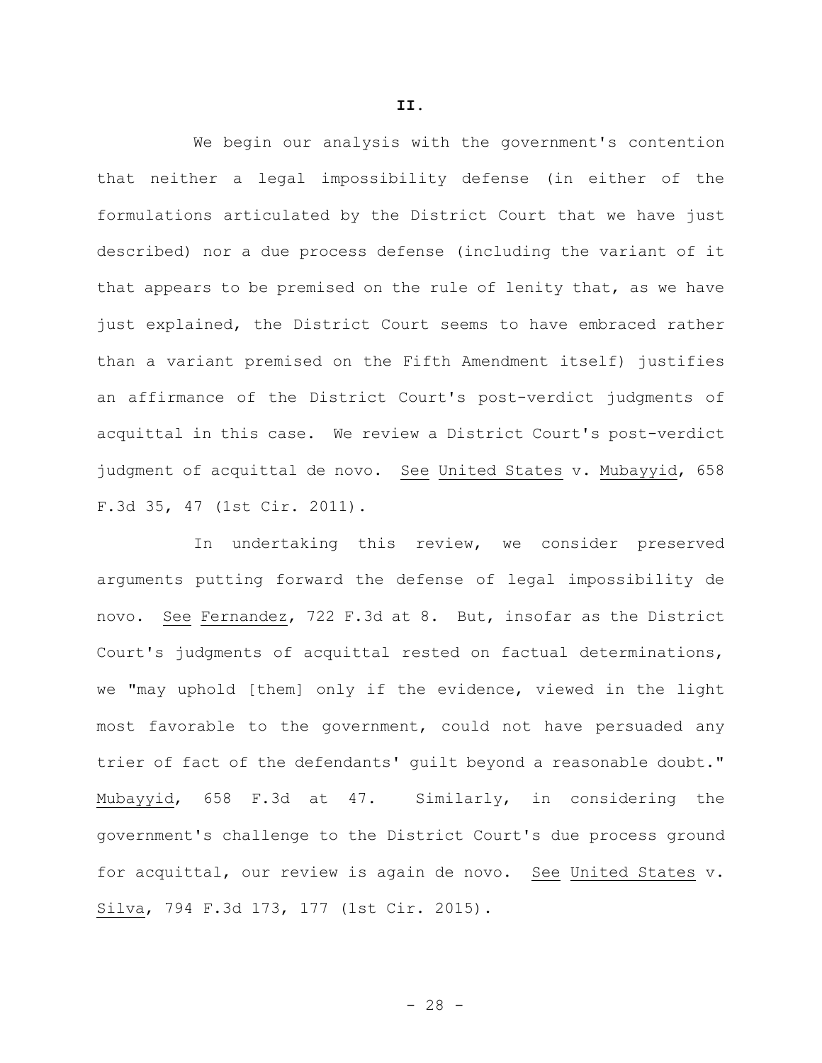## II.

We begin our analysis with the government's contention that neither a legal impossibility defense (in either of the formulations articulated by the District Court that we have just described) nor a due process defense (including the variant of it that appears to be premised on the rule of lenity that, as we have just explained, the District Court seems to have embraced rather than a variant premised on the Fifth Amendment itself) justifies an affirmance of the District Court's post-verdict judgments of acquittal in this case. We review a District Court's post-verdict judgment of acquittal de novo. See United States v. Mubayyid, 658 F.3d 35, 47 (1st Cir. 2011).

In undertaking this review, we consider preserved arguments putting forward the defense of legal impossibility de novo. See Fernandez, 722 F.3d at 8. But, insofar as the District Court's judgments of acquittal rested on factual determinations, we "may uphold [them] only if the evidence, viewed in the light most favorable to the government, could not have persuaded any trier of fact of the defendants' guilt beyond a reasonable doubt." Mubayyid, 658 F.3d at 47. Similarly, in considering the government's challenge to the District Court's due process ground for acquittal, our review is again de novo. See United States v. Silva, 794 F.3d 173, 177 (1st Cir. 2015).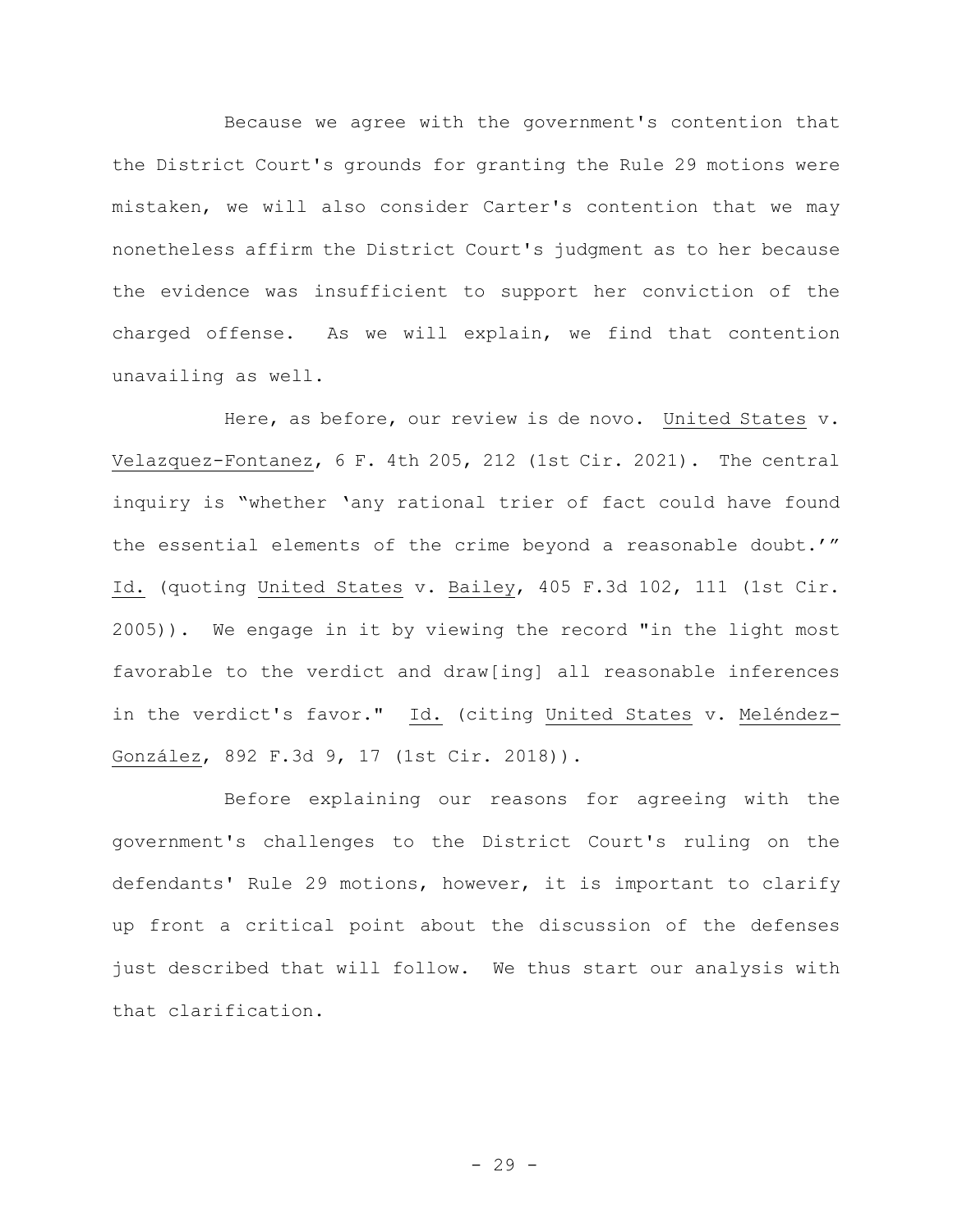Because we agree with the government's contention that the District Court's grounds for granting the Rule 29 motions were mistaken, we will also consider Carter's contention that we may nonetheless affirm the District Court's judgment as to her because the evidence was insufficient to support her conviction of the charged offense. As we will explain, we find that contention unavailing as well.

Here, as before, our review is de novo. United States v. Velazquez-Fontanez, 6 F. 4th 205, 212 (1st Cir. 2021). The central inquiry is "whether 'any rational trier of fact could have found the essential elements of the crime beyond a reasonable doubt.'" Id. (quoting United States v. Bailey, 405 F.3d 102, 111 (1st Cir. 2005)). We engage in it by viewing the record "in the light most favorable to the verdict and draw[ing] all reasonable inferences in the verdict's favor." Id. (citing United States v. Meléndez-González, 892 F.3d 9, 17 (1st Cir. 2018)).

Before explaining our reasons for agreeing with the government's challenges to the District Court's ruling on the defendants' Rule 29 motions, however, it is important to clarify up front a critical point about the discussion of the defenses just described that will follow. We thus start our analysis with that clarification.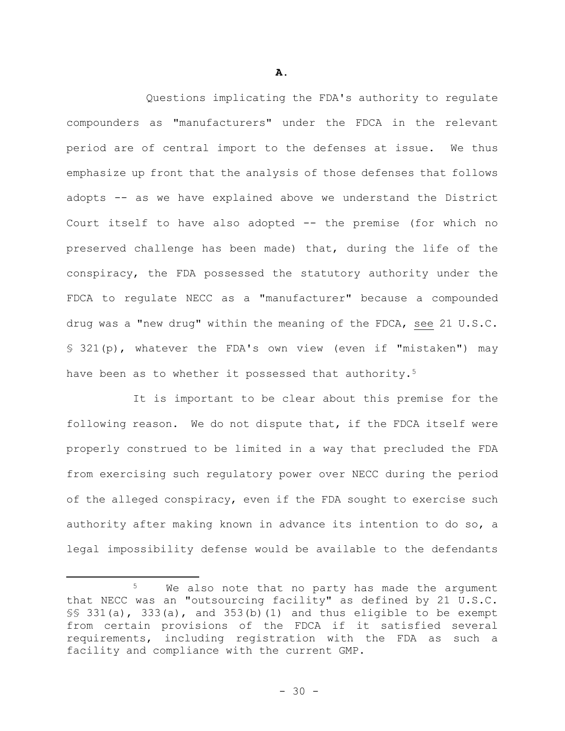**A.**

Questions implicating the FDA's authority to regulate compounders as "manufacturers" under the FDCA in the relevant period are of central import to the defenses at issue. We thus emphasize up front that the analysis of those defenses that follows adopts -- as we have explained above we understand the District Court itself to have also adopted -- the premise (for which no preserved challenge has been made) that, during the life of the conspiracy, the FDA possessed the statutory authority under the FDCA to regulate NECC as a "manufacturer" because a compounded drug was a "new drug" within the meaning of the FDCA, see 21 U.S.C. § 321(p), whatever the FDA's own view (even if "mistaken") may have been as to whether it possessed that authority.[5]

It is important to be clear about this premise for the following reason. We do not dispute that, if the FDCA itself were properly construed to be limited in a way that precluded the FDA from exercising such regulatory power over NECC during the period of the alleged conspiracy, even if the FDA sought to exercise such authority after making known in advance its intention to do so, a legal impossibility defense would be available to the defendants

---

[5] We also note that no party has made the argument that NECC was an "outsourcing facility" as defined by 21 U.S.C. §§ 331(a), 333(a), and 353(b)(1) and thus eligible to be exempt from certain provisions of the FDCA if it satisfied several requirements, including registration with the FDA as such a facility and compliance with the current GMP.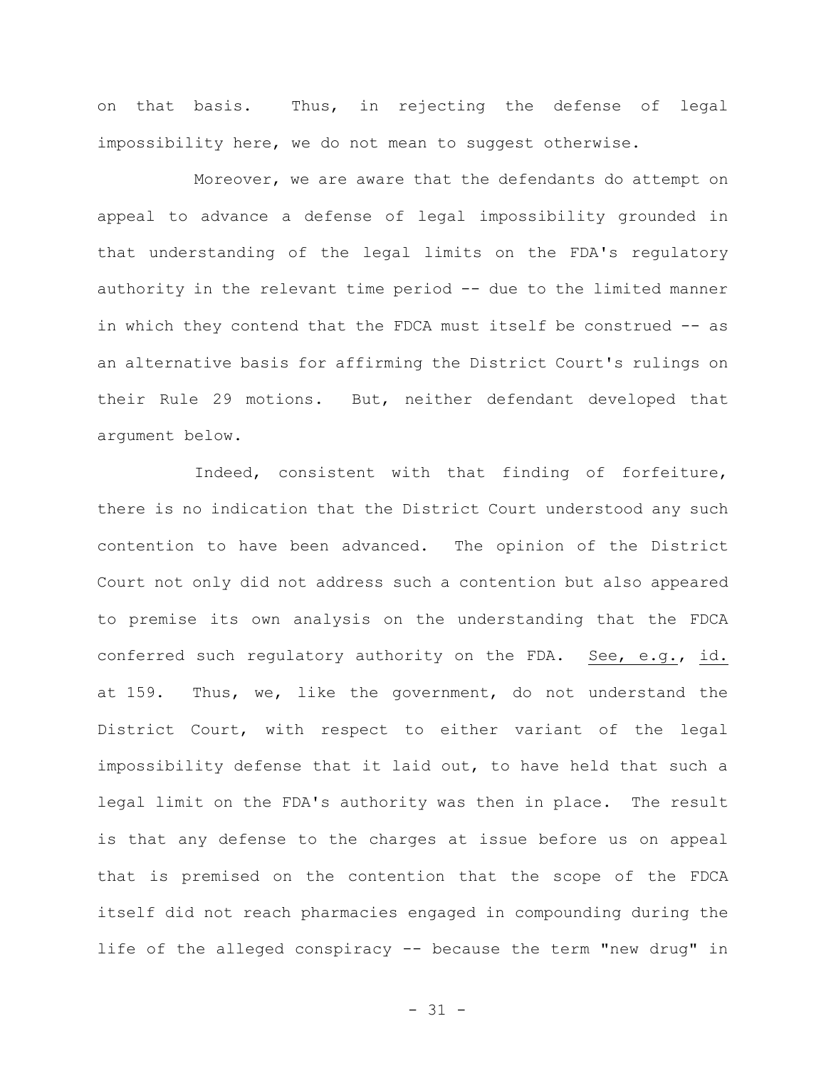on that basis. Thus, in rejecting the defense of legal impossibility here, we do not mean to suggest otherwise.

Moreover, we are aware that the defendants do attempt on appeal to advance a defense of legal impossibility grounded in that understanding of the legal limits on the FDA's regulatory authority in the relevant time period -- due to the limited manner in which they contend that the FDCA must itself be construed -- as an alternative basis for affirming the District Court's rulings on their Rule 29 motions. But, neither defendant developed that argument below.

Indeed, consistent with that finding of forfeiture, there is no indication that the District Court understood any such contention to have been advanced. The opinion of the District Court not only did not address such a contention but also appeared to premise its own analysis on the understanding that the FDCA conferred such regulatory authority on the FDA. See, e.g., id. at 159. Thus, we, like the government, do not understand the District Court, with respect to either variant of the legal impossibility defense that it laid out, to have held that such a legal limit on the FDA's authority was then in place. The result is that any defense to the charges at issue before us on appeal that is premised on the contention that the scope of the FDCA itself did not reach pharmacies engaged in compounding during the life of the alleged conspiracy -- because the term "new drug" in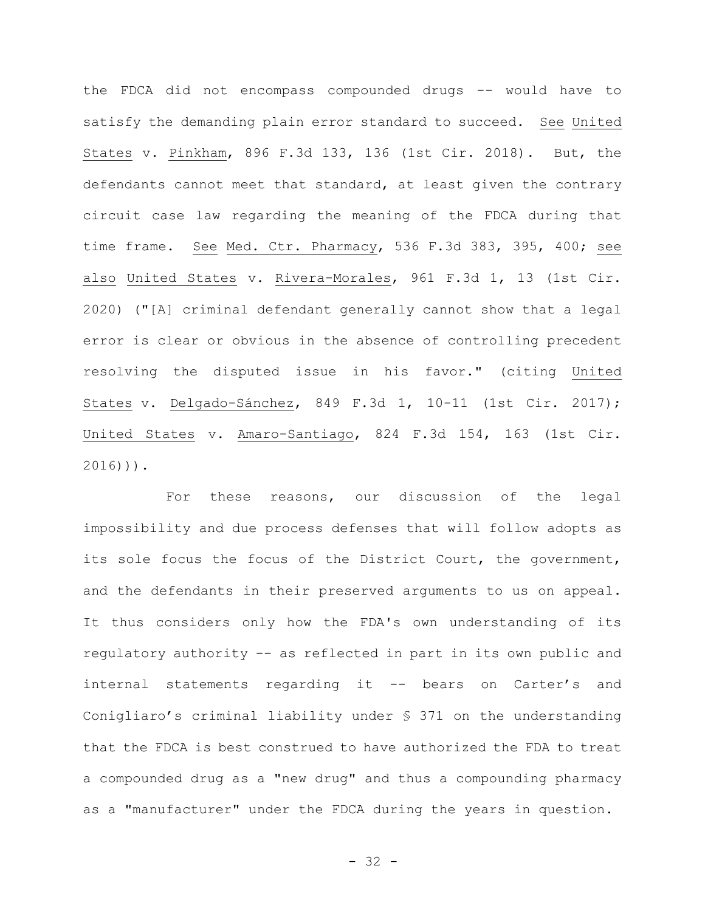the FDCA did not encompass compounded drugs -- would have to satisfy the demanding plain error standard to succeed. See United States v. Pinkham, 896 F.3d 133, 136 (1st Cir. 2018). But, the defendants cannot meet that standard, at least given the contrary circuit case law regarding the meaning of the FDCA during that time frame. See Med. Ctr. Pharmacy, 536 F.3d 383, 395, 400; see also United States v. Rivera-Morales, 961 F.3d 1, 13 (1st Cir. 2020) ("[A] criminal defendant generally cannot show that a legal error is clear or obvious in the absence of controlling precedent resolving the disputed issue in his favor." (citing United States v. Delgado-Sánchez, 849 F.3d 1, 10-11 (1st Cir. 2017); United States v. Amaro-Santiago, 824 F.3d 154, 163 (1st Cir. 2016))).

For these reasons, our discussion of the legal impossibility and due process defenses that will follow adopts as its sole focus the focus of the District Court, the government, and the defendants in their preserved arguments to us on appeal. It thus considers only how the FDA's own understanding of its regulatory authority -- as reflected in part in its own public and internal statements regarding it -- bears on Carter's and Conigliaro's criminal liability under § 371 on the understanding that the FDCA is best construed to have authorized the FDA to treat a compounded drug as a "new drug" and thus a compounding pharmacy as a "manufacturer" under the FDCA during the years in question.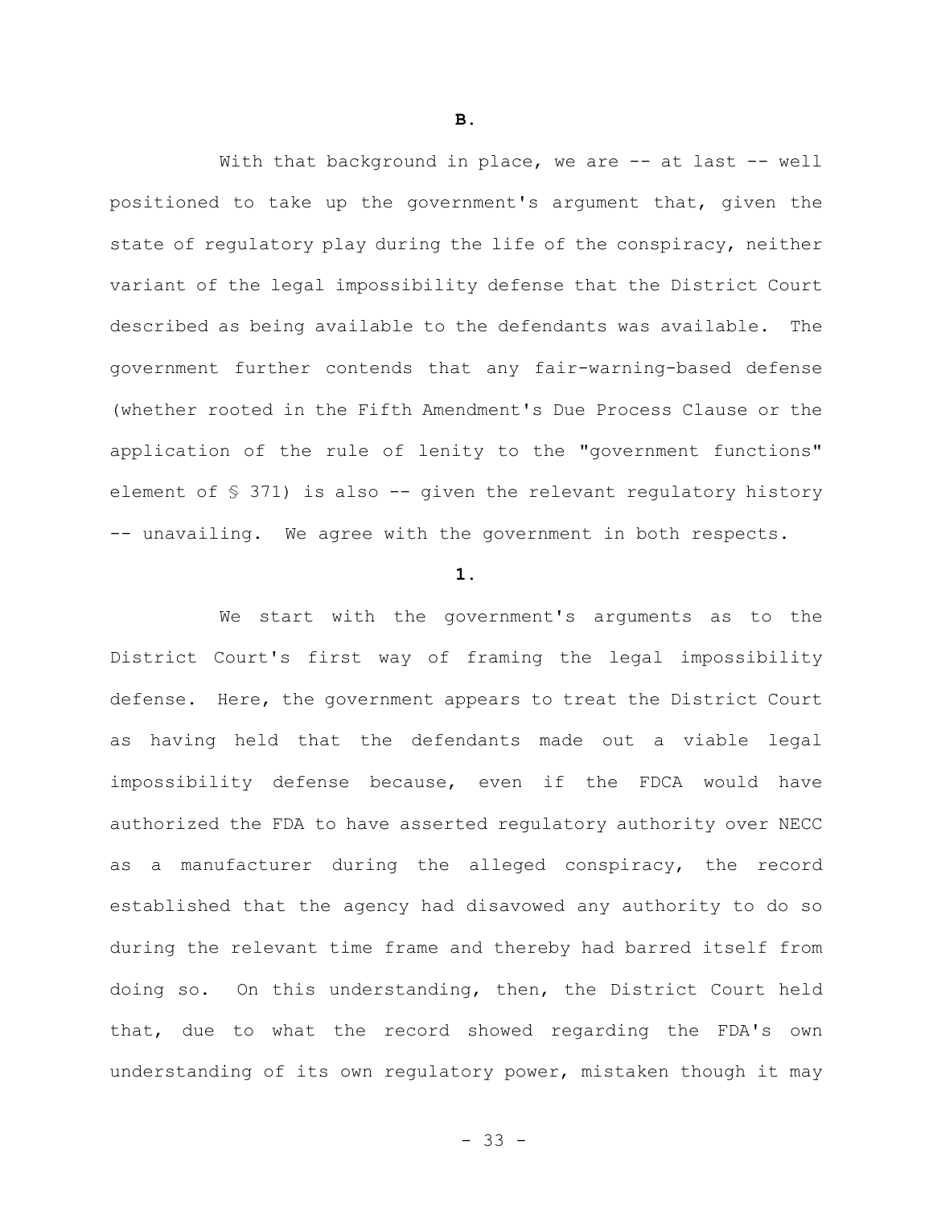**B.**

With that background in place, we are -- at last -- well positioned to take up the government's argument that, given the state of regulatory play during the life of the conspiracy, neither variant of the legal impossibility defense that the District Court described as being available to the defendants was available. The government further contends that any fair-warning-based defense (whether rooted in the Fifth Amendment's Due Process Clause or the application of the rule of lenity to the "government functions" element of § 371) is also -- given the relevant regulatory history -- unavailing. We agree with the government in both respects.

**1.**

We start with the government's arguments as to the District Court's first way of framing the legal impossibility defense. Here, the government appears to treat the District Court as having held that the defendants made out a viable legal impossibility defense because, even if the FDCA would have authorized the FDA to have asserted regulatory authority over NECC as a manufacturer during the alleged conspiracy, the record established that the agency had disavowed any authority to do so during the relevant time frame and thereby had barred itself from doing so. On this understanding, then, the District Court held that, due to what the record showed regarding the FDA's own understanding of its own regulatory power, mistaken though it may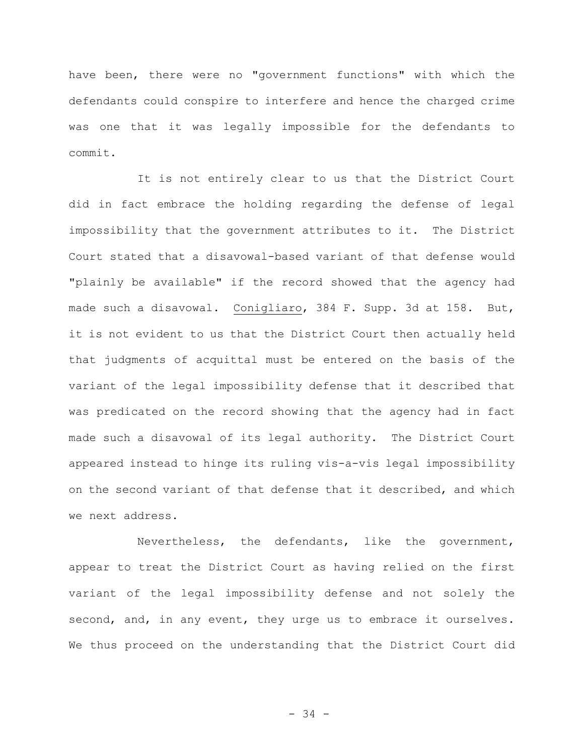have been, there were no "government functions" with which the defendants could conspire to interfere and hence the charged crime was one that it was legally impossible for the defendants to commit.

It is not entirely clear to us that the District Court did in fact embrace the holding regarding the defense of legal impossibility that the government attributes to it. The District Court stated that a disavowal-based variant of that defense would "plainly be available" if the record showed that the agency had made such a disavowal. Conigliaro, 384 F. Supp. 3d at 158. But, it is not evident to us that the District Court then actually held that judgments of acquittal must be entered on the basis of the variant of the legal impossibility defense that it described that was predicated on the record showing that the agency had in fact made such a disavowal of its legal authority. The District Court appeared instead to hinge its ruling vis-a-vis legal impossibility on the second variant of that defense that it described, and which we next address.

Nevertheless, the defendants, like the government, appear to treat the District Court as having relied on the first variant of the legal impossibility defense and not solely the second, and, in any event, they urge us to embrace it ourselves. We thus proceed on the understanding that the District Court did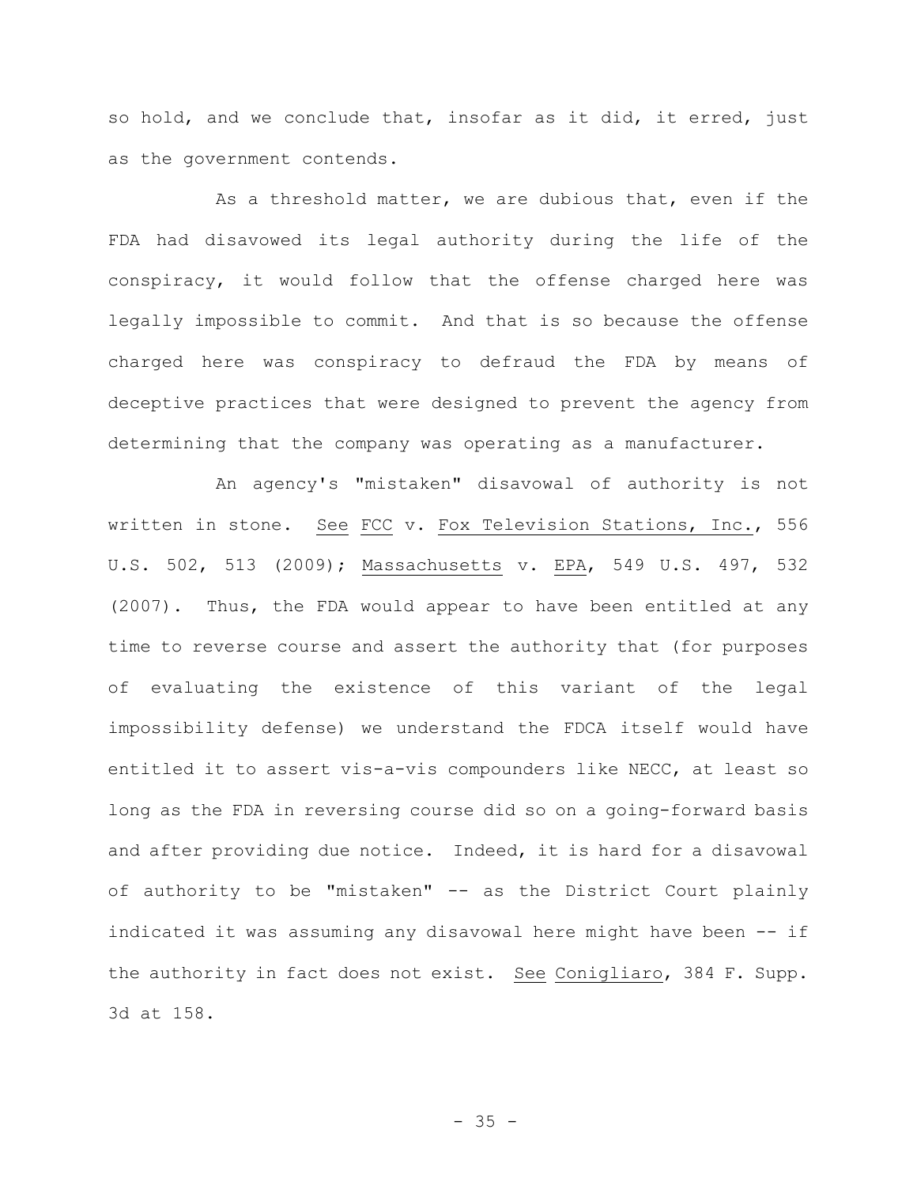so hold, and we conclude that, insofar as it did, it erred, just as the government contends.

As a threshold matter, we are dubious that, even if the FDA had disavowed its legal authority during the life of the conspiracy, it would follow that the offense charged here was legally impossible to commit. And that is so because the offense charged here was conspiracy to defraud the FDA by means of deceptive practices that were designed to prevent the agency from determining that the company was operating as a manufacturer.

An agency's "mistaken" disavowal of authority is not written in stone. See FCC v. Fox Television Stations, Inc., 556 U.S. 502, 513 (2009); Massachusetts v. EPA, 549 U.S. 497, 532 (2007). Thus, the FDA would appear to have been entitled at any time to reverse course and assert the authority that (for purposes of evaluating the existence of this variant of the legal impossibility defense) we understand the FDCA itself would have entitled it to assert vis-a-vis compounders like NECC, at least so long as the FDA in reversing course did so on a going-forward basis and after providing due notice. Indeed, it is hard for a disavowal of authority to be "mistaken" -- as the District Court plainly indicated it was assuming any disavowal here might have been -- if the authority in fact does not exist. See Conigliaro, 384 F. Supp. 3d at 158.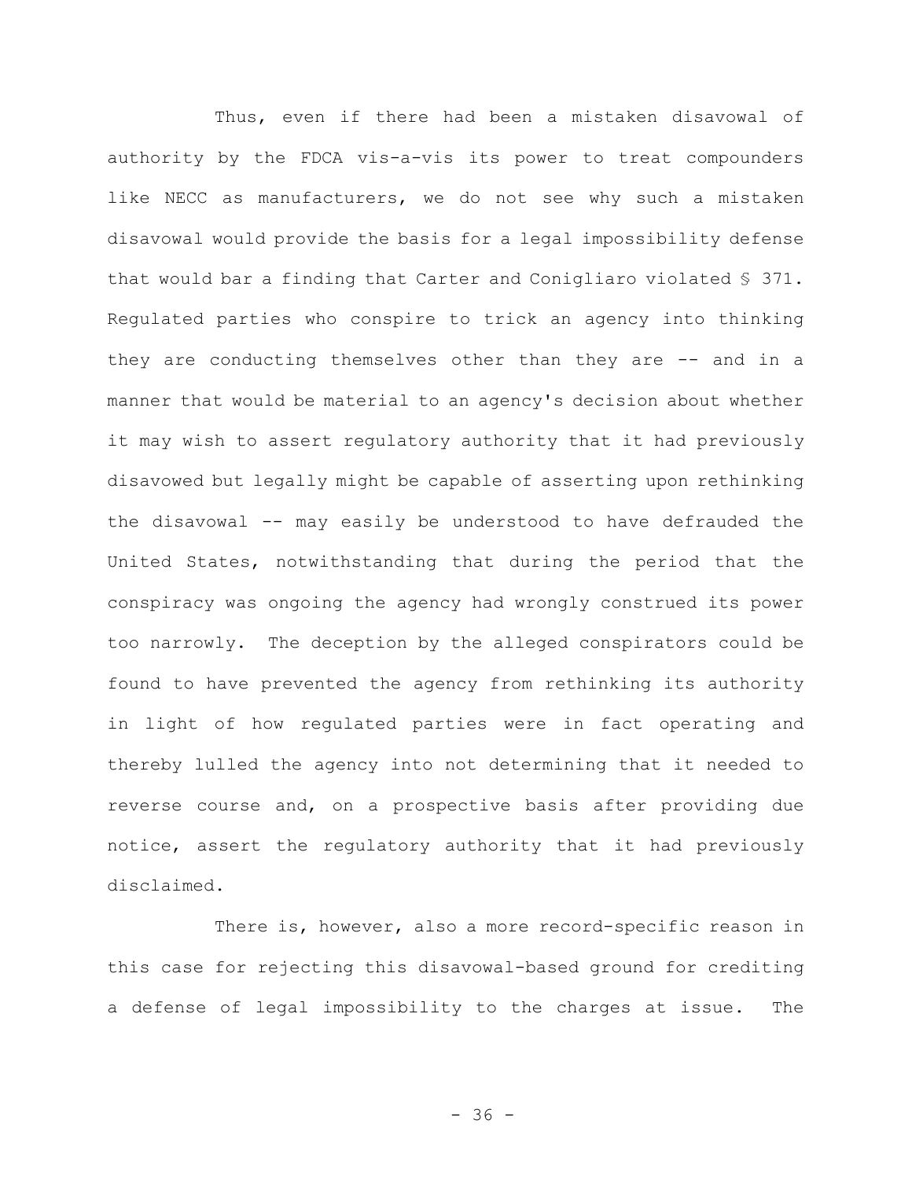Thus, even if there had been a mistaken disavowal of authority by the FDCA vis-a-vis its power to treat compounders like NECC as manufacturers, we do not see why such a mistaken disavowal would provide the basis for a legal impossibility defense that would bar a finding that Carter and Conigliaro violated § 371. Regulated parties who conspire to trick an agency into thinking they are conducting themselves other than they are -- and in a manner that would be material to an agency's decision about whether it may wish to assert regulatory authority that it had previously disavowed but legally might be capable of asserting upon rethinking the disavowal -- may easily be understood to have defrauded the United States, notwithstanding that during the period that the conspiracy was ongoing the agency had wrongly construed its power too narrowly. The deception by the alleged conspirators could be found to have prevented the agency from rethinking its authority in light of how regulated parties were in fact operating and thereby lulled the agency into not determining that it needed to reverse course and, on a prospective basis after providing due notice, assert the regulatory authority that it had previously disclaimed.

There is, however, also a more record-specific reason in this case for rejecting this disavowal-based ground for crediting a defense of legal impossibility to the charges at issue. The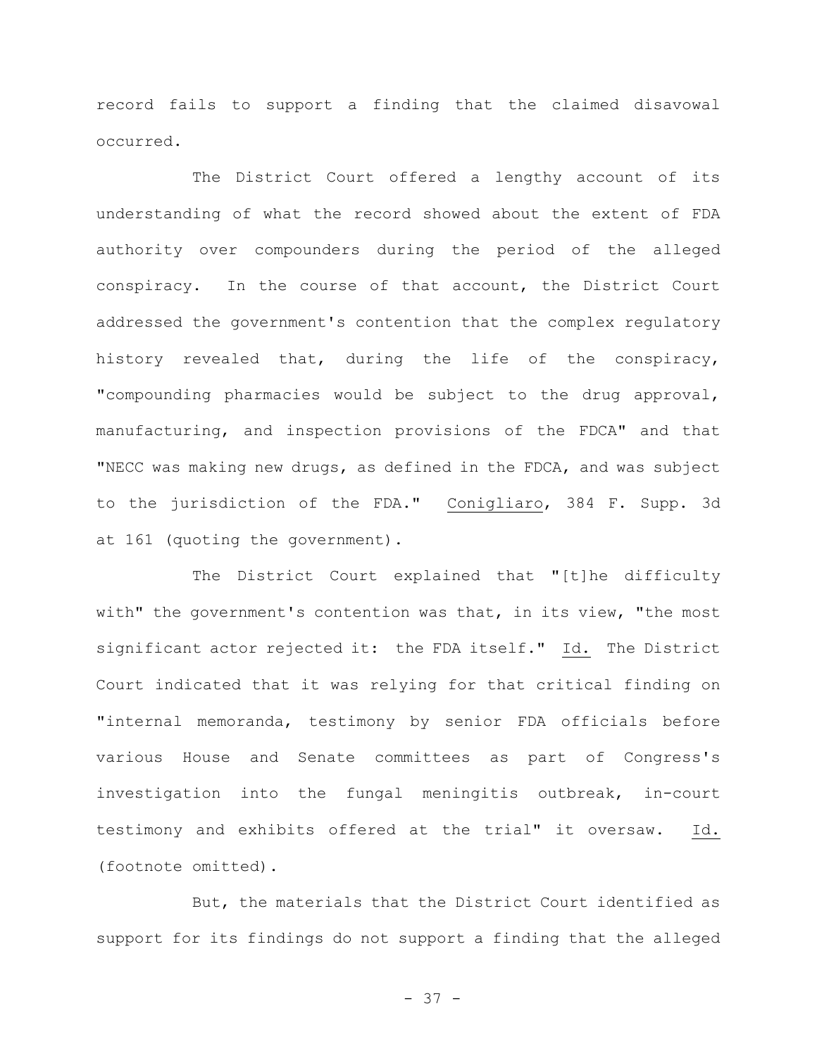record fails to support a finding that the claimed disavowal occurred.

The District Court offered a lengthy account of its understanding of what the record showed about the extent of FDA authority over compounders during the period of the alleged conspiracy. In the course of that account, the District Court addressed the government's contention that the complex regulatory history revealed that, during the life of the conspiracy, "compounding pharmacies would be subject to the drug approval, manufacturing, and inspection provisions of the FDCA" and that "NECC was making new drugs, as defined in the FDCA, and was subject to the jurisdiction of the FDA." Conigliaro, 384 F. Supp. 3d at 161 (quoting the government).

The District Court explained that "[t]he difficulty with" the government's contention was that, in its view, "the most significant actor rejected it: the FDA itself." Id. The District Court indicated that it was relying for that critical finding on "internal memoranda, testimony by senior FDA officials before various House and Senate committees as part of Congress's investigation into the fungal meningitis outbreak, in-court testimony and exhibits offered at the trial" it oversaw. Id. (footnote omitted).

But, the materials that the District Court identified as support for its findings do not support a finding that the alleged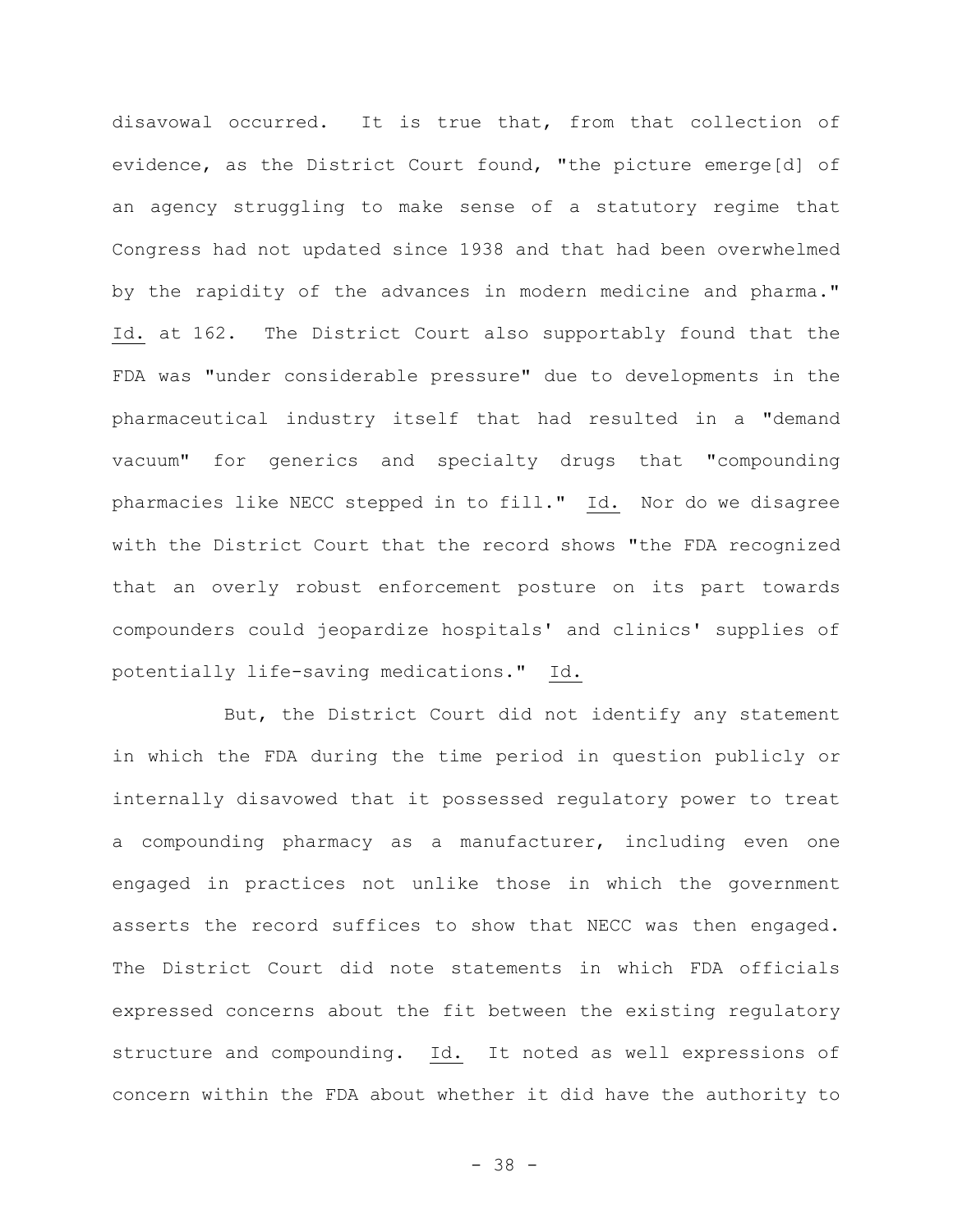disavowal occurred. It is true that, from that collection of evidence, as the District Court found, "the picture emerge[d] of an agency struggling to make sense of a statutory regime that Congress had not updated since 1938 and that had been overwhelmed by the rapidity of the advances in modern medicine and pharma." Id. at 162. The District Court also supportably found that the FDA was "under considerable pressure" due to developments in the pharmaceutical industry itself that had resulted in a "demand vacuum" for generics and specialty drugs that "compounding pharmacies like NECC stepped in to fill." Id. Nor do we disagree with the District Court that the record shows "the FDA recognized that an overly robust enforcement posture on its part towards compounders could jeopardize hospitals' and clinics' supplies of potentially life-saving medications." Id.

But, the District Court did not identify any statement in which the FDA during the time period in question publicly or internally disavowed that it possessed regulatory power to treat a compounding pharmacy as a manufacturer, including even one engaged in practices not unlike those in which the government asserts the record suffices to show that NECC was then engaged. The District Court did note statements in which FDA officials expressed concerns about the fit between the existing regulatory structure and compounding. Id. It noted as well expressions of concern within the FDA about whether it did have the authority to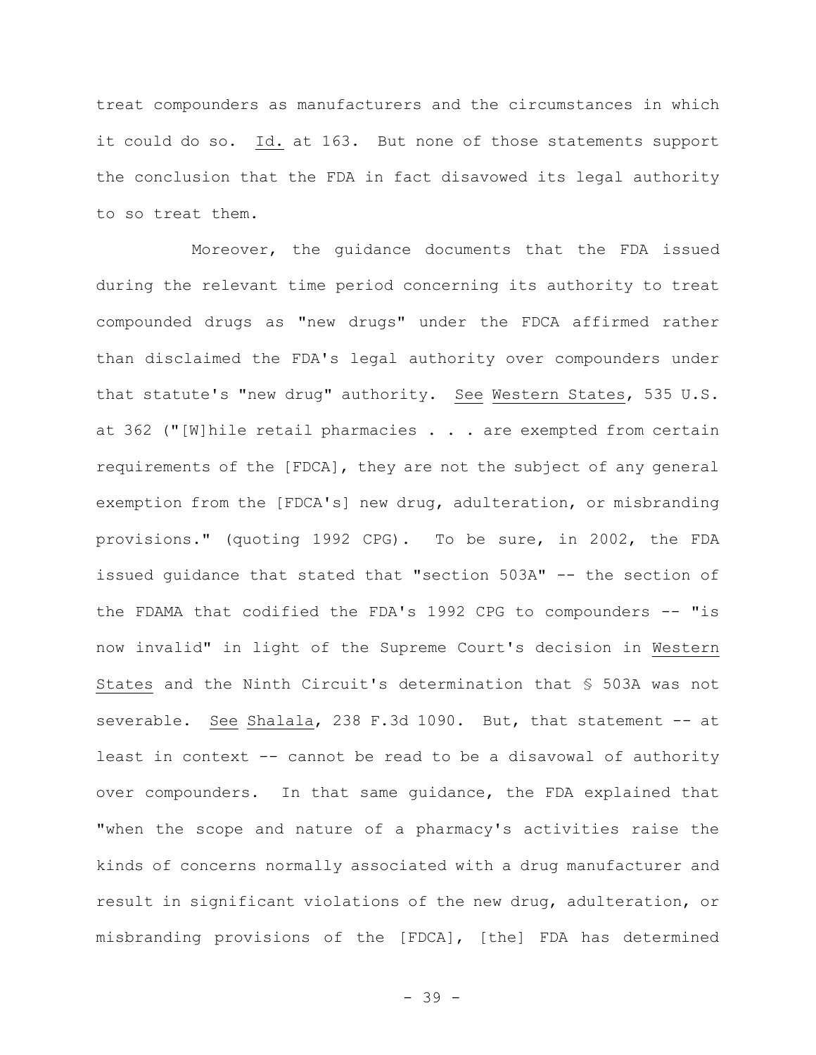treat compounders as manufacturers and the circumstances in which it could do so. Id. at 163. But none of those statements support the conclusion that the FDA in fact disavowed its legal authority to so treat them.

Moreover, the guidance documents that the FDA issued during the relevant time period concerning its authority to treat compounded drugs as "new drugs" under the FDCA affirmed rather than disclaimed the FDA's legal authority over compounders under that statute's "new drug" authority. See Western States, 535 U.S. at 362 ("[W]hile retail pharmacies . . . are exempted from certain requirements of the [FDCA], they are not the subject of any general exemption from the [FDCA's] new drug, adulteration, or misbranding provisions." (quoting 1992 CPG). To be sure, in 2002, the FDA issued guidance that stated that "section 503A" -- the section of the FDAMA that codified the FDA's 1992 CPG to compounders -- "is now invalid" in light of the Supreme Court's decision in Western States and the Ninth Circuit's determination that § 503A was not severable. See Shalala, 238 F.3d 1090. But, that statement -- at least in context -- cannot be read to be a disavowal of authority over compounders. In that same guidance, the FDA explained that "when the scope and nature of a pharmacy's activities raise the kinds of concerns normally associated with a drug manufacturer and result in significant violations of the new drug, adulteration, or misbranding provisions of the [FDCA], [the] FDA has determined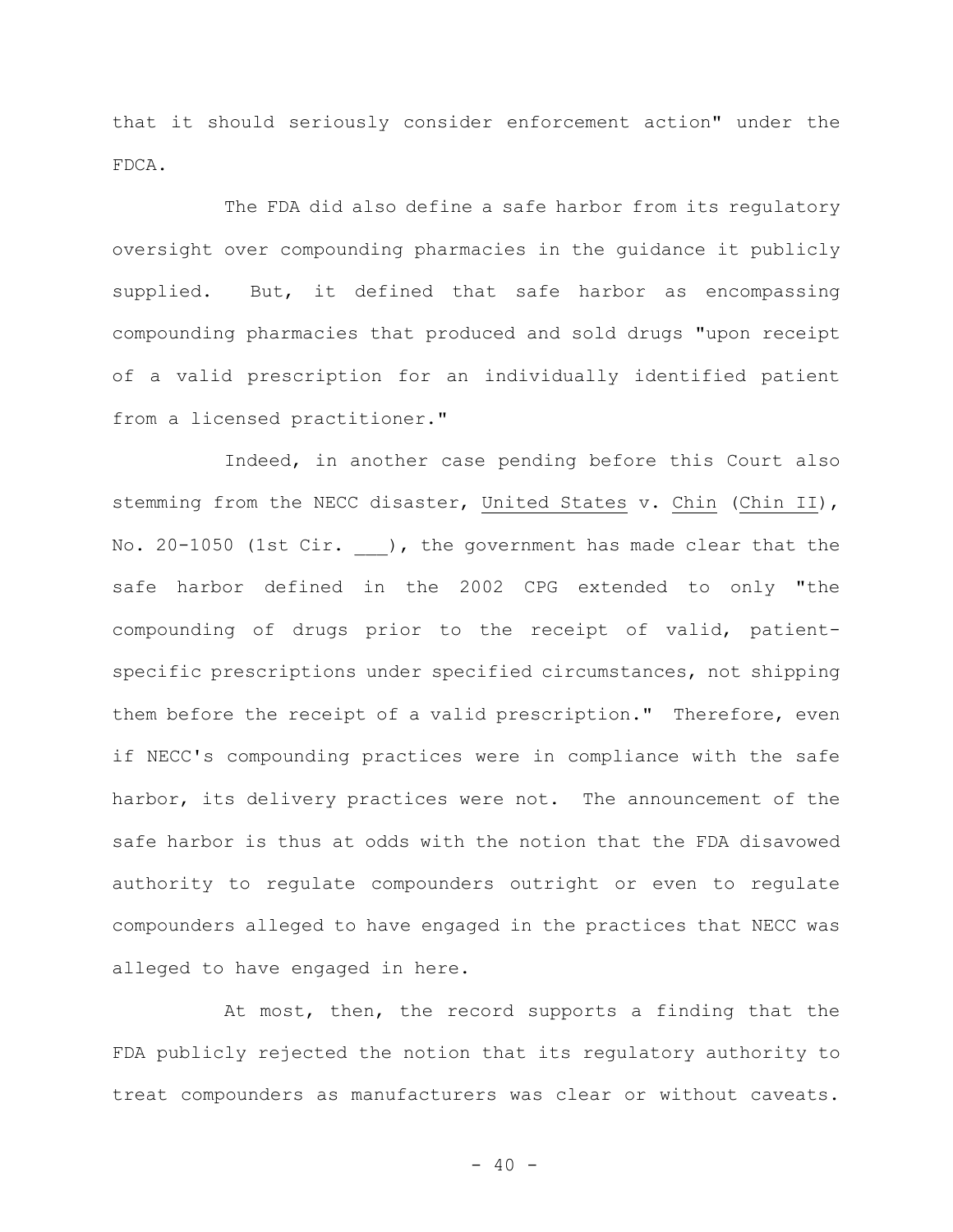that it should seriously consider enforcement action" under the FDCA.

The FDA did also define a safe harbor from its regulatory oversight over compounding pharmacies in the guidance it publicly supplied. But, it defined that safe harbor as encompassing compounding pharmacies that produced and sold drugs "upon receipt of a valid prescription for an individually identified patient from a licensed practitioner."

Indeed, in another case pending before this Court also stemming from the NECC disaster, United States v. Chin (Chin II), No. 20-1050 (1st Cir. ___), the government has made clear that the safe harbor defined in the 2002 CPG extended to only "the compounding of drugs prior to the receipt of valid, patient-specific prescriptions under specified circumstances, not shipping them before the receipt of a valid prescription." Therefore, even if NECC's compounding practices were in compliance with the safe harbor, its delivery practices were not. The announcement of the safe harbor is thus at odds with the notion that the FDA disavowed authority to regulate compounders outright or even to regulate compounders alleged to have engaged in the practices that NECC was alleged to have engaged in here.

At most, then, the record supports a finding that the FDA publicly rejected the notion that its regulatory authority to treat compounders as manufacturers was clear or without caveats.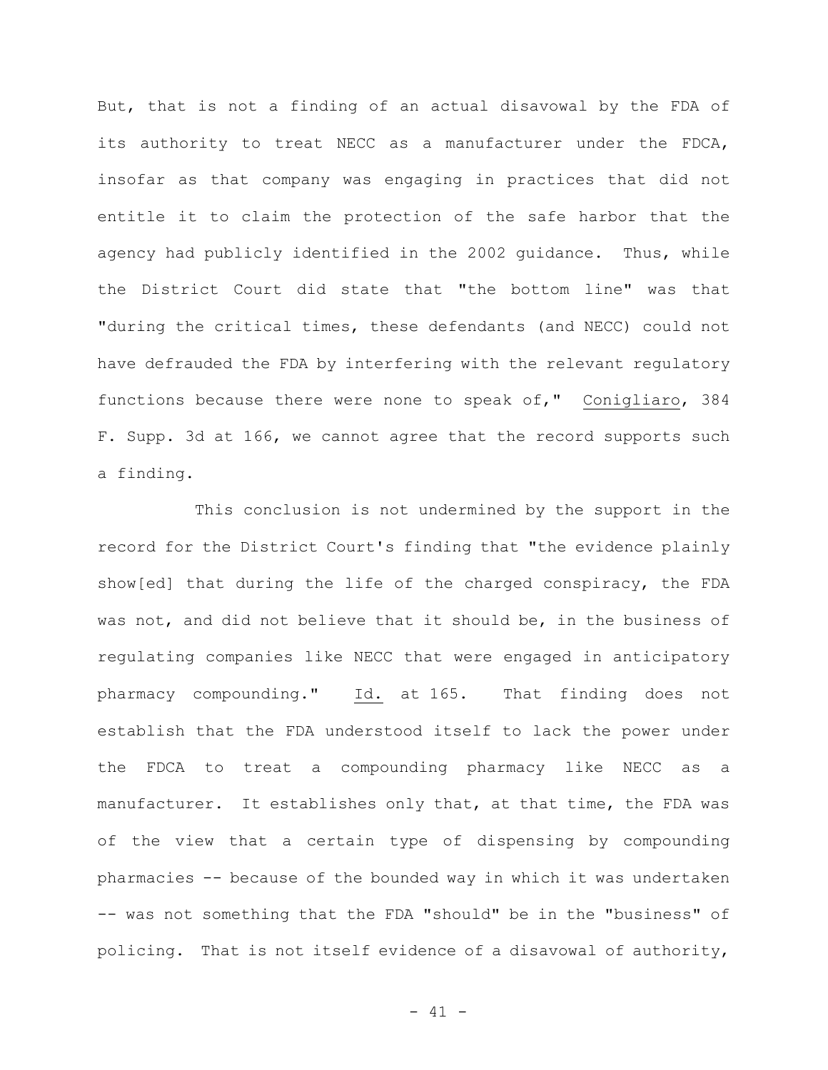But, that is not a finding of an actual disavowal by the FDA of its authority to treat NECC as a manufacturer under the FDCA, insofar as that company was engaging in practices that did not entitle it to claim the protection of the safe harbor that the agency had publicly identified in the 2002 guidance. Thus, while the District Court did state that "the bottom line" was that "during the critical times, these defendants (and NECC) could not have defrauded the FDA by interfering with the relevant regulatory functions because there were none to speak of," Conigliaro, 384 F. Supp. 3d at 166, we cannot agree that the record supports such a finding.

This conclusion is not undermined by the support in the record for the District Court's finding that "the evidence plainly show[ed] that during the life of the charged conspiracy, the FDA was not, and did not believe that it should be, in the business of regulating companies like NECC that were engaged in anticipatory pharmacy compounding." Id. at 165. That finding does not establish that the FDA understood itself to lack the power under the FDCA to treat a compounding pharmacy like NECC as a manufacturer. It establishes only that, at that time, the FDA was of the view that a certain type of dispensing by compounding pharmacies -- because of the bounded way in which it was undertaken -- was not something that the FDA "should" be in the "business" of policing. That is not itself evidence of a disavowal of authority,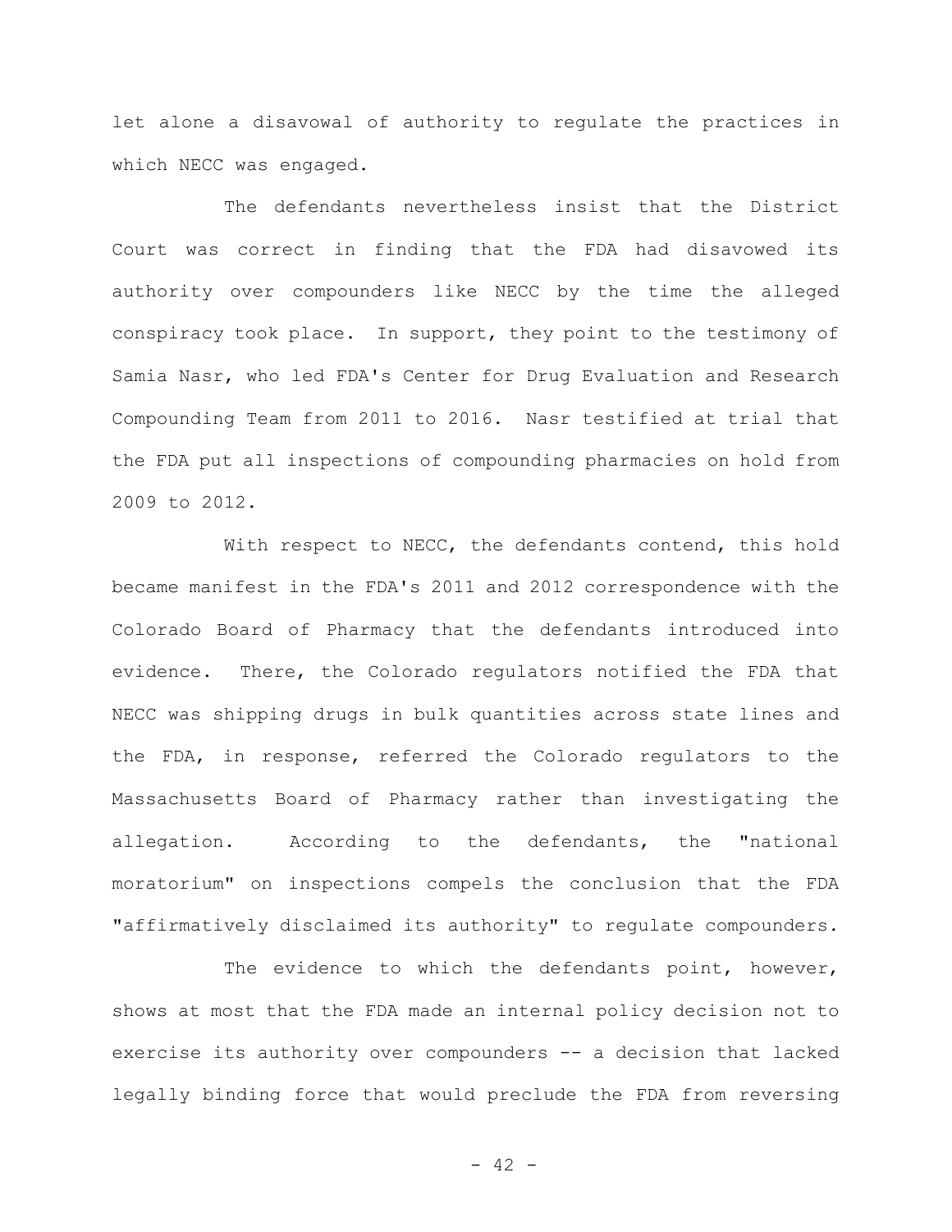let alone a disavowal of authority to regulate the practices in which NECC was engaged.

The defendants nevertheless insist that the District Court was correct in finding that the FDA had disavowed its authority over compounders like NECC by the time the alleged conspiracy took place. In support, they point to the testimony of Samia Nasr, who led FDA's Center for Drug Evaluation and Research Compounding Team from 2011 to 2016. Nasr testified at trial that the FDA put all inspections of compounding pharmacies on hold from 2009 to 2012.

With respect to NECC, the defendants contend, this hold became manifest in the FDA's 2011 and 2012 correspondence with the Colorado Board of Pharmacy that the defendants introduced into evidence. There, the Colorado regulators notified the FDA that NECC was shipping drugs in bulk quantities across state lines and the FDA, in response, referred the Colorado regulators to the Massachusetts Board of Pharmacy rather than investigating the allegation. According to the defendants, the "national moratorium" on inspections compels the conclusion that the FDA "affirmatively disclaimed its authority" to regulate compounders.

The evidence to which the defendants point, however, shows at most that the FDA made an internal policy decision not to exercise its authority over compounders -- a decision that lacked legally binding force that would preclude the FDA from reversing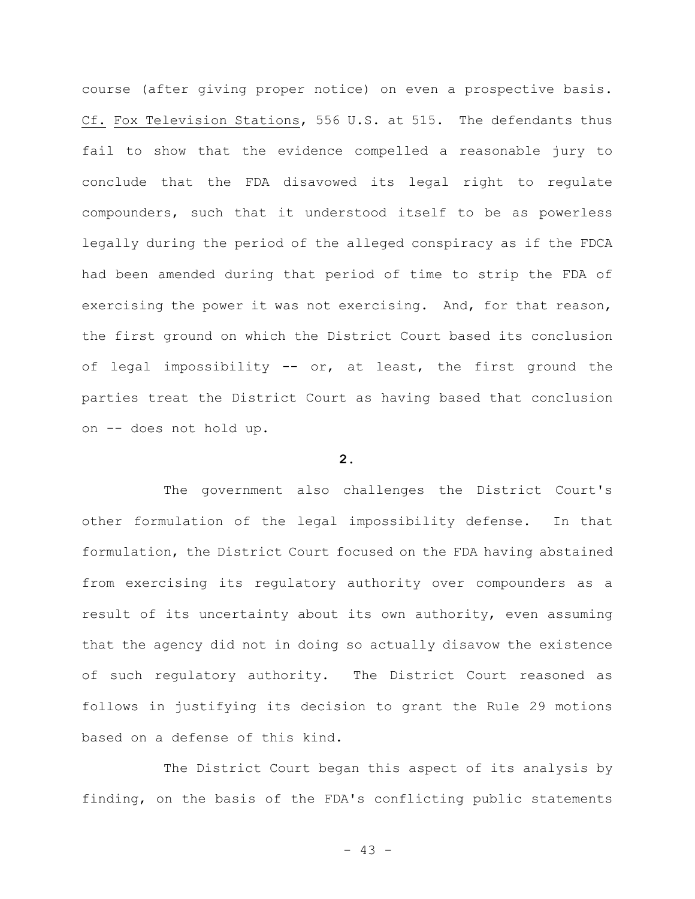course (after giving proper notice) on even a prospective basis. Cf. Fox Television Stations, 556 U.S. at 515. The defendants thus fail to show that the evidence compelled a reasonable jury to conclude that the FDA disavowed its legal right to regulate compounders, such that it understood itself to be as powerless legally during the period of the alleged conspiracy as if the FDCA had been amended during that period of time to strip the FDA of exercising the power it was not exercising. And, for that reason, the first ground on which the District Court based its conclusion of legal impossibility -- or, at least, the first ground the parties treat the District Court as having based that conclusion on -- does not hold up.

**2.**

The government also challenges the District Court's other formulation of the legal impossibility defense. In that formulation, the District Court focused on the FDA having abstained from exercising its regulatory authority over compounders as a result of its uncertainty about its own authority, even assuming that the agency did not in doing so actually disavow the existence of such regulatory authority. The District Court reasoned as follows in justifying its decision to grant the Rule 29 motions based on a defense of this kind.

The District Court began this aspect of its analysis by finding, on the basis of the FDA's conflicting public statements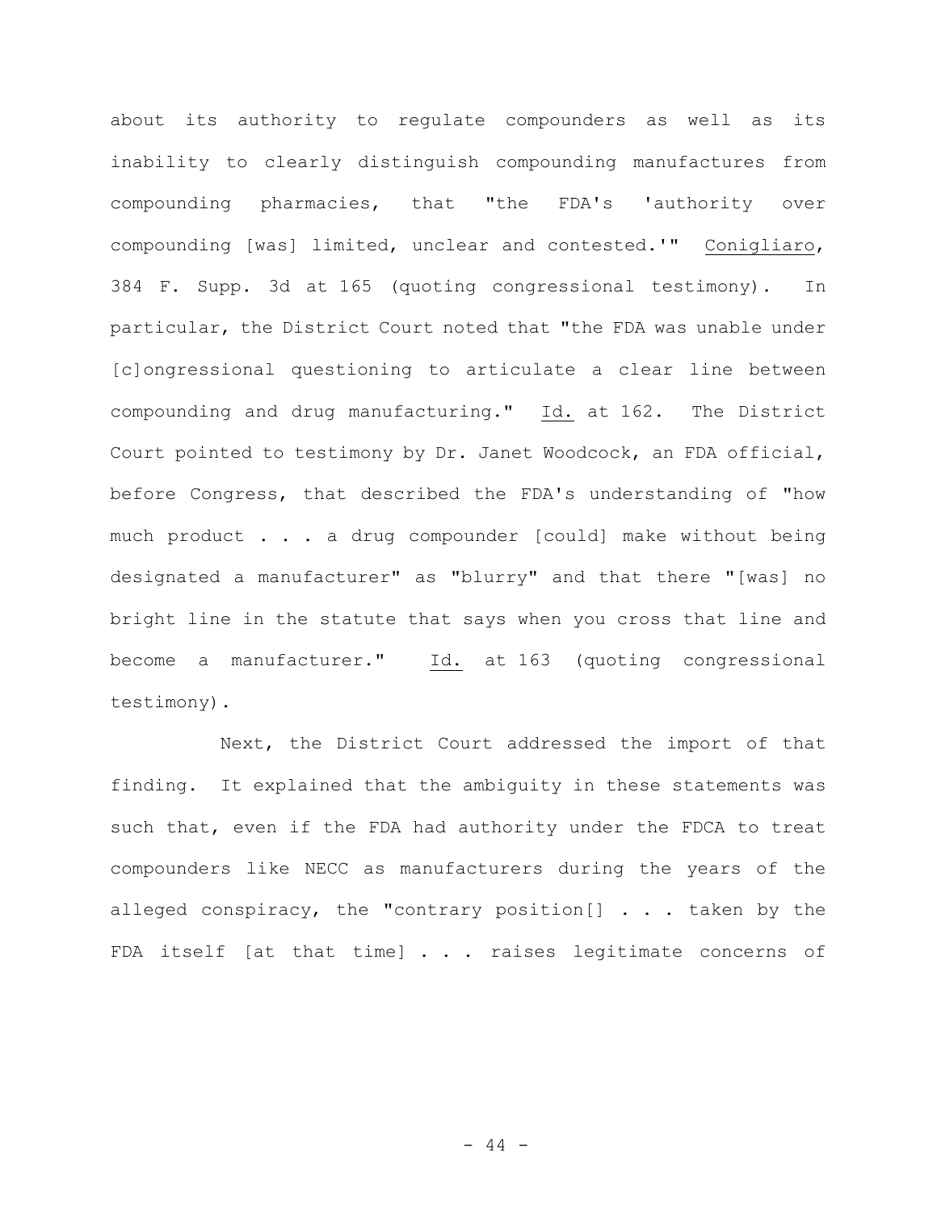about its authority to regulate compounders as well as its inability to clearly distinguish compounding manufactures from compounding pharmacies, that "the FDA's 'authority over compounding [was] limited, unclear and contested.'" Conigliaro, 384 F. Supp. 3d at 165 (quoting congressional testimony). In particular, the District Court noted that "the FDA was unable under [c]ongressional questioning to articulate a clear line between compounding and drug manufacturing." Id. at 162. The District Court pointed to testimony by Dr. Janet Woodcock, an FDA official, before Congress, that described the FDA's understanding of "how much product . . . a drug compounder [could] make without being designated a manufacturer" as "blurry" and that there "[was] no bright line in the statute that says when you cross that line and become a manufacturer." Id. at 163 (quoting congressional testimony).

Next, the District Court addressed the import of that finding. It explained that the ambiguity in these statements was such that, even if the FDA had authority under the FDCA to treat compounders like NECC as manufacturers during the years of the alleged conspiracy, the "contrary position[] . . . taken by the FDA itself [at that time] . . . raises legitimate concerns of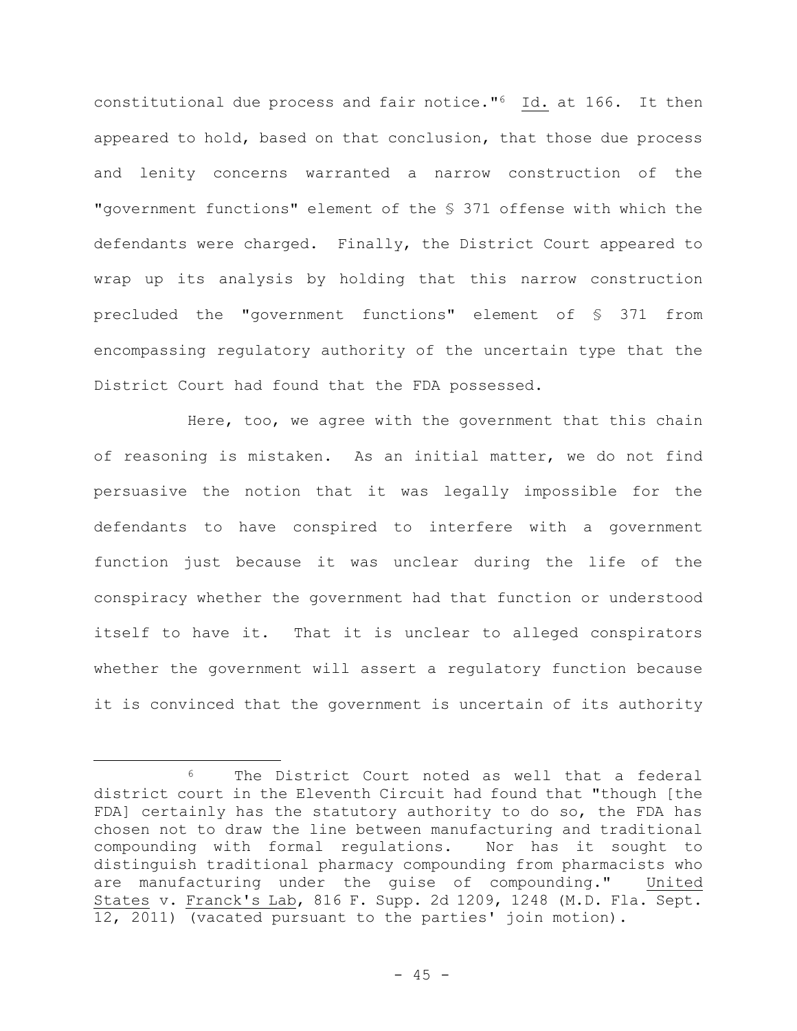constitutional due process and fair notice."[6] Id. at 166. It then appeared to hold, based on that conclusion, that those due process and lenity concerns warranted a narrow construction of the "government functions" element of the § 371 offense with which the defendants were charged. Finally, the District Court appeared to wrap up its analysis by holding that this narrow construction precluded the "government functions" element of § 371 from encompassing regulatory authority of the uncertain type that the District Court had found that the FDA possessed.

Here, too, we agree with the government that this chain of reasoning is mistaken. As an initial matter, we do not find persuasive the notion that it was legally impossible for the defendants to have conspired to interfere with a government function just because it was unclear during the life of the conspiracy whether the government had that function or understood itself to have it. That it is unclear to alleged conspirators whether the government will assert a regulatory function because it is convinced that the government is uncertain of its authority

[6] The District Court noted as well that a federal district court in the Eleventh Circuit had found that "though [the FDA] certainly has the statutory authority to do so, the FDA has chosen not to draw the line between manufacturing and traditional compounding with formal regulations. Nor has it sought to distinguish traditional pharmacy compounding from pharmacists who are manufacturing under the guise of compounding." United States v. Franck's Lab, 816 F. Supp. 2d 1209, 1248 (M.D. Fla. Sept. 12, 2011) (vacated pursuant to the parties' join motion).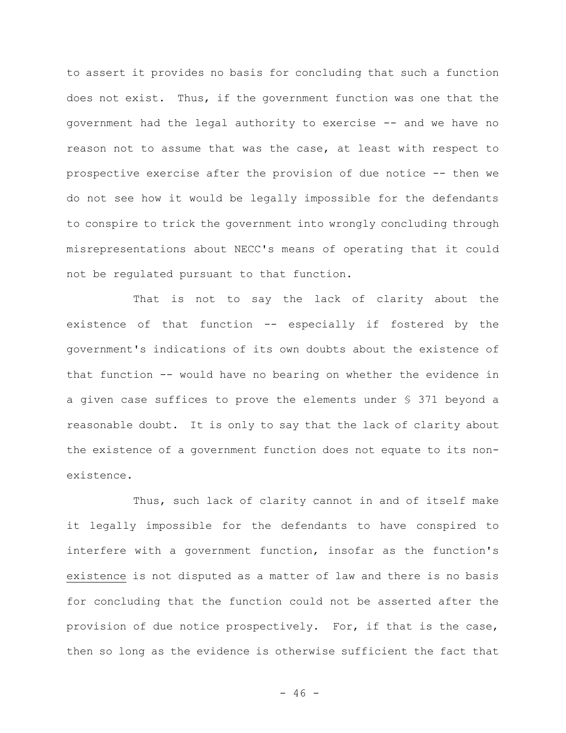to assert it provides no basis for concluding that such a function does not exist. Thus, if the government function was one that the government had the legal authority to exercise -- and we have no reason not to assume that was the case, at least with respect to prospective exercise after the provision of due notice -- then we do not see how it would be legally impossible for the defendants to conspire to trick the government into wrongly concluding through misrepresentations about NECC's means of operating that it could not be regulated pursuant to that function.

That is not to say the lack of clarity about the existence of that function -- especially if fostered by the government's indications of its own doubts about the existence of that function -- would have no bearing on whether the evidence in a given case suffices to prove the elements under § 371 beyond a reasonable doubt. It is only to say that the lack of clarity about the existence of a government function does not equate to its non-existence.

Thus, such lack of clarity cannot in and of itself make it legally impossible for the defendants to have conspired to interfere with a government function, insofar as the function's existence is not disputed as a matter of law and there is no basis for concluding that the function could not be asserted after the provision of due notice prospectively. For, if that is the case, then so long as the evidence is otherwise sufficient the fact that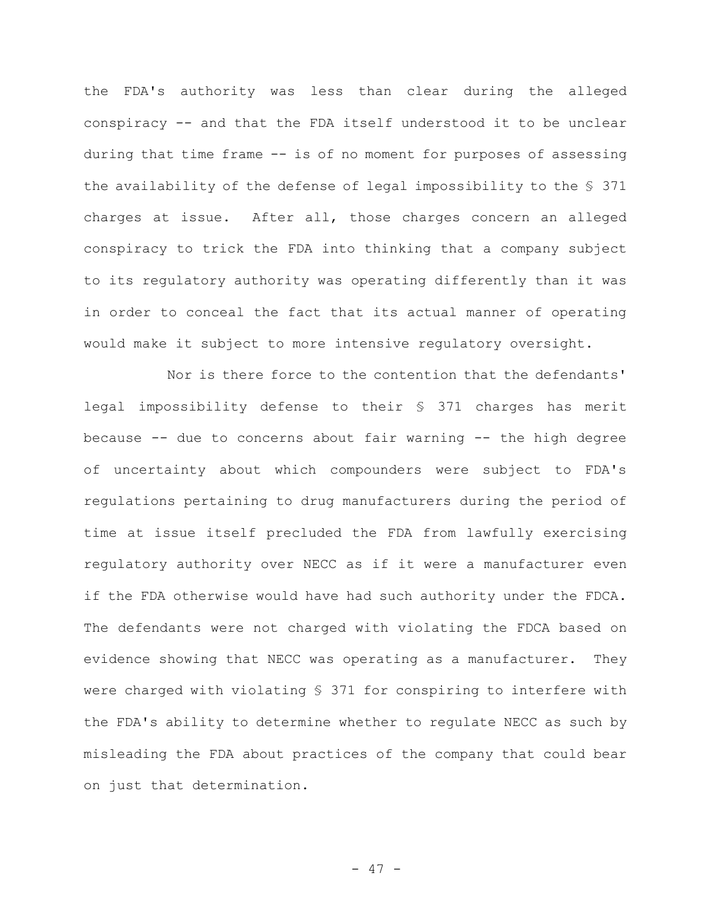the FDA's authority was less than clear during the alleged conspiracy -- and that the FDA itself understood it to be unclear during that time frame -- is of no moment for purposes of assessing the availability of the defense of legal impossibility to the § 371 charges at issue. After all, those charges concern an alleged conspiracy to trick the FDA into thinking that a company subject to its regulatory authority was operating differently than it was in order to conceal the fact that its actual manner of operating would make it subject to more intensive regulatory oversight.

Nor is there force to the contention that the defendants' legal impossibility defense to their § 371 charges has merit because -- due to concerns about fair warning -- the high degree of uncertainty about which compounders were subject to FDA's regulations pertaining to drug manufacturers during the period of time at issue itself precluded the FDA from lawfully exercising regulatory authority over NECC as if it were a manufacturer even if the FDA otherwise would have had such authority under the FDCA. The defendants were not charged with violating the FDCA based on evidence showing that NECC was operating as a manufacturer. They were charged with violating § 371 for conspiring to interfere with the FDA's ability to determine whether to regulate NECC as such by misleading the FDA about practices of the company that could bear on just that determination.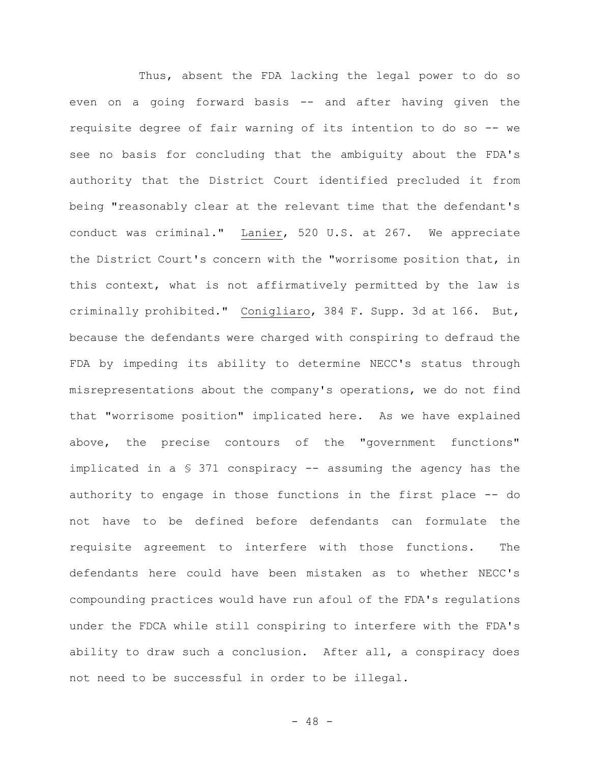Thus, absent the FDA lacking the legal power to do so even on a going forward basis -- and after having given the requisite degree of fair warning of its intention to do so -- we see no basis for concluding that the ambiguity about the FDA's authority that the District Court identified precluded it from being "reasonably clear at the relevant time that the defendant's conduct was criminal." Lanier, 520 U.S. at 267. We appreciate the District Court's concern with the "worrisome position that, in this context, what is not affirmatively permitted by the law is criminally prohibited." Conigliaro, 384 F. Supp. 3d at 166. But, because the defendants were charged with conspiring to defraud the FDA by impeding its ability to determine NECC's status through misrepresentations about the company's operations, we do not find that "worrisome position" implicated here. As we have explained above, the precise contours of the "government functions" implicated in a § 371 conspiracy -- assuming the agency has the authority to engage in those functions in the first place -- do not have to be defined before defendants can formulate the requisite agreement to interfere with those functions. The defendants here could have been mistaken as to whether NECC's compounding practices would have run afoul of the FDA's regulations under the FDCA while still conspiring to interfere with the FDA's ability to draw such a conclusion. After all, a conspiracy does not need to be successful in order to be illegal.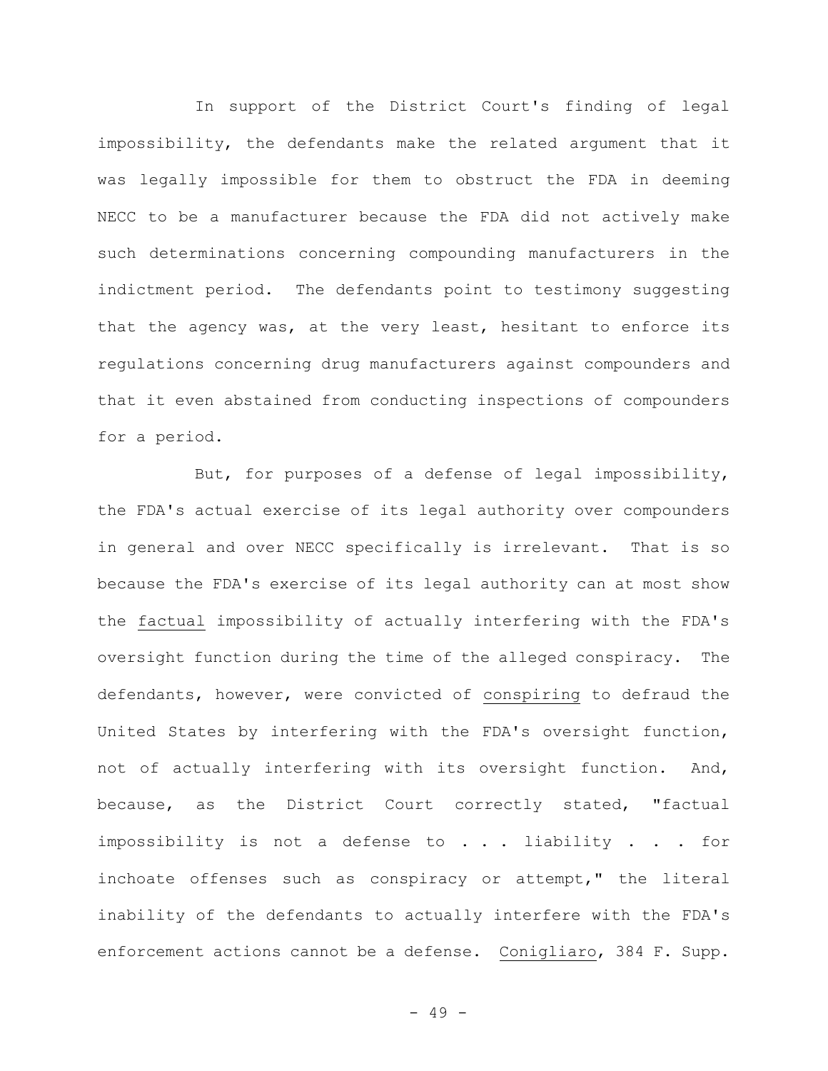In support of the District Court's finding of legal impossibility, the defendants make the related argument that it was legally impossible for them to obstruct the FDA in deeming NECC to be a manufacturer because the FDA did not actively make such determinations concerning compounding manufacturers in the indictment period. The defendants point to testimony suggesting that the agency was, at the very least, hesitant to enforce its regulations concerning drug manufacturers against compounders and that it even abstained from conducting inspections of compounders for a period.

But, for purposes of a defense of legal impossibility, the FDA's actual exercise of its legal authority over compounders in general and over NECC specifically is irrelevant. That is so because the FDA's exercise of its legal authority can at most show the <u>factual</u> impossibility of actually interfering with the FDA's oversight function during the time of the alleged conspiracy. The defendants, however, were convicted of <u>conspiring</u> to defraud the United States by interfering with the FDA's oversight function, not of actually interfering with its oversight function. And, because, as the District Court correctly stated, "factual impossibility is not a defense to . . . liability . . . for inchoate offenses such as conspiracy or attempt," the literal inability of the defendants to actually interfere with the FDA's enforcement actions cannot be a defense. <u>Conigliaro</u>, 384 F. Supp.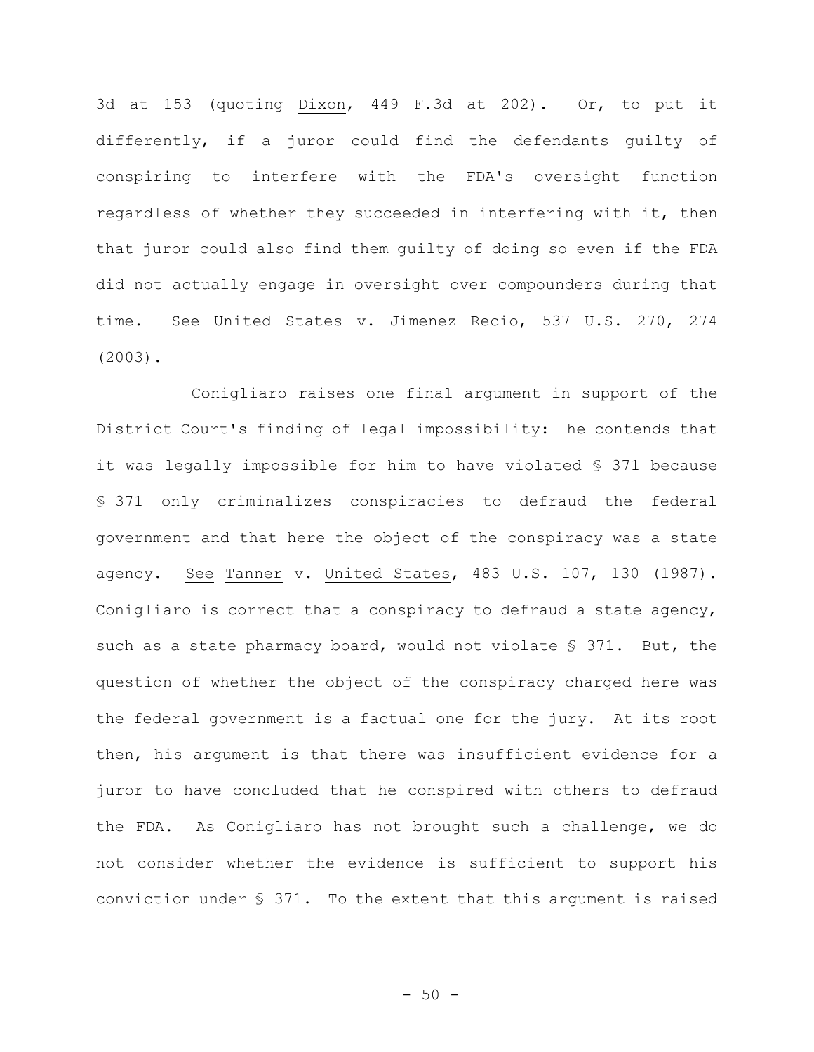3d at 153 (quoting Dixon, 449 F.3d at 202). Or, to put it differently, if a juror could find the defendants guilty of conspiring to interfere with the FDA's oversight function regardless of whether they succeeded in interfering with it, then that juror could also find them guilty of doing so even if the FDA did not actually engage in oversight over compounders during that time. See United States v. Jimenez Recio, 537 U.S. 270, 274 (2003).

Conigliaro raises one final argument in support of the District Court's finding of legal impossibility: he contends that it was legally impossible for him to have violated § 371 because § 371 only criminalizes conspiracies to defraud the federal government and that here the object of the conspiracy was a state agency. See Tanner v. United States, 483 U.S. 107, 130 (1987). Conigliaro is correct that a conspiracy to defraud a state agency, such as a state pharmacy board, would not violate § 371. But, the question of whether the object of the conspiracy charged here was the federal government is a factual one for the jury. At its root then, his argument is that there was insufficient evidence for a juror to have concluded that he conspired with others to defraud the FDA. As Conigliaro has not brought such a challenge, we do not consider whether the evidence is sufficient to support his conviction under § 371. To the extent that this argument is raised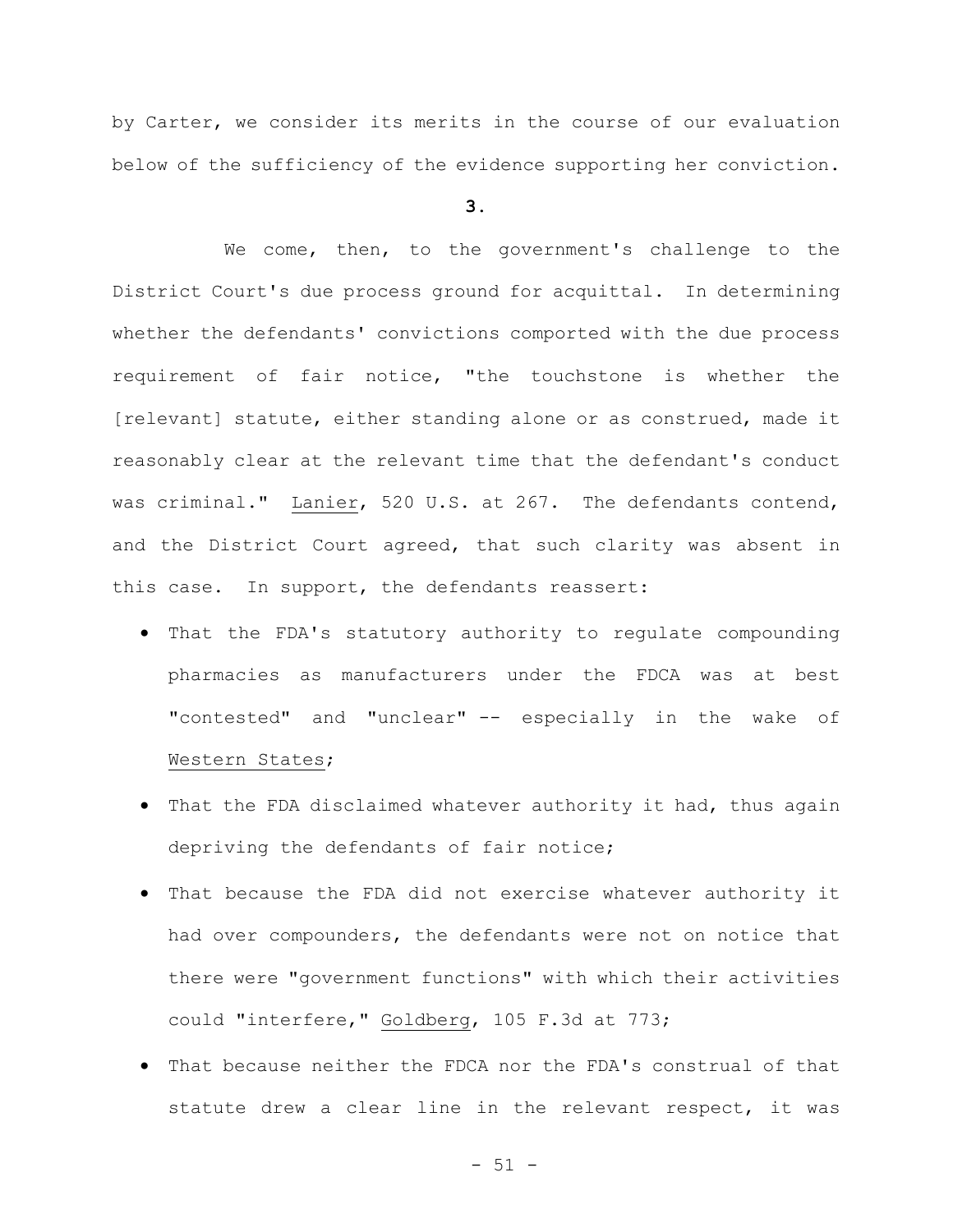by Carter, we consider its merits in the course of our evaluation below of the sufficiency of the evidence supporting her conviction.

**3.**

We come, then, to the government's challenge to the District Court's due process ground for acquittal. In determining whether the defendants' convictions comported with the due process requirement of fair notice, "the touchstone is whether the [relevant] statute, either standing alone or as construed, made it reasonably clear at the relevant time that the defendant's conduct was criminal." Lanier, 520 U.S. at 267. The defendants contend, and the District Court agreed, that such clarity was absent in this case. In support, the defendants reassert:

- That the FDA's statutory authority to regulate compounding pharmacies as manufacturers under the FDCA was at best "contested" and "unclear" -- especially in the wake of Western States;
- That the FDA disclaimed whatever authority it had, thus again depriving the defendants of fair notice;
- That because the FDA did not exercise whatever authority it had over compounders, the defendants were not on notice that there were "government functions" with which their activities could "interfere," Goldberg, 105 F.3d at 773;
- That because neither the FDCA nor the FDA's construal of that statute drew a clear line in the relevant respect, it was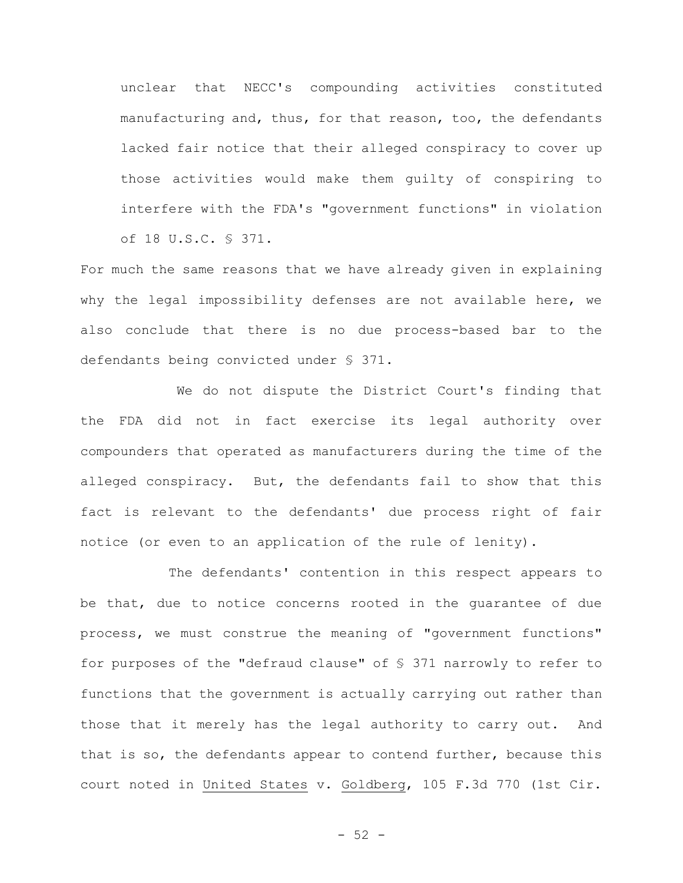> unclear that NECC's compounding activities constituted manufacturing and, thus, for that reason, too, the defendants lacked fair notice that their alleged conspiracy to cover up those activities would make them guilty of conspiring to interfere with the FDA's "government functions" in violation of 18 U.S.C. § 371.

For much the same reasons that we have already given in explaining why the legal impossibility defenses are not available here, we also conclude that there is no due process-based bar to the defendants being convicted under § 371.

We do not dispute the District Court's finding that the FDA did not in fact exercise its legal authority over compounders that operated as manufacturers during the time of the alleged conspiracy. But, the defendants fail to show that this fact is relevant to the defendants' due process right of fair notice (or even to an application of the rule of lenity).

The defendants' contention in this respect appears to be that, due to notice concerns rooted in the guarantee of due process, we must construe the meaning of "government functions" for purposes of the "defraud clause" of § 371 narrowly to refer to functions that the government is actually carrying out rather than those that it merely has the legal authority to carry out. And that is so, the defendants appear to contend further, because this court noted in United States v. Goldberg, 105 F.3d 770 (1st Cir.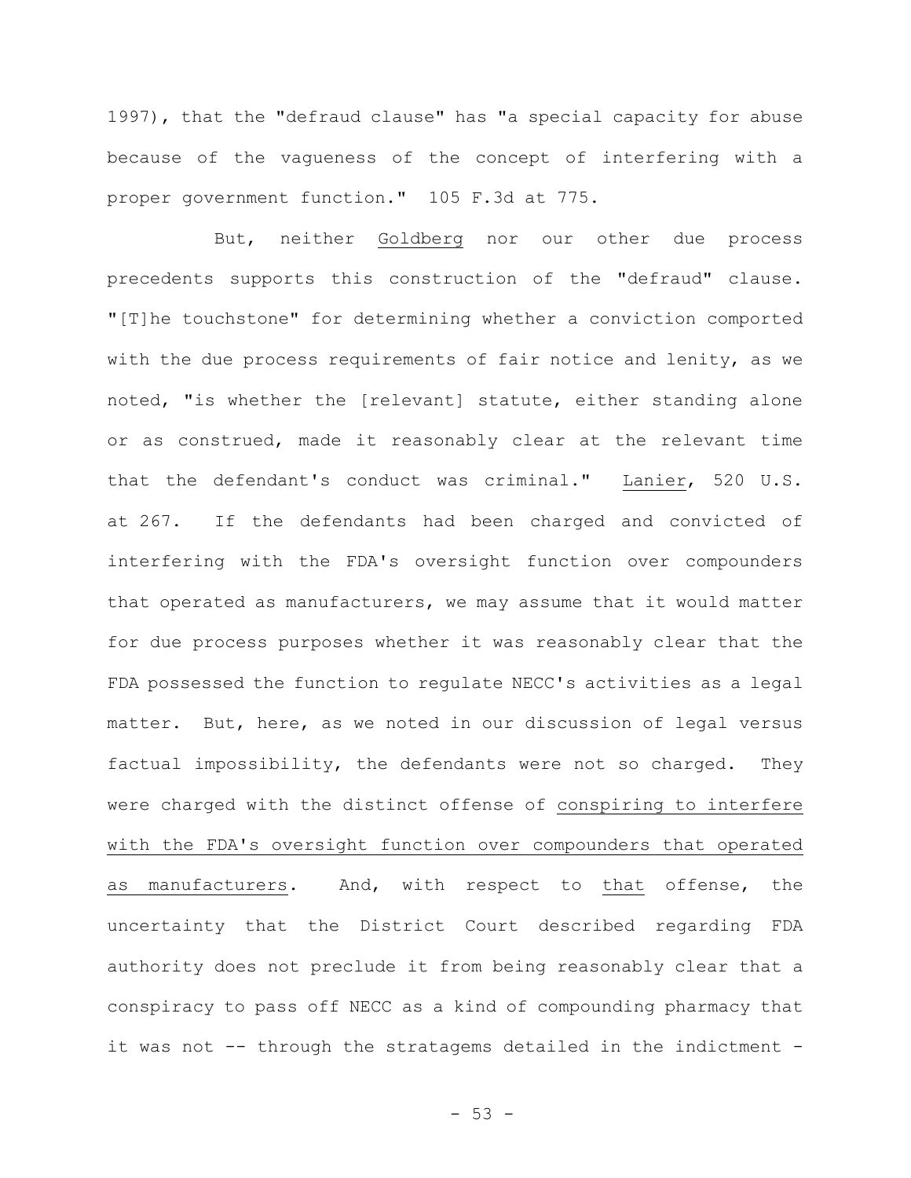1997), that the "defraud clause" has "a special capacity for abuse because of the vagueness of the concept of interfering with a proper government function." 105 F.3d at 775.

But, neither Goldberg nor our other due process precedents supports this construction of the "defraud" clause. "[T]he touchstone" for determining whether a conviction comported with the due process requirements of fair notice and lenity, as we noted, "is whether the [relevant] statute, either standing alone or as construed, made it reasonably clear at the relevant time that the defendant's conduct was criminal." Lanier, 520 U.S. at 267. If the defendants had been charged and convicted of interfering with the FDA's oversight function over compounders that operated as manufacturers, we may assume that it would matter for due process purposes whether it was reasonably clear that the FDA possessed the function to regulate NECC's activities as a legal matter. But, here, as we noted in our discussion of legal versus factual impossibility, the defendants were not so charged. They were charged with the distinct offense of conspiring to interfere with the FDA's oversight function over compounders that operated as manufacturers. And, with respect to that offense, the uncertainty that the District Court described regarding FDA authority does not preclude it from being reasonably clear that a conspiracy to pass off NECC as a kind of compounding pharmacy that it was not -- through the stratagems detailed in the indictment -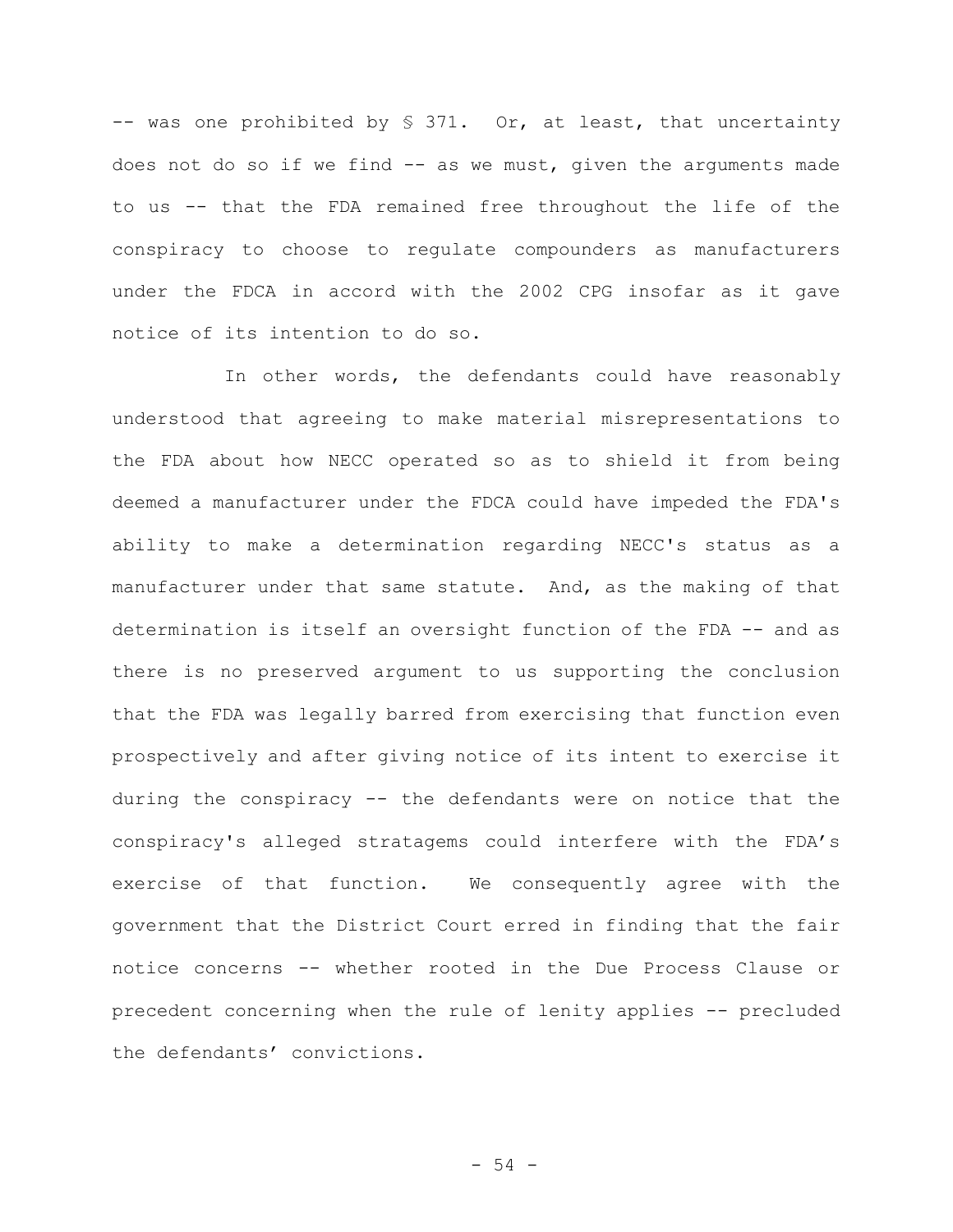-- was one prohibited by § 371. Or, at least, that uncertainty does not do so if we find -- as we must, given the arguments made to us -- that the FDA remained free throughout the life of the conspiracy to choose to regulate compounders as manufacturers under the FDCA in accord with the 2002 CPG insofar as it gave notice of its intention to do so.

In other words, the defendants could have reasonably understood that agreeing to make material misrepresentations to the FDA about how NECC operated so as to shield it from being deemed a manufacturer under the FDCA could have impeded the FDA's ability to make a determination regarding NECC's status as a manufacturer under that same statute. And, as the making of that determination is itself an oversight function of the FDA -- and as there is no preserved argument to us supporting the conclusion that the FDA was legally barred from exercising that function even prospectively and after giving notice of its intent to exercise it during the conspiracy -- the defendants were on notice that the conspiracy's alleged stratagems could interfere with the FDA's exercise of that function. We consequently agree with the government that the District Court erred in finding that the fair notice concerns -- whether rooted in the Due Process Clause or precedent concerning when the rule of lenity applies -- precluded the defendants' convictions.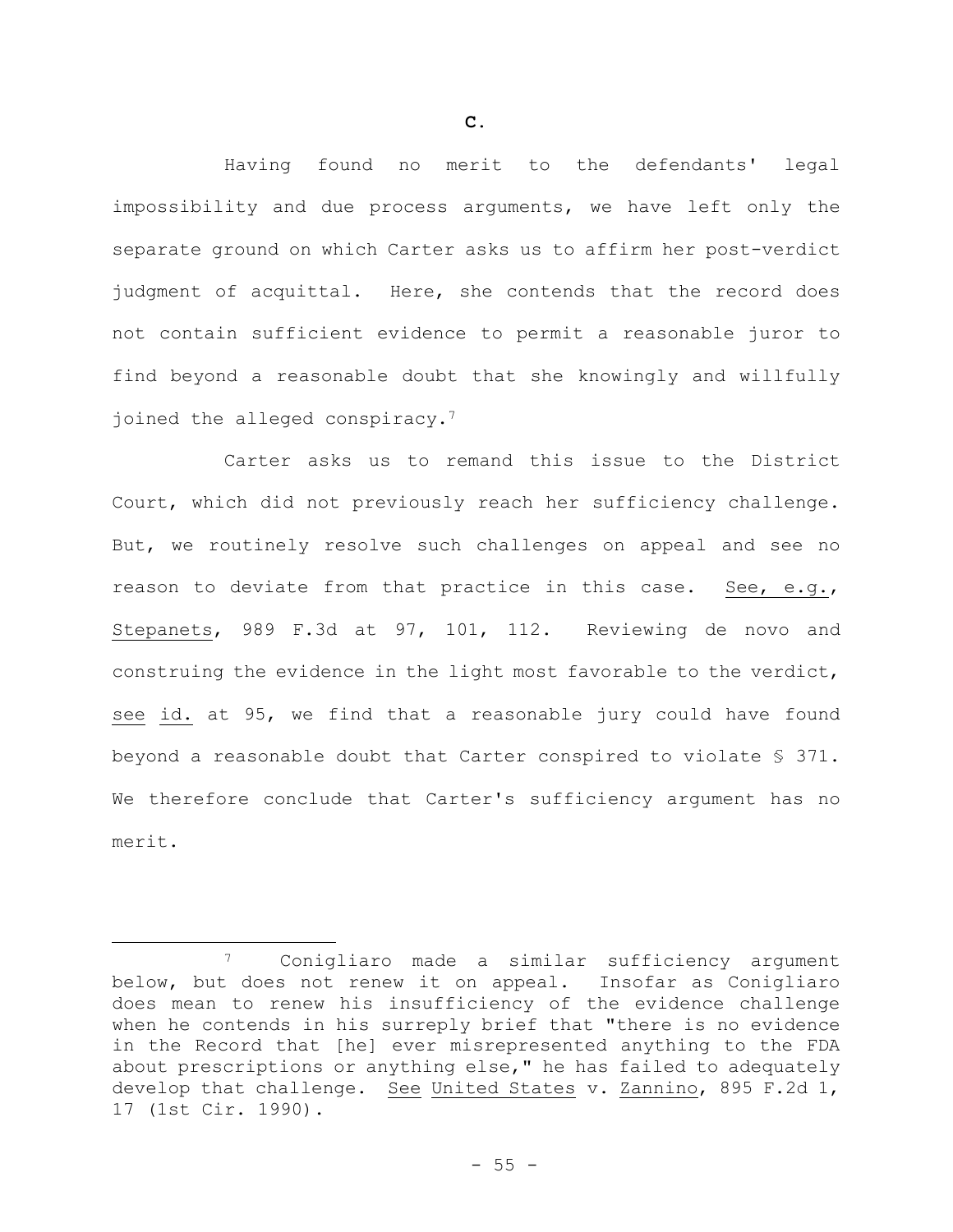### C.

Having found no merit to the defendants' legal impossibility and due process arguments, we have left only the separate ground on which Carter asks us to affirm her post-verdict judgment of acquittal. Here, she contends that the record does not contain sufficient evidence to permit a reasonable juror to find beyond a reasonable doubt that she knowingly and willfully joined the alleged conspiracy.[7]

Carter asks us to remand this issue to the District Court, which did not previously reach her sufficiency challenge. But, we routinely resolve such challenges on appeal and see no reason to deviate from that practice in this case. See, e.g., Stepanets, 989 F.3d at 97, 101, 112. Reviewing de novo and construing the evidence in the light most favorable to the verdict, see id. at 95, we find that a reasonable jury could have found beyond a reasonable doubt that Carter conspired to violate § 371. We therefore conclude that Carter's sufficiency argument has no merit.

---

[7] Conigliaro made a similar sufficiency argument below, but does not renew it on appeal. Insofar as Conigliaro does mean to renew his insufficiency of the evidence challenge when he contends in his surreply brief that "there is no evidence in the Record that [he] ever misrepresented anything to the FDA about prescriptions or anything else," he has failed to adequately develop that challenge. See United States v. Zannino, 895 F.2d 1, 17 (1st Cir. 1990).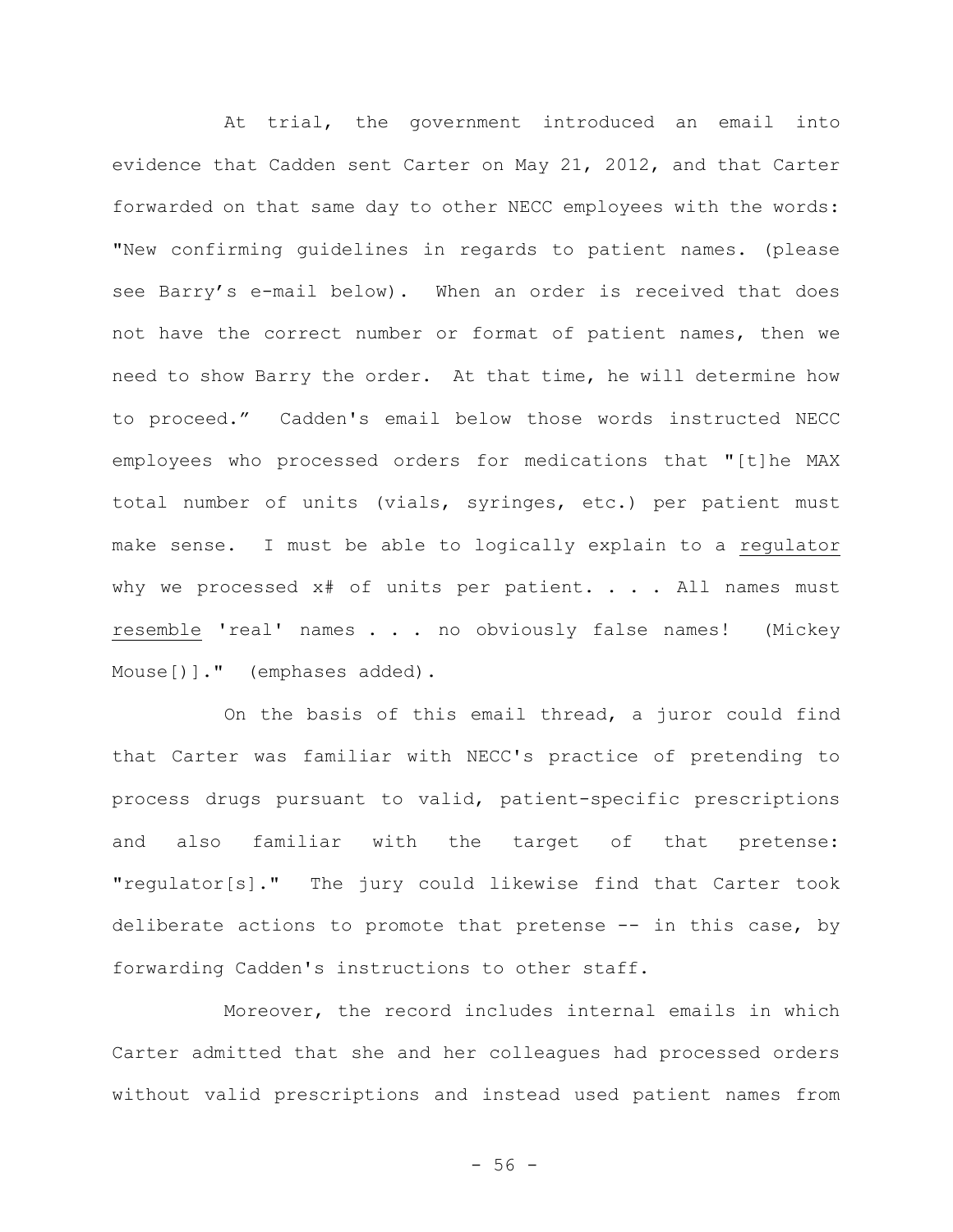At trial, the government introduced an email into evidence that Cadden sent Carter on May 21, 2012, and that Carter forwarded on that same day to other NECC employees with the words: "New confirming guidelines in regards to patient names. (please see Barry's e-mail below). When an order is received that does not have the correct number or format of patient names, then we need to show Barry the order. At that time, he will determine how to proceed." Cadden's email below those words instructed NECC employees who processed orders for medications that "[t]he MAX total number of units (vials, syringes, etc.) per patient must make sense. I must be able to logically explain to a <u>regulator</u> why we processed x# of units per patient. . . . All names must <u>resemble</u> 'real' names . . . no obviously false names! (Mickey Mouse[)]." (emphases added).

On the basis of this email thread, a juror could find that Carter was familiar with NECC's practice of pretending to process drugs pursuant to valid, patient-specific prescriptions and also familiar with the target of that pretense: "regulator[s]." The jury could likewise find that Carter took deliberate actions to promote that pretense -- in this case, by forwarding Cadden's instructions to other staff.

Moreover, the record includes internal emails in which Carter admitted that she and her colleagues had processed orders without valid prescriptions and instead used patient names from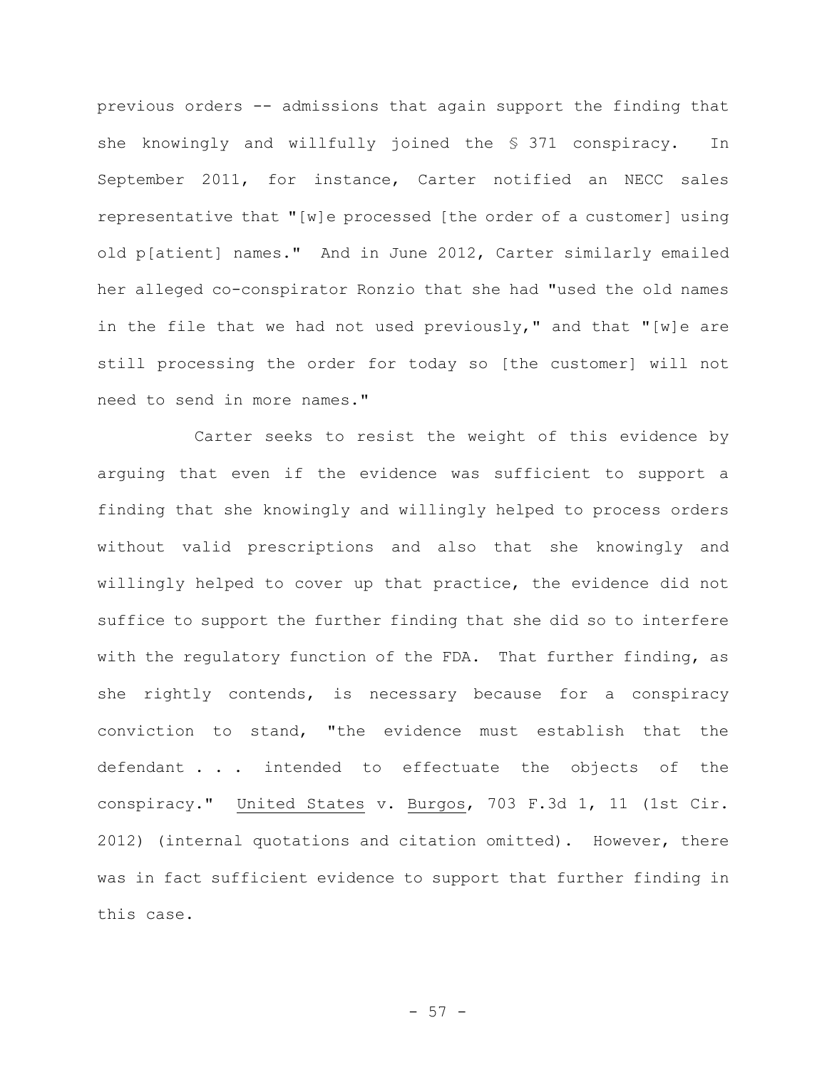previous orders -- admissions that again support the finding that she knowingly and willfully joined the § 371 conspiracy. In September 2011, for instance, Carter notified an NECC sales representative that "[w]e processed [the order of a customer] using old p[atient] names." And in June 2012, Carter similarly emailed her alleged co-conspirator Ronzio that she had "used the old names in the file that we had not used previously," and that "[w]e are still processing the order for today so [the customer] will not need to send in more names."

Carter seeks to resist the weight of this evidence by arguing that even if the evidence was sufficient to support a finding that she knowingly and willingly helped to process orders without valid prescriptions and also that she knowingly and willingly helped to cover up that practice, the evidence did not suffice to support the further finding that she did so to interfere with the regulatory function of the FDA. That further finding, as she rightly contends, is necessary because for a conspiracy conviction to stand, "the evidence must establish that the defendant . . . intended to effectuate the objects of the conspiracy." United States v. Burgos, 703 F.3d 1, 11 (1st Cir. 2012) (internal quotations and citation omitted). However, there was in fact sufficient evidence to support that further finding in this case.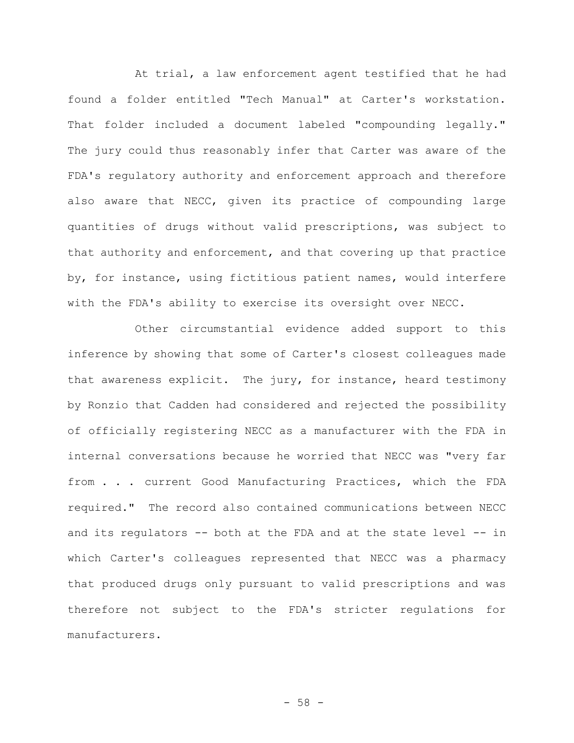At trial, a law enforcement agent testified that he had found a folder entitled "Tech Manual" at Carter's workstation. That folder included a document labeled "compounding legally." The jury could thus reasonably infer that Carter was aware of the FDA's regulatory authority and enforcement approach and therefore also aware that NECC, given its practice of compounding large quantities of drugs without valid prescriptions, was subject to that authority and enforcement, and that covering up that practice by, for instance, using fictitious patient names, would interfere with the FDA's ability to exercise its oversight over NECC.

Other circumstantial evidence added support to this inference by showing that some of Carter's closest colleagues made that awareness explicit. The jury, for instance, heard testimony by Ronzio that Cadden had considered and rejected the possibility of officially registering NECC as a manufacturer with the FDA in internal conversations because he worried that NECC was "very far from . . . current Good Manufacturing Practices, which the FDA required." The record also contained communications between NECC and its regulators -- both at the FDA and at the state level -- in which Carter's colleagues represented that NECC was a pharmacy that produced drugs only pursuant to valid prescriptions and was therefore not subject to the FDA's stricter regulations for manufacturers.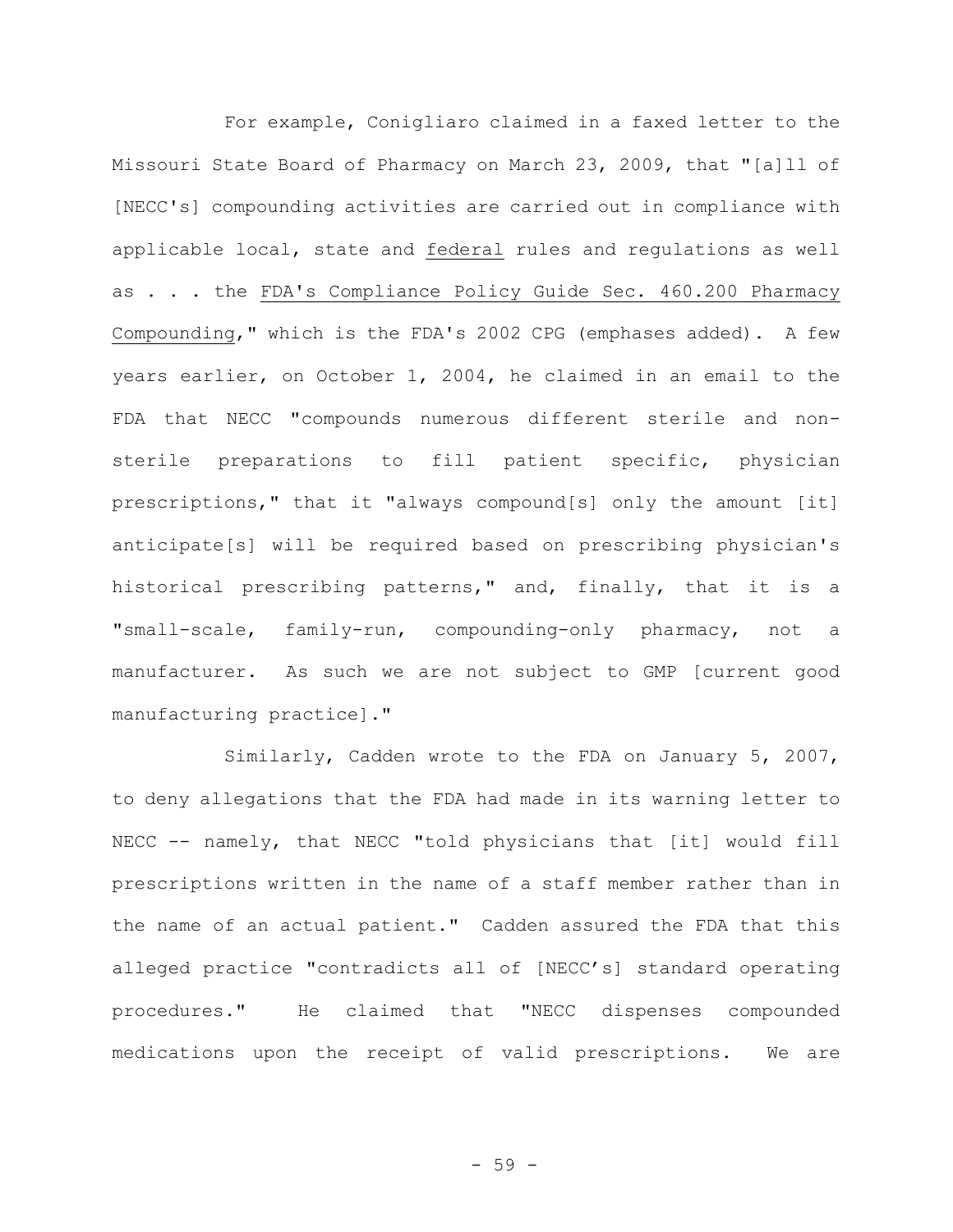For example, Conigliaro claimed in a faxed letter to the Missouri State Board of Pharmacy on March 23, 2009, that "[a]ll of [NECC's] compounding activities are carried out in compliance with applicable local, state and <u>federal</u> rules and regulations as well as . . . the <u>FDA's Compliance Policy Guide Sec. 460.200 Pharmacy Compounding</u>," which is the FDA's 2002 CPG (emphases added). A few years earlier, on October 1, 2004, he claimed in an email to the FDA that NECC "compounds numerous different sterile and non-sterile preparations to fill patient specific, physician prescriptions," that it "always compound[s] only the amount [it] anticipate[s] will be required based on prescribing physician's historical prescribing patterns," and, finally, that it is a "small-scale, family-run, compounding-only pharmacy, not a manufacturer. As such we are not subject to GMP [current good manufacturing practice]."

Similarly, Cadden wrote to the FDA on January 5, 2007, to deny allegations that the FDA had made in its warning letter to NECC -- namely, that NECC "told physicians that [it] would fill prescriptions written in the name of a staff member rather than in the name of an actual patient." Cadden assured the FDA that this alleged practice "contradicts all of [NECC's] standard operating procedures." He claimed that "NECC dispenses compounded medications upon the receipt of valid prescriptions. We are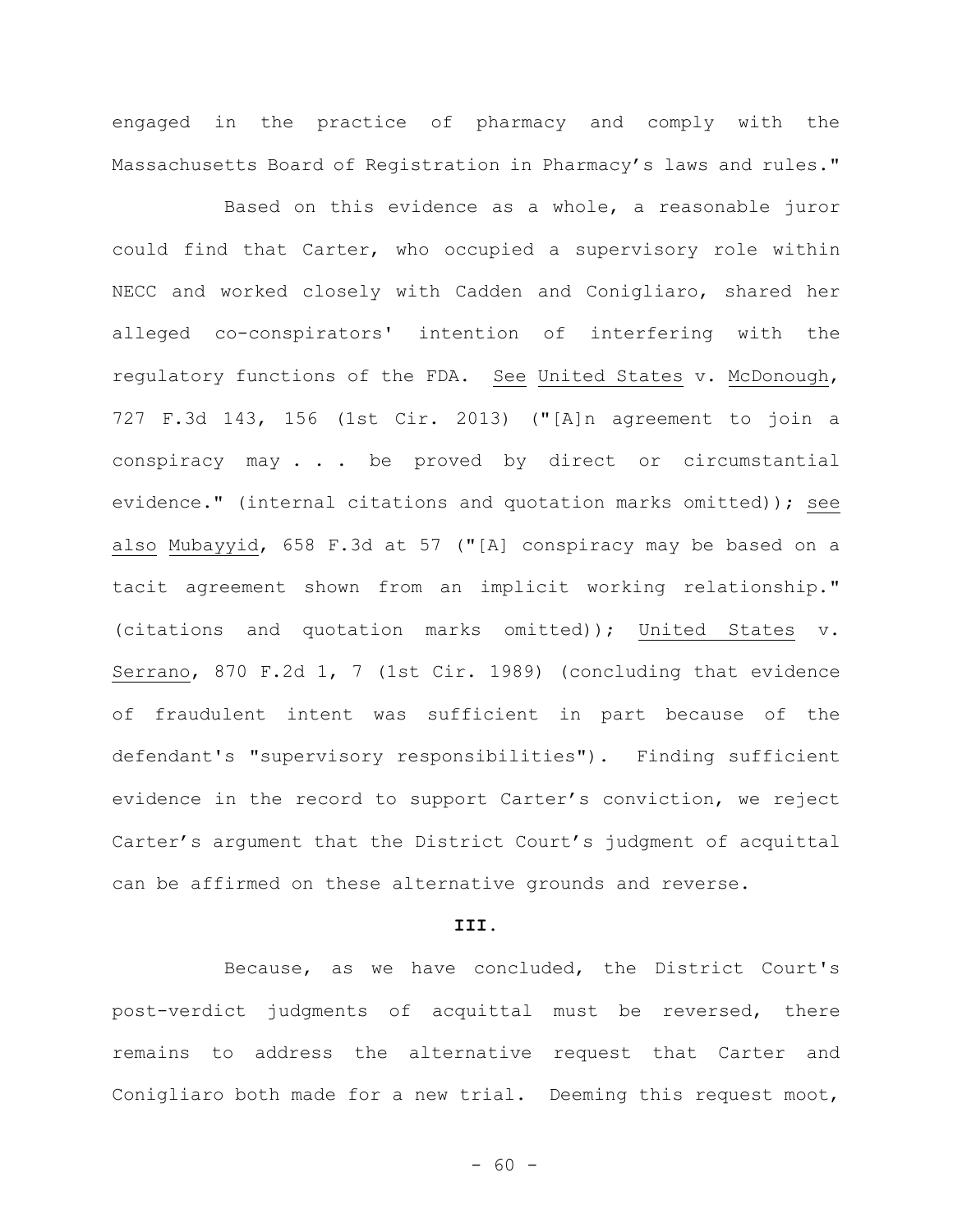engaged in the practice of pharmacy and comply with the Massachusetts Board of Registration in Pharmacy's laws and rules."

Based on this evidence as a whole, a reasonable juror could find that Carter, who occupied a supervisory role within NECC and worked closely with Cadden and Conigliaro, shared her alleged co-conspirators' intention of interfering with the regulatory functions of the FDA. See United States v. McDonough, 727 F.3d 143, 156 (1st Cir. 2013) ("[A]n agreement to join a conspiracy may . . . be proved by direct or circumstantial evidence." (internal citations and quotation marks omitted)); see also Mubayyid, 658 F.3d at 57 ("[A] conspiracy may be based on a tacit agreement shown from an implicit working relationship." (citations and quotation marks omitted)); United States v. Serrano, 870 F.2d 1, 7 (1st Cir. 1989) (concluding that evidence of fraudulent intent was sufficient in part because of the defendant's "supervisory responsibilities"). Finding sufficient evidence in the record to support Carter's conviction, we reject Carter's argument that the District Court's judgment of acquittal can be affirmed on these alternative grounds and reverse.

**III.**

Because, as we have concluded, the District Court's post-verdict judgments of acquittal must be reversed, there remains to address the alternative request that Carter and Conigliaro both made for a new trial. Deeming this request moot,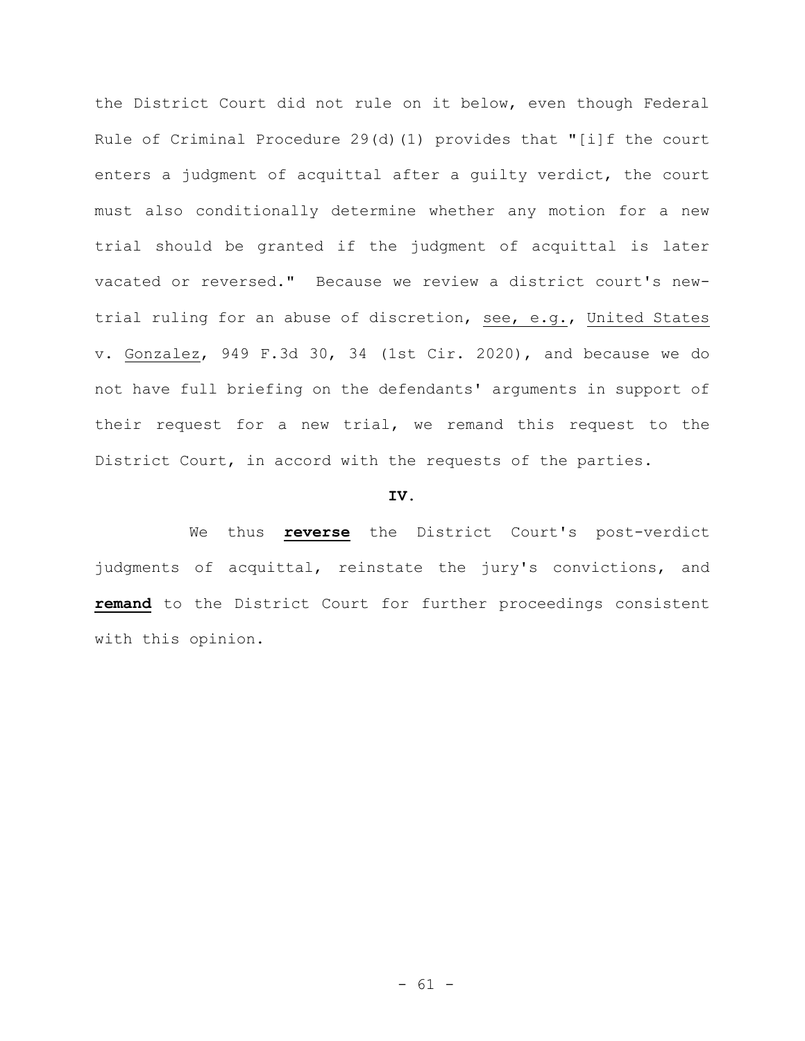the District Court did not rule on it below, even though Federal Rule of Criminal Procedure 29(d)(1) provides that "[i]f the court enters a judgment of acquittal after a guilty verdict, the court must also conditionally determine whether any motion for a new trial should be granted if the judgment of acquittal is later vacated or reversed." Because we review a district court's new-trial ruling for an abuse of discretion, _see, e.g._, _United States_ v. _Gonzalez_, 949 F.3d 30, 34 (1st Cir. 2020), and because we do not have full briefing on the defendants' arguments in support of their request for a new trial, we remand this request to the District Court, in accord with the requests of the parties.

## IV.

We thus **reverse** the District Court's post-verdict judgments of acquittal, reinstate the jury's convictions, and **remand** to the District Court for further proceedings consistent with this opinion.